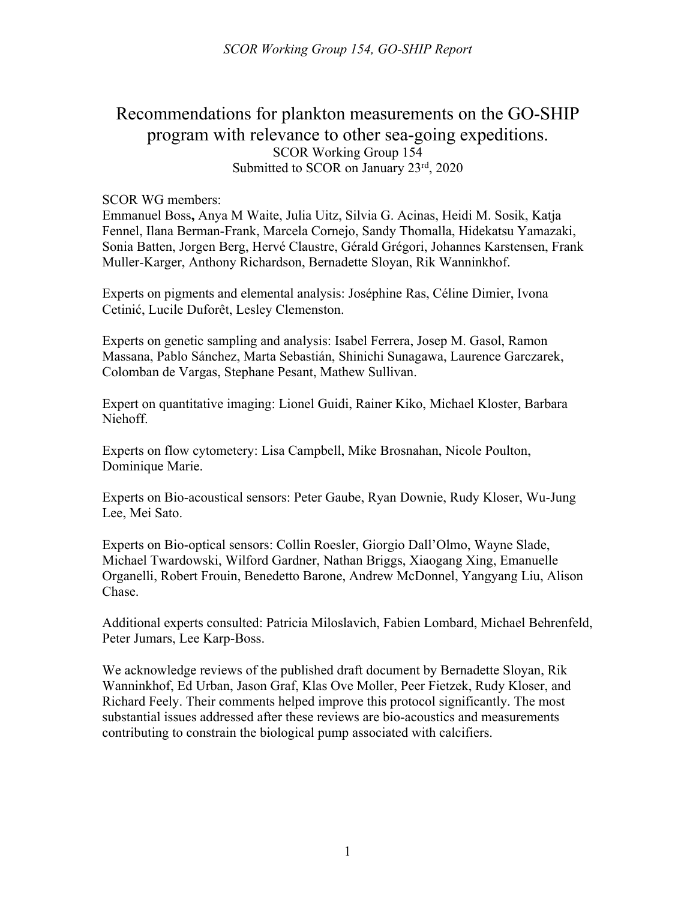# Recommendations for plankton measurements on the GO-SHIP program with relevance to other sea-going expeditions.

SCOR Working Group 154
Submitted to SCOR on January 23rd, 2020

SCOR WG members:
Emmanuel Boss**,** Anya M Waite, Julia Uitz, Silvia G. Acinas, Heidi M. Sosik, Katja Fennel, Ilana Berman-Frank, Marcela Cornejo, Sandy Thomalla, Hidekatsu Yamazaki, Sonia Batten, Jorgen Berg, Hervé Claustre, Gérald Grégori, Johannes Karstensen, Frank Muller-Karger, Anthony Richardson, Bernadette Sloyan, Rik Wanninkhof.

Experts on pigments and elemental analysis: Joséphine Ras, Céline Dimier, Ivona Cetinić, Lucile Duforêt, Lesley Clemenston.

Experts on genetic sampling and analysis: Isabel Ferrera, Josep M. Gasol, Ramon Massana, Pablo Sánchez, Marta Sebastián, Shinichi Sunagawa, Laurence Garczarek, Colomban de Vargas, Stephane Pesant, Mathew Sullivan.

Expert on quantitative imaging: Lionel Guidi, Rainer Kiko, Michael Kloster, Barbara Niehoff.

Experts on flow cytometery: Lisa Campbell, Mike Brosnahan, Nicole Poulton, Dominique Marie.

Experts on Bio-acoustical sensors: Peter Gaube, Ryan Downie, Rudy Kloser, Wu-Jung Lee, Mei Sato.

Experts on Bio-optical sensors: Collin Roesler, Giorgio Dall'Olmo, Wayne Slade, Michael Twardowski, Wilford Gardner, Nathan Briggs, Xiaogang Xing, Emanuelle Organelli, Robert Frouin, Benedetto Barone, Andrew McDonnel, Yangyang Liu, Alison Chase.

Additional experts consulted: Patricia Miloslavich, Fabien Lombard, Michael Behrenfeld, Peter Jumars, Lee Karp-Boss.

We acknowledge reviews of the published draft document by Bernadette Sloyan, Rik Wanninkhof, Ed Urban, Jason Graf, Klas Ove Moller, Peer Fietzek, Rudy Kloser, and Richard Feely. Their comments helped improve this protocol significantly. The most substantial issues addressed after these reviews are bio-acoustics and measurements contributing to constrain the biological pump associated with calcifiers.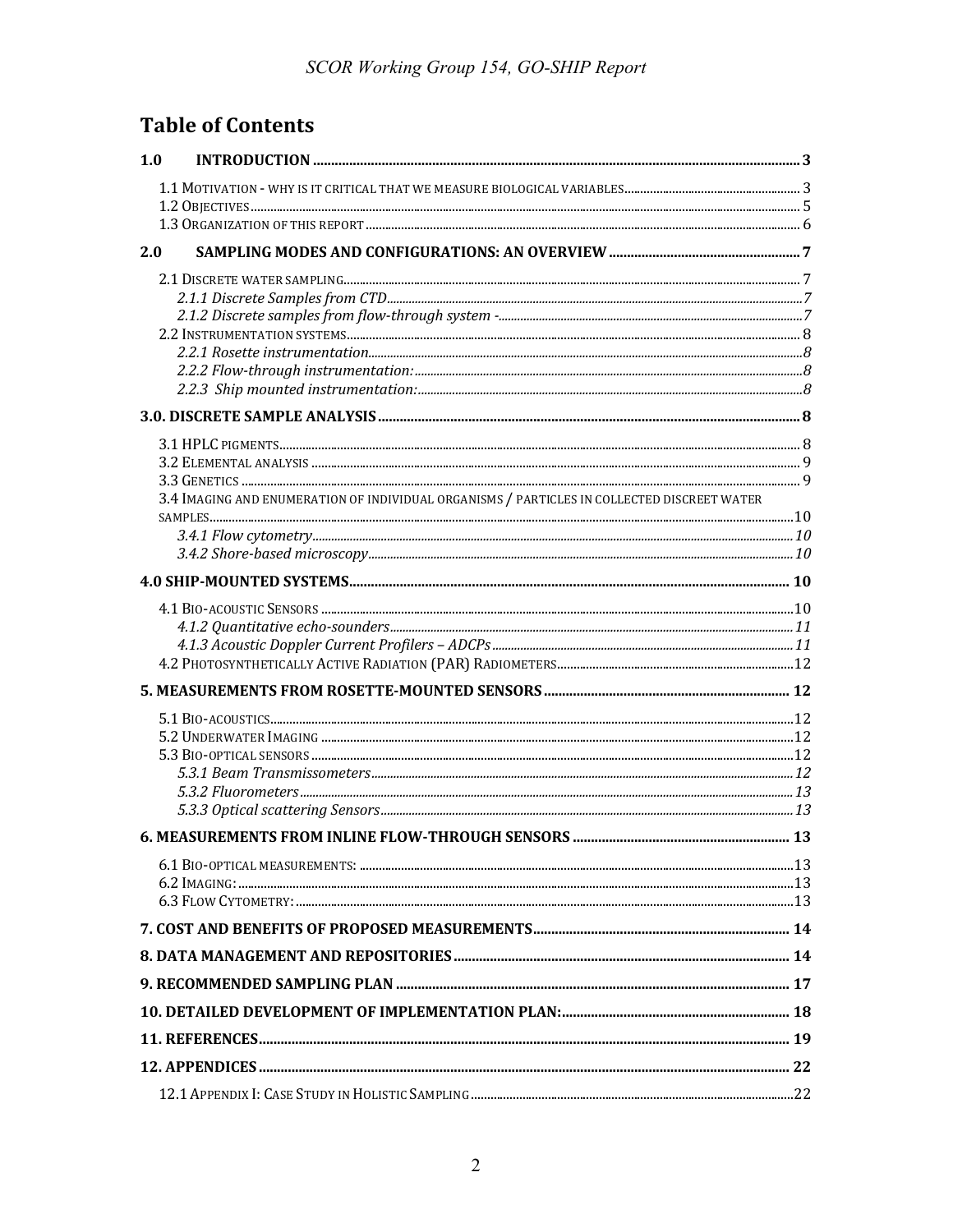# Table of Contents

**1.0 INTRODUCTION** ..... 3

1.1 MOTIVATION - WHY IS IT CRITICAL THAT WE MEASURE BIOLOGICAL VARIABLES ..... 3
1.2 OBJECTIVES ..... 5
1.3 ORGANIZATION OF THIS REPORT ..... 6

**2.0 SAMPLING MODES AND CONFIGURATIONS: AN OVERVIEW** ..... 7

2.1 DISCRETE WATER SAMPLING ..... 7
*2.1.1 Discrete Samples from CTD* ..... 7
*2.1.2 Discrete samples from flow-through system -* ..... 7
2.2 INSTRUMENTATION SYSTEMS ..... 8
*2.2.1 Rosette instrumentation* ..... 8
*2.2.2 Flow-through instrumentation:* ..... 8
*2.2.3 Ship mounted instrumentation:* ..... 8

**3.0. DISCRETE SAMPLE ANALYSIS** ..... 8

3.1 HPLC PIGMENTS ..... 8
3.2 ELEMENTAL ANALYSIS ..... 9
3.3 GENETICS ..... 9
3.4 IMAGING AND ENUMERATION OF INDIVIDUAL ORGANISMS / PARTICLES IN COLLECTED DISCREET WATER SAMPLES ..... 10
*3.4.1 Flow cytometry* ..... 10
*3.4.2 Shore-based microscopy* ..... 10

**4.0 SHIP-MOUNTED SYSTEMS** ..... 10

4.1 BIO-ACOUSTIC SENSORS ..... 10
*4.1.2 Quantitative echo-sounders* ..... 11
*4.1.3 Acoustic Doppler Current Profilers – ADCPs* ..... 11
4.2 PHOTOSYNTHETICALLY ACTIVE RADIATION (PAR) RADIOMETERS ..... 12

**5. MEASUREMENTS FROM ROSETTE-MOUNTED SENSORS** ..... 12

5.1 BIO-ACOUSTICS ..... 12
5.2 UNDERWATER IMAGING ..... 12
5.3 BIO-OPTICAL SENSORS ..... 12
*5.3.1 Beam Transmissometers* ..... 12
*5.3.2 Fluorometers* ..... 13
*5.3.3 Optical scattering Sensors* ..... 13

**6. MEASUREMENTS FROM INLINE FLOW-THROUGH SENSORS** ..... 13

6.1 BIO-OPTICAL MEASUREMENTS: ..... 13
6.2 IMAGING: ..... 13
6.3 FLOW CYTOMETRY: ..... 13

**7. COST AND BENEFITS OF PROPOSED MEASUREMENTS** ..... 14

**8. DATA MANAGEMENT AND REPOSITORIES** ..... 14

**9. RECOMMENDED SAMPLING PLAN** ..... 17

**10. DETAILED DEVELOPMENT OF IMPLEMENTATION PLAN:** ..... 18

**11. REFERENCES** ..... 19

**12. APPENDICES** ..... 22

12.1 APPENDIX I: CASE STUDY IN HOLISTIC SAMPLING ..... 22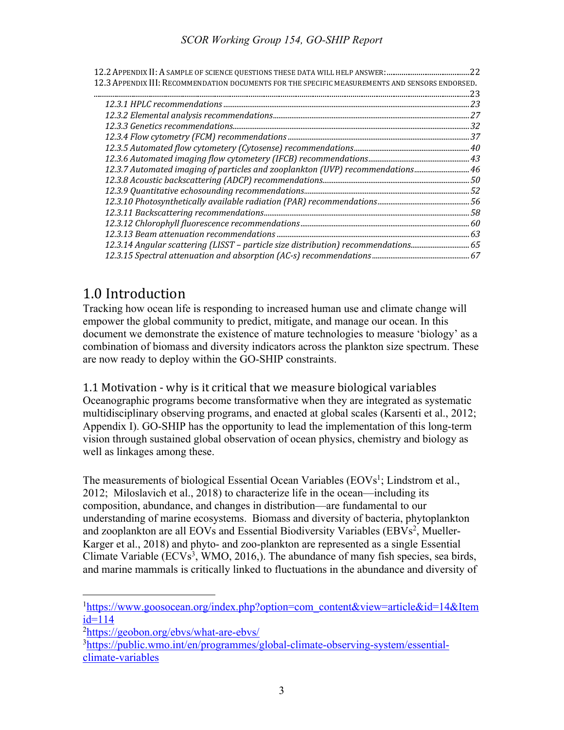12.2 Appendix II: A sample of science questions these data will help answer: ... 22

12.3 Appendix III: Recommendation documents for the specific measurements and sensors endorsed. ... 23

- *12.3.1 HPLC recommendations* ... 23
- *12.3.2 Elemental analysis recommendations* ... 27
- *12.3.3 Genetics recommendations* ... 32
- *12.3.4 Flow cytometry (FCM) recommendations* ... 37
- *12.3.5 Automated flow cytometery (Cytosense) recommendations* ... 40
- *12.3.6 Automated imaging flow cytometry (IFCB) recommendations* ... 43
- *12.3.7 Automated imaging of particles and zooplankton (UVP) recommendations* ... 46
- *12.3.8 Acoustic backscattering (ADCP) recommendations* ... 50
- *12.3.9 Quantitative echosounding recommendations* ... 52
- *12.3.10 Photosynthetically available radiation (PAR) recommendations* ... 56
- *12.3.11 Backscattering recommendations* ... 58
- *12.3.12 Chlorophyll fluorescence recommendations* ... 60
- *12.3.13 Beam attenuation recommendations* ... 63
- *12.3.14 Angular scattering (LISST – particle size distribution) recommendations* ... 65
- *12.3.15 Spectral attenuation and absorption (AC-s) recommendations* ... 67

# 1.0 Introduction

Tracking how ocean life is responding to increased human use and climate change will empower the global community to predict, mitigate, and manage our ocean. In this document we demonstrate the existence of mature technologies to measure 'biology' as a combination of biomass and diversity indicators across the plankton size spectrum. These are now ready to deploy within the GO-SHIP constraints.

## 1.1 Motivation - why is it critical that we measure biological variables

Oceanographic programs become transformative when they are integrated as systematic multidisciplinary observing programs, and enacted at global scales (Karsenti et al., 2012; Appendix I). GO-SHIP has the opportunity to lead the implementation of this long-term vision through sustained global observation of ocean physics, chemistry and biology as well as linkages among these.

The measurements of biological Essential Ocean Variables (EOVs[1]; Lindstrom et al., 2012; Miloslavich et al., 2018) to characterize life in the ocean—including its composition, abundance, and changes in distribution—are fundamental to our understanding of marine ecosystems. Biomass and diversity of bacteria, phytoplankton and zooplankton are all EOVs and Essential Biodiversity Variables (EBVs[2], Mueller-Karger et al., 2018) and phyto- and zoo-plankton are represented as a single Essential Climate Variable (ECVs[3], WMO, 2016,). The abundance of many fish species, sea birds, and marine mammals is critically linked to fluctuations in the abundance and diversity of

[1] https://www.goosocean.org/index.php?option=com_content&view=article&id=14&Itemid=114

[2] https://geobon.org/ebvs/what-are-ebvs/

[3] https://public.wmo.int/en/programmes/global-climate-observing-system/essential-climate-variables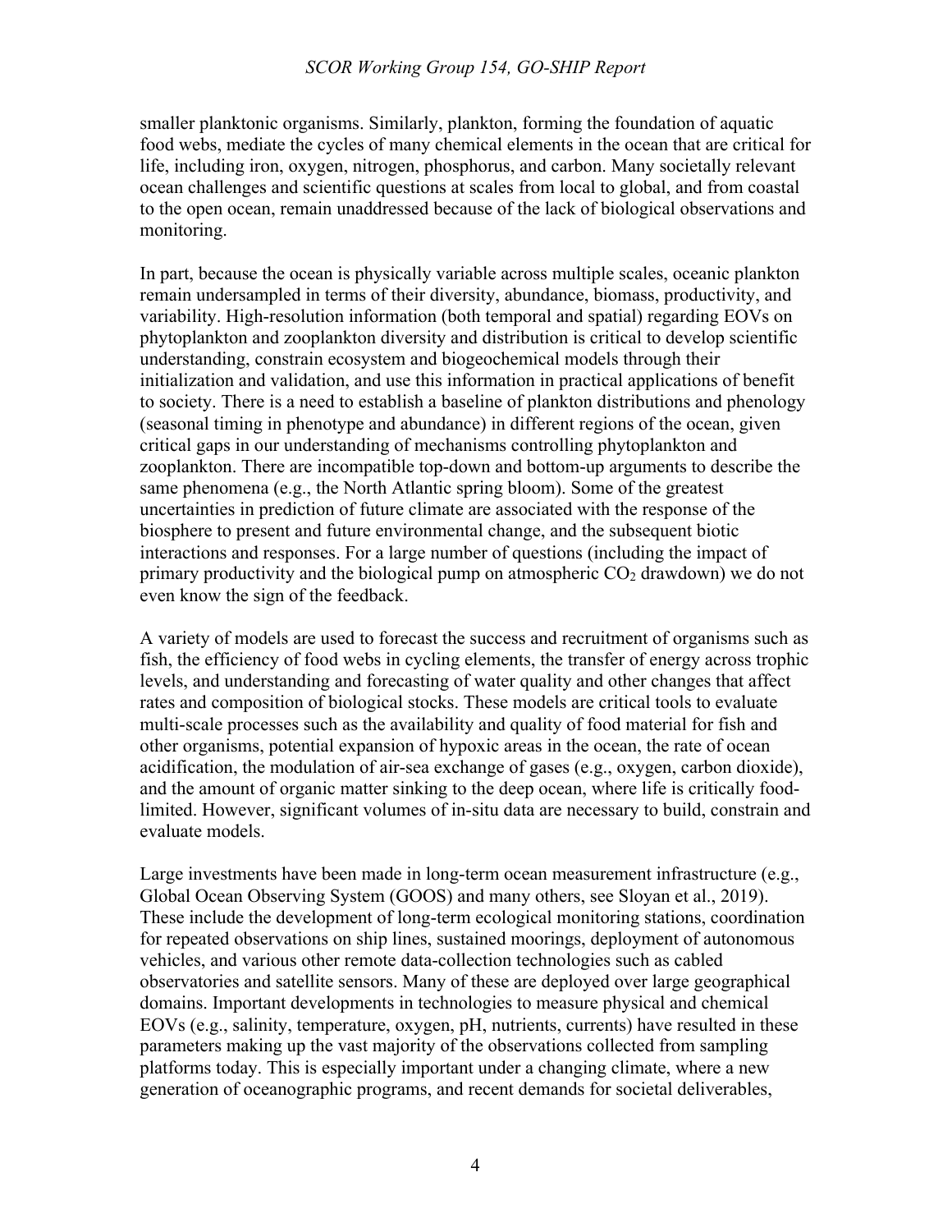smaller planktonic organisms. Similarly, plankton, forming the foundation of aquatic food webs, mediate the cycles of many chemical elements in the ocean that are critical for life, including iron, oxygen, nitrogen, phosphorus, and carbon. Many societally relevant ocean challenges and scientific questions at scales from local to global, and from coastal to the open ocean, remain unaddressed because of the lack of biological observations and monitoring.

In part, because the ocean is physically variable across multiple scales, oceanic plankton remain undersampled in terms of their diversity, abundance, biomass, productivity, and variability. High-resolution information (both temporal and spatial) regarding EOVs on phytoplankton and zooplankton diversity and distribution is critical to develop scientific understanding, constrain ecosystem and biogeochemical models through their initialization and validation, and use this information in practical applications of benefit to society. There is a need to establish a baseline of plankton distributions and phenology (seasonal timing in phenotype and abundance) in different regions of the ocean, given critical gaps in our understanding of mechanisms controlling phytoplankton and zooplankton. There are incompatible top-down and bottom-up arguments to describe the same phenomena (e.g., the North Atlantic spring bloom). Some of the greatest uncertainties in prediction of future climate are associated with the response of the biosphere to present and future environmental change, and the subsequent biotic interactions and responses. For a large number of questions (including the impact of primary productivity and the biological pump on atmospheric $CO_2$ drawdown) we do not even know the sign of the feedback.

A variety of models are used to forecast the success and recruitment of organisms such as fish, the efficiency of food webs in cycling elements, the transfer of energy across trophic levels, and understanding and forecasting of water quality and other changes that affect rates and composition of biological stocks. These models are critical tools to evaluate multi-scale processes such as the availability and quality of food material for fish and other organisms, potential expansion of hypoxic areas in the ocean, the rate of ocean acidification, the modulation of air-sea exchange of gases (e.g., oxygen, carbon dioxide), and the amount of organic matter sinking to the deep ocean, where life is critically food-limited. However, significant volumes of in-situ data are necessary to build, constrain and evaluate models.

Large investments have been made in long-term ocean measurement infrastructure (e.g., Global Ocean Observing System (GOOS) and many others, see Sloyan et al., 2019). These include the development of long-term ecological monitoring stations, coordination for repeated observations on ship lines, sustained moorings, deployment of autonomous vehicles, and various other remote data-collection technologies such as cabled observatories and satellite sensors. Many of these are deployed over large geographical domains. Important developments in technologies to measure physical and chemical EOVs (e.g., salinity, temperature, oxygen, pH, nutrients, currents) have resulted in these parameters making up the vast majority of the observations collected from sampling platforms today. This is especially important under a changing climate, where a new generation of oceanographic programs, and recent demands for societal deliverables,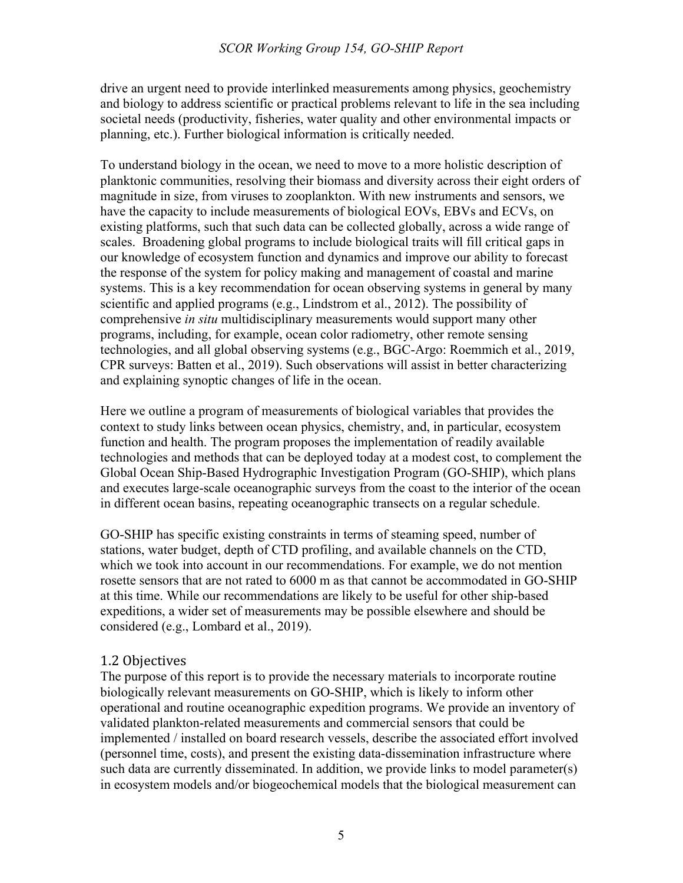drive an urgent need to provide interlinked measurements among physics, geochemistry and biology to address scientific or practical problems relevant to life in the sea including societal needs (productivity, fisheries, water quality and other environmental impacts or planning, etc.). Further biological information is critically needed.

To understand biology in the ocean, we need to move to a more holistic description of planktonic communities, resolving their biomass and diversity across their eight orders of magnitude in size, from viruses to zooplankton. With new instruments and sensors, we have the capacity to include measurements of biological EOVs, EBVs and ECVs, on existing platforms, such that such data can be collected globally, across a wide range of scales. Broadening global programs to include biological traits will fill critical gaps in our knowledge of ecosystem function and dynamics and improve our ability to forecast the response of the system for policy making and management of coastal and marine systems. This is a key recommendation for ocean observing systems in general by many scientific and applied programs (e.g., Lindstrom et al., 2012). The possibility of comprehensive *in situ* multidisciplinary measurements would support many other programs, including, for example, ocean color radiometry, other remote sensing technologies, and all global observing systems (e.g., BGC-Argo: Roemmich et al., 2019, CPR surveys: Batten et al., 2019). Such observations will assist in better characterizing and explaining synoptic changes of life in the ocean.

Here we outline a program of measurements of biological variables that provides the context to study links between ocean physics, chemistry, and, in particular, ecosystem function and health. The program proposes the implementation of readily available technologies and methods that can be deployed today at a modest cost, to complement the Global Ocean Ship-Based Hydrographic Investigation Program (GO-SHIP), which plans and executes large-scale oceanographic surveys from the coast to the interior of the ocean in different ocean basins, repeating oceanographic transects on a regular schedule.

GO-SHIP has specific existing constraints in terms of steaming speed, number of stations, water budget, depth of CTD profiling, and available channels on the CTD, which we took into account in our recommendations. For example, we do not mention rosette sensors that are not rated to 6000 m as that cannot be accommodated in GO-SHIP at this time. While our recommendations are likely to be useful for other ship-based expeditions, a wider set of measurements may be possible elsewhere and should be considered (e.g., Lombard et al., 2019).

## 1.2 Objectives

The purpose of this report is to provide the necessary materials to incorporate routine biologically relevant measurements on GO-SHIP, which is likely to inform other operational and routine oceanographic expedition programs. We provide an inventory of validated plankton-related measurements and commercial sensors that could be implemented / installed on board research vessels, describe the associated effort involved (personnel time, costs), and present the existing data-dissemination infrastructure where such data are currently disseminated. In addition, we provide links to model parameter(s) in ecosystem models and/or biogeochemical models that the biological measurement can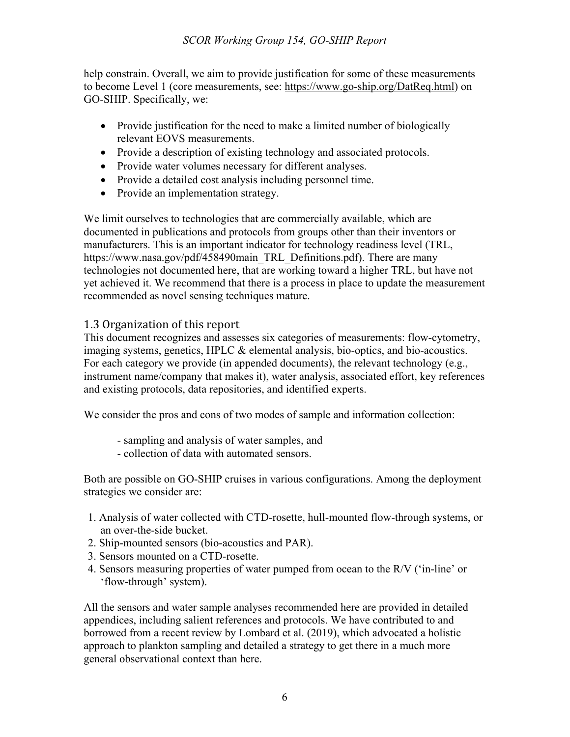help constrain. Overall, we aim to provide justification for some of these measurements to become Level 1 (core measurements, see: https://www.go-ship.org/DatReq.html) on GO-SHIP. Specifically, we:

- Provide justification for the need to make a limited number of biologically relevant EOVS measurements.
- Provide a description of existing technology and associated protocols.
- Provide water volumes necessary for different analyses.
- Provide a detailed cost analysis including personnel time.
- Provide an implementation strategy.

We limit ourselves to technologies that are commercially available, which are documented in publications and protocols from groups other than their inventors or manufacturers. This is an important indicator for technology readiness level (TRL, https://www.nasa.gov/pdf/458490main_TRL_Definitions.pdf). There are many technologies not documented here, that are working toward a higher TRL, but have not yet achieved it. We recommend that there is a process in place to update the measurement recommended as novel sensing techniques mature.

## 1.3 Organization of this report

This document recognizes and assesses six categories of measurements: flow-cytometry, imaging systems, genetics, HPLC & elemental analysis, bio-optics, and bio-acoustics. For each category we provide (in appended documents), the relevant technology (e.g., instrument name/company that makes it), water analysis, associated effort, key references and existing protocols, data repositories, and identified experts.

We consider the pros and cons of two modes of sample and information collection:

- sampling and analysis of water samples, and
- collection of data with automated sensors.

Both are possible on GO-SHIP cruises in various configurations. Among the deployment strategies we consider are:

1. Analysis of water collected with CTD-rosette, hull-mounted flow-through systems, or an over-the-side bucket.
2. Ship-mounted sensors (bio-acoustics and PAR).
3. Sensors mounted on a CTD-rosette.
4. Sensors measuring properties of water pumped from ocean to the R/V ('in-line' or 'flow-through' system).

All the sensors and water sample analyses recommended here are provided in detailed appendices, including salient references and protocols. We have contributed to and borrowed from a recent review by Lombard et al. (2019), which advocated a holistic approach to plankton sampling and detailed a strategy to get there in a much more general observational context than here.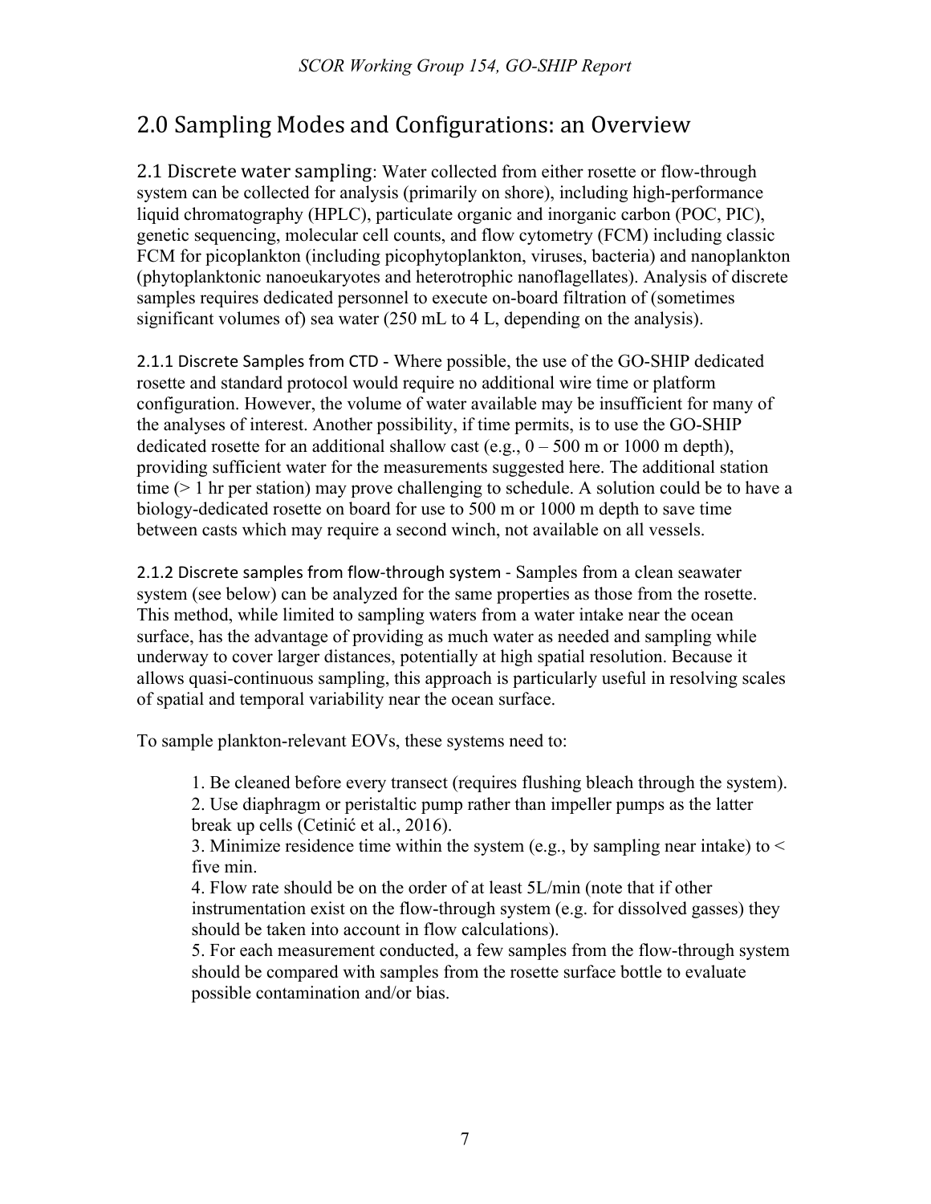# 2.0 Sampling Modes and Configurations: an Overview

**2.1 Discrete water sampling**: Water collected from either rosette or flow-through system can be collected for analysis (primarily on shore), including high-performance liquid chromatography (HPLC), particulate organic and inorganic carbon (POC, PIC), genetic sequencing, molecular cell counts, and flow cytometry (FCM) including classic FCM for picoplankton (including picophytoplankton, viruses, bacteria) and nanoplankton (phytoplanktonic nanoeukaryotes and heterotrophic nanoflagellates). Analysis of discrete samples requires dedicated personnel to execute on-board filtration of (sometimes significant volumes of) sea water (250 mL to 4 L, depending on the analysis).

**2.1.1 Discrete Samples from CTD** - Where possible, the use of the GO-SHIP dedicated rosette and standard protocol would require no additional wire time or platform configuration. However, the volume of water available may be insufficient for many of the analyses of interest. Another possibility, if time permits, is to use the GO-SHIP dedicated rosette for an additional shallow cast (e.g., 0 – 500 m or 1000 m depth), providing sufficient water for the measurements suggested here. The additional station time (> 1 hr per station) may prove challenging to schedule. A solution could be to have a biology-dedicated rosette on board for use to 500 m or 1000 m depth to save time between casts which may require a second winch, not available on all vessels.

**2.1.2 Discrete samples from flow-through system** - Samples from a clean seawater system (see below) can be analyzed for the same properties as those from the rosette. This method, while limited to sampling waters from a water intake near the ocean surface, has the advantage of providing as much water as needed and sampling while underway to cover larger distances, potentially at high spatial resolution. Because it allows quasi-continuous sampling, this approach is particularly useful in resolving scales of spatial and temporal variability near the ocean surface.

To sample plankton-relevant EOVs, these systems need to:

1. Be cleaned before every transect (requires flushing bleach through the system).
2. Use diaphragm or peristaltic pump rather than impeller pumps as the latter break up cells (Cetinić et al., 2016).
3. Minimize residence time within the system (e.g., by sampling near intake) to < five min.
4. Flow rate should be on the order of at least 5L/min (note that if other instrumentation exist on the flow-through system (e.g. for dissolved gasses) they should be taken into account in flow calculations).
5. For each measurement conducted, a few samples from the flow-through system should be compared with samples from the rosette surface bottle to evaluate possible contamination and/or bias.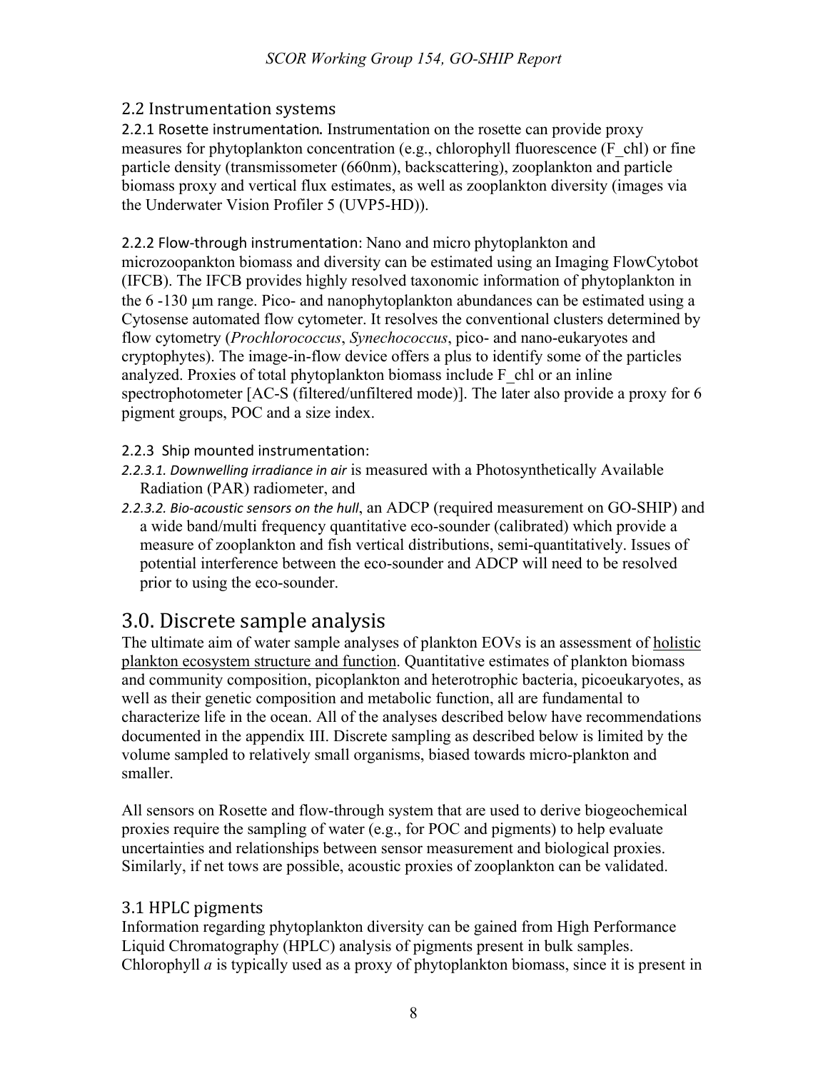## 2.2 Instrumentation systems

2.2.1 Rosette instrumentation**.** Instrumentation on the rosette can provide proxy measures for phytoplankton concentration (e.g., chlorophyll fluorescence (F_chl) or fine particle density (transmissometer (660nm), backscattering), zooplankton and particle biomass proxy and vertical flux estimates, as well as zooplankton diversity (images via the Underwater Vision Profiler 5 (UVP5-HD)).

2.2.2 Flow-through instrumentation: Nano and micro phytoplankton and microzoopankton biomass and diversity can be estimated using an Imaging FlowCytobot (IFCB). The IFCB provides highly resolved taxonomic information of phytoplankton in the 6 -130 μm range. Pico- and nanophytoplankton abundances can be estimated using a Cytosense automated flow cytometer. It resolves the conventional clusters determined by flow cytometry (*Prochlorococcus*, *Synechococcus*, pico- and nano-eukaryotes and cryptophytes). The image-in-flow device offers a plus to identify some of the particles analyzed. Proxies of total phytoplankton biomass include F_chl or an inline spectrophotometer [AC-S (filtered/unfiltered mode)]. The later also provide a proxy for 6 pigment groups, POC and a size index.

2.2.3 Ship mounted instrumentation:

*2.2.3.1. Downwelling irradiance in air* is measured with a Photosynthetically Available Radiation (PAR) radiometer, and

*2.2.3.2. Bio-acoustic sensors on the hull*, an ADCP (required measurement on GO-SHIP) and a wide band/multi frequency quantitative eco-sounder (calibrated) which provide a measure of zooplankton and fish vertical distributions, semi-quantitatively. Issues of potential interference between the eco-sounder and ADCP will need to be resolved prior to using the eco-sounder.

# 3.0. Discrete sample analysis

The ultimate aim of water sample analyses of plankton EOVs is an assessment of holistic plankton ecosystem structure and function. Quantitative estimates of plankton biomass and community composition, picoplankton and heterotrophic bacteria, picoeukaryotes, as well as their genetic composition and metabolic function, all are fundamental to characterize life in the ocean. All of the analyses described below have recommendations documented in the appendix III. Discrete sampling as described below is limited by the volume sampled to relatively small organisms, biased towards micro-plankton and smaller.

All sensors on Rosette and flow-through system that are used to derive biogeochemical proxies require the sampling of water (e.g., for POC and pigments) to help evaluate uncertainties and relationships between sensor measurement and biological proxies. Similarly, if net tows are possible, acoustic proxies of zooplankton can be validated.

## 3.1 HPLC pigments

Information regarding phytoplankton diversity can be gained from High Performance Liquid Chromatography (HPLC) analysis of pigments present in bulk samples. Chlorophyll *a* is typically used as a proxy of phytoplankton biomass, since it is present in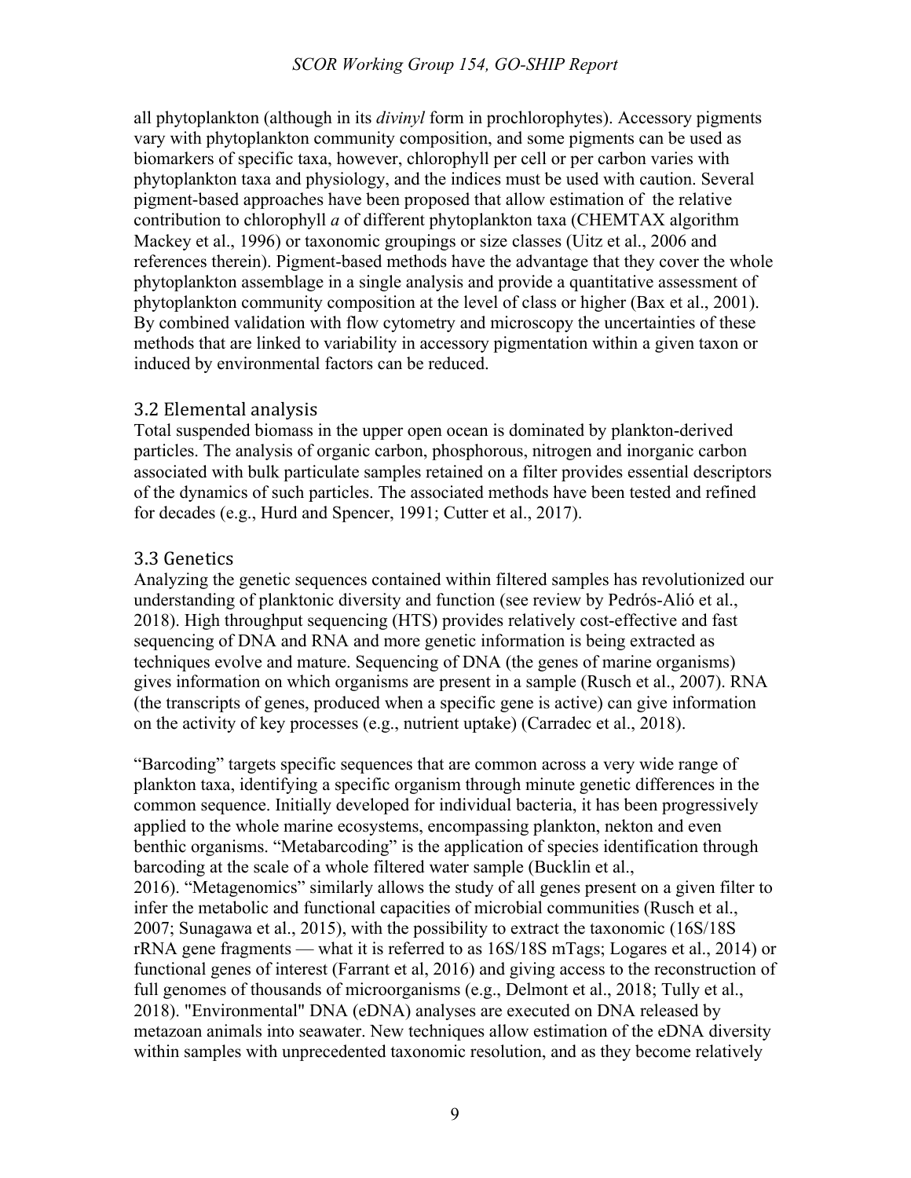all phytoplankton (although in its *divinyl* form in prochlorophytes). Accessory pigments vary with phytoplankton community composition, and some pigments can be used as biomarkers of specific taxa, however, chlorophyll per cell or per carbon varies with phytoplankton taxa and physiology, and the indices must be used with caution. Several pigment-based approaches have been proposed that allow estimation of the relative contribution to chlorophyll *a* of different phytoplankton taxa (CHEMTAX algorithm Mackey et al., 1996) or taxonomic groupings or size classes (Uitz et al., 2006 and references therein). Pigment-based methods have the advantage that they cover the whole phytoplankton assemblage in a single analysis and provide a quantitative assessment of phytoplankton community composition at the level of class or higher (Bax et al., 2001). By combined validation with flow cytometry and microscopy the uncertainties of these methods that are linked to variability in accessory pigmentation within a given taxon or induced by environmental factors can be reduced.

## 3.2 Elemental analysis

Total suspended biomass in the upper open ocean is dominated by plankton-derived particles. The analysis of organic carbon, phosphorous, nitrogen and inorganic carbon associated with bulk particulate samples retained on a filter provides essential descriptors of the dynamics of such particles. The associated methods have been tested and refined for decades (e.g., Hurd and Spencer, 1991; Cutter et al., 2017).

## 3.3 Genetics

Analyzing the genetic sequences contained within filtered samples has revolutionized our understanding of planktonic diversity and function (see review by Pedrós-Alió et al., 2018). High throughput sequencing (HTS) provides relatively cost-effective and fast sequencing of DNA and RNA and more genetic information is being extracted as techniques evolve and mature. Sequencing of DNA (the genes of marine organisms) gives information on which organisms are present in a sample (Rusch et al., 2007). RNA (the transcripts of genes, produced when a specific gene is active) can give information on the activity of key processes (e.g., nutrient uptake) (Carradec et al., 2018).

"Barcoding" targets specific sequences that are common across a very wide range of plankton taxa, identifying a specific organism through minute genetic differences in the common sequence. Initially developed for individual bacteria, it has been progressively applied to the whole marine ecosystems, encompassing plankton, nekton and even benthic organisms. "Metabarcoding" is the application of species identification through barcoding at the scale of a whole filtered water sample (Bucklin et al., 2016). "Metagenomics" similarly allows the study of all genes present on a given filter to infer the metabolic and functional capacities of microbial communities (Rusch et al., 2007; Sunagawa et al., 2015), with the possibility to extract the taxonomic (16S/18S rRNA gene fragments — what it is referred to as 16S/18S mTags; Logares et al., 2014) or functional genes of interest (Farrant et al, 2016) and giving access to the reconstruction of full genomes of thousands of microorganisms (e.g., Delmont et al., 2018; Tully et al., 2018). "Environmental" DNA (eDNA) analyses are executed on DNA released by metazoan animals into seawater. New techniques allow estimation of the eDNA diversity within samples with unprecedented taxonomic resolution, and as they become relatively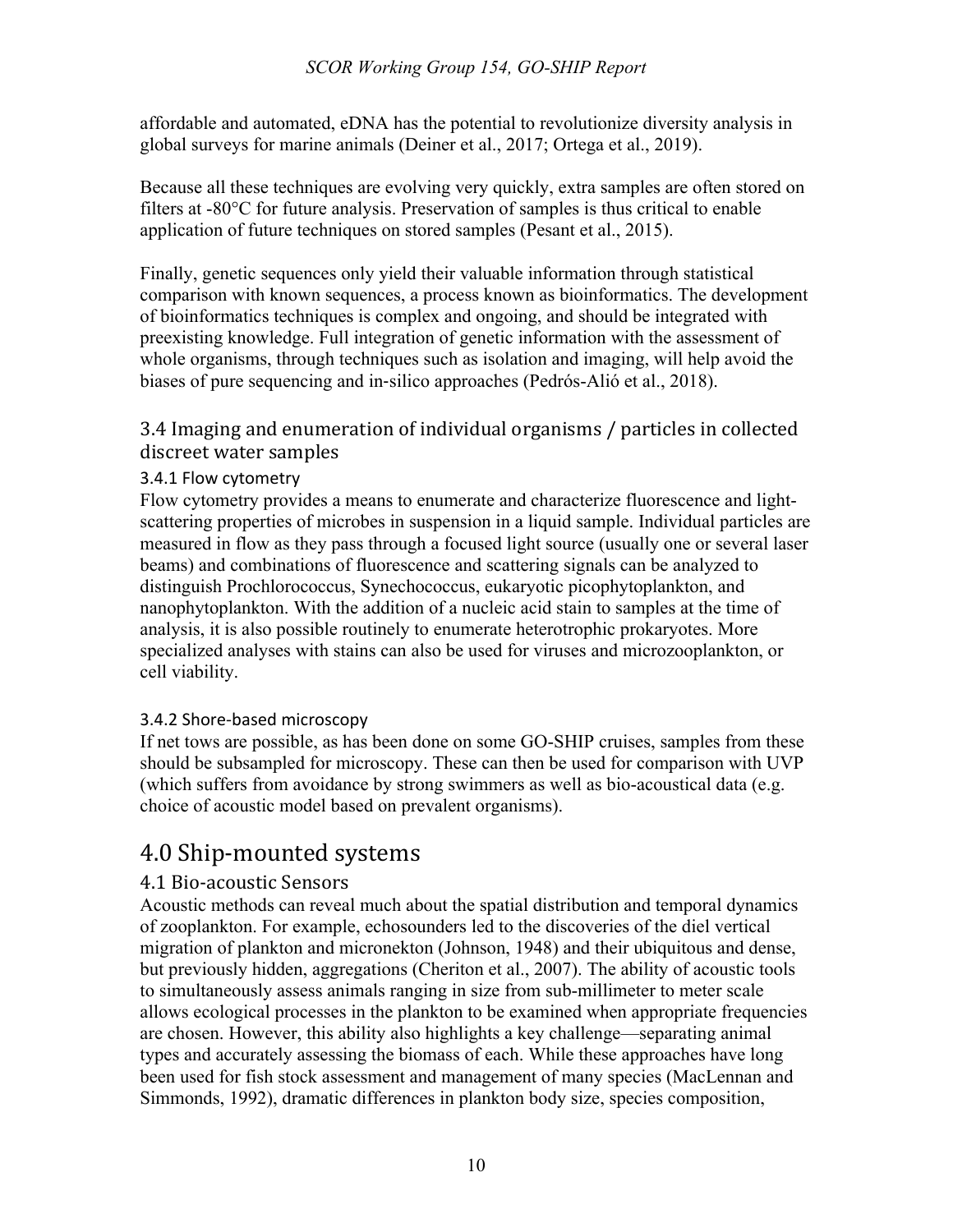affordable and automated, eDNA has the potential to revolutionize diversity analysis in global surveys for marine animals (Deiner et al., 2017; Ortega et al., 2019).

Because all these techniques are evolving very quickly, extra samples are often stored on filters at -80°C for future analysis. Preservation of samples is thus critical to enable application of future techniques on stored samples (Pesant et al., 2015).

Finally, genetic sequences only yield their valuable information through statistical comparison with known sequences, a process known as bioinformatics. The development of bioinformatics techniques is complex and ongoing, and should be integrated with preexisting knowledge. Full integration of genetic information with the assessment of whole organisms, through techniques such as isolation and imaging, will help avoid the biases of pure sequencing and in-silico approaches (Pedrós-Alió et al., 2018).

## 3.4 Imaging and enumeration of individual organisms / particles in collected discreet water samples

### 3.4.1 Flow cytometry

Flow cytometry provides a means to enumerate and characterize fluorescence and light-scattering properties of microbes in suspension in a liquid sample. Individual particles are measured in flow as they pass through a focused light source (usually one or several laser beams) and combinations of fluorescence and scattering signals can be analyzed to distinguish Prochlorococcus, Synechococcus, eukaryotic picophytoplankton, and nanophytoplankton. With the addition of a nucleic acid stain to samples at the time of analysis, it is also possible routinely to enumerate heterotrophic prokaryotes. More specialized analyses with stains can also be used for viruses and microzooplankton, or cell viability.

### 3.4.2 Shore-based microscopy

If net tows are possible, as has been done on some GO-SHIP cruises, samples from these should be subsampled for microscopy. These can then be used for comparison with UVP (which suffers from avoidance by strong swimmers as well as bio-acoustical data (e.g. choice of acoustic model based on prevalent organisms).

# 4.0 Ship-mounted systems

## 4.1 Bio-acoustic Sensors

Acoustic methods can reveal much about the spatial distribution and temporal dynamics of zooplankton. For example, echosounders led to the discoveries of the diel vertical migration of plankton and micronekton (Johnson, 1948) and their ubiquitous and dense, but previously hidden, aggregations (Cheriton et al., 2007). The ability of acoustic tools to simultaneously assess animals ranging in size from sub-millimeter to meter scale allows ecological processes in the plankton to be examined when appropriate frequencies are chosen. However, this ability also highlights a key challenge—separating animal types and accurately assessing the biomass of each. While these approaches have long been used for fish stock assessment and management of many species (MacLennan and Simmonds, 1992), dramatic differences in plankton body size, species composition,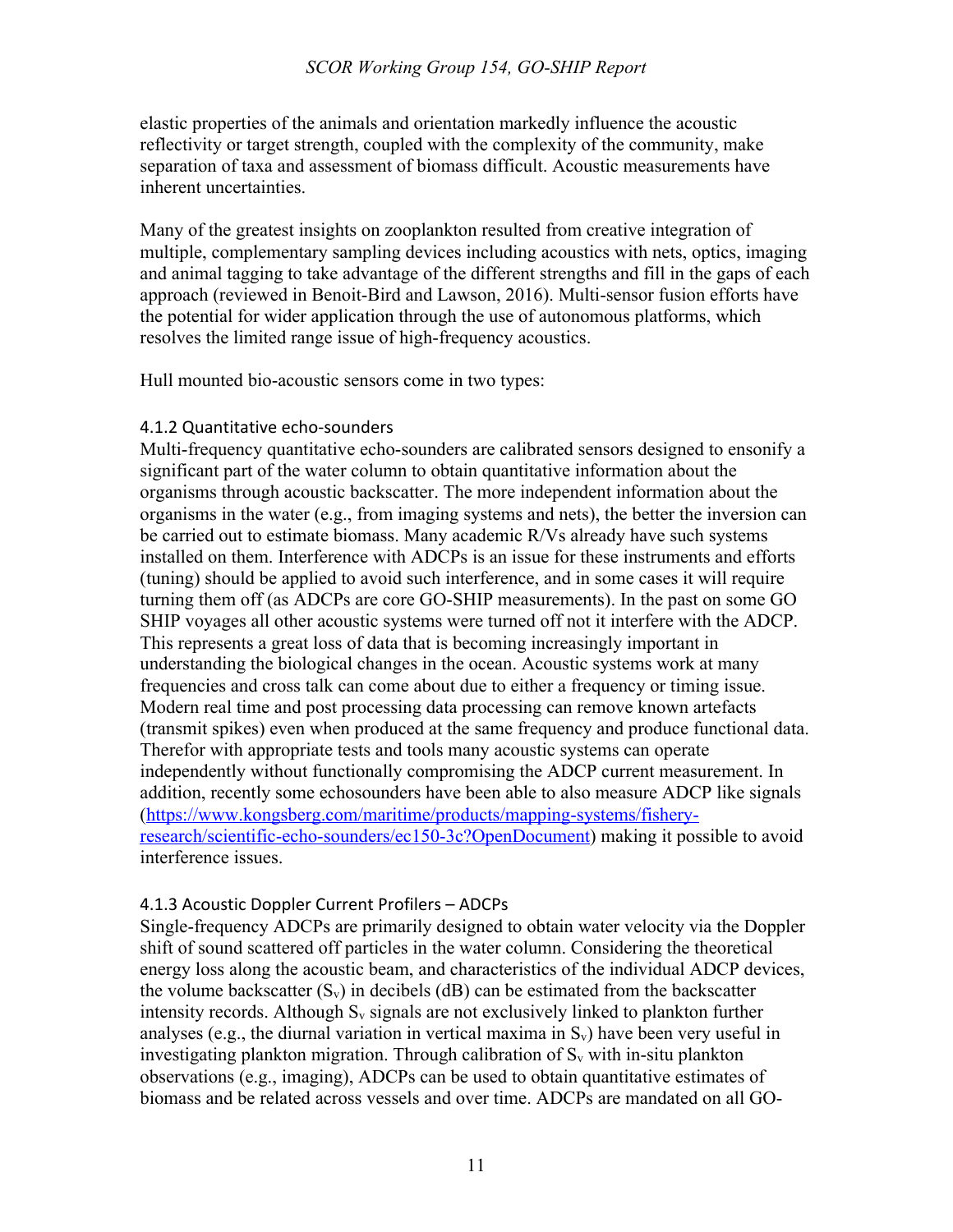elastic properties of the animals and orientation markedly influence the acoustic reflectivity or target strength, coupled with the complexity of the community, make separation of taxa and assessment of biomass difficult. Acoustic measurements have inherent uncertainties.

Many of the greatest insights on zooplankton resulted from creative integration of multiple, complementary sampling devices including acoustics with nets, optics, imaging and animal tagging to take advantage of the different strengths and fill in the gaps of each approach (reviewed in Benoit-Bird and Lawson, 2016). Multi-sensor fusion efforts have the potential for wider application through the use of autonomous platforms, which resolves the limited range issue of high-frequency acoustics.

Hull mounted bio-acoustic sensors come in two types:

### 4.1.2 Quantitative echo-sounders

Multi-frequency quantitative echo-sounders are calibrated sensors designed to ensonify a significant part of the water column to obtain quantitative information about the organisms through acoustic backscatter. The more independent information about the organisms in the water (e.g., from imaging systems and nets), the better the inversion can be carried out to estimate biomass. Many academic R/Vs already have such systems installed on them. Interference with ADCPs is an issue for these instruments and efforts (tuning) should be applied to avoid such interference, and in some cases it will require turning them off (as ADCPs are core GO-SHIP measurements). In the past on some GO SHIP voyages all other acoustic systems were turned off not it interfere with the ADCP. This represents a great loss of data that is becoming increasingly important in understanding the biological changes in the ocean. Acoustic systems work at many frequencies and cross talk can come about due to either a frequency or timing issue. Modern real time and post processing data processing can remove known artefacts (transmit spikes) even when produced at the same frequency and produce functional data. Therefor with appropriate tests and tools many acoustic systems can operate independently without functionally compromising the ADCP current measurement. In addition, recently some echosounders have been able to also measure ADCP like signals ([https://www.kongsberg.com/maritime/products/mapping-systems/fishery-research/scientific-echo-sounders/ec150-3c?OpenDocument](https://www.kongsberg.com/maritime/products/mapping-systems/fishery-research/scientific-echo-sounders/ec150-3c?OpenDocument)) making it possible to avoid interference issues.

### 4.1.3 Acoustic Doppler Current Profilers – ADCPs

Single-frequency ADCPs are primarily designed to obtain water velocity via the Doppler shift of sound scattered off particles in the water column. Considering the theoretical energy loss along the acoustic beam, and characteristics of the individual ADCP devices, the volume backscatter ($S_v$) in decibels (dB) can be estimated from the backscatter intensity records. Although $S_v$ signals are not exclusively linked to plankton further analyses (e.g., the diurnal variation in vertical maxima in $S_v$) have been very useful in investigating plankton migration. Through calibration of $S_v$ with in-situ plankton observations (e.g., imaging), ADCPs can be used to obtain quantitative estimates of biomass and be related across vessels and over time. ADCPs are mandated on all GO-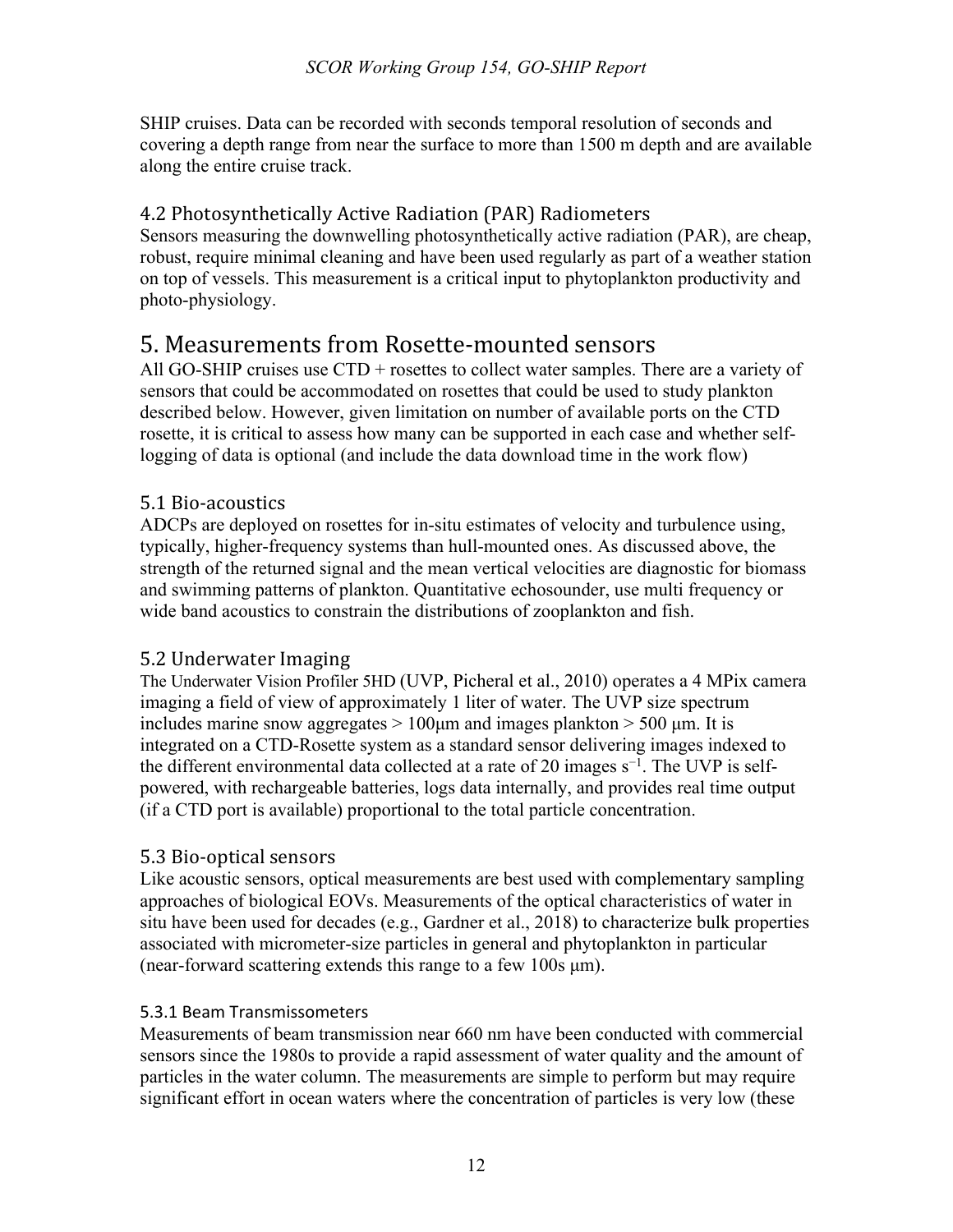SHIP cruises. Data can be recorded with seconds temporal resolution of seconds and covering a depth range from near the surface to more than 1500 m depth and are available along the entire cruise track.

### 4.2 Photosynthetically Active Radiation (PAR) Radiometers

Sensors measuring the downwelling photosynthetically active radiation (PAR), are cheap, robust, require minimal cleaning and have been used regularly as part of a weather station on top of vessels. This measurement is a critical input to phytoplankton productivity and photo-physiology.

## 5. Measurements from Rosette-mounted sensors

All GO-SHIP cruises use CTD + rosettes to collect water samples. There are a variety of sensors that could be accommodated on rosettes that could be used to study plankton described below. However, given limitation on number of available ports on the CTD rosette, it is critical to assess how many can be supported in each case and whether self-logging of data is optional (and include the data download time in the work flow)

### 5.1 Bio-acoustics

ADCPs are deployed on rosettes for in-situ estimates of velocity and turbulence using, typically, higher-frequency systems than hull-mounted ones. As discussed above, the strength of the returned signal and the mean vertical velocities are diagnostic for biomass and swimming patterns of plankton. Quantitative echosounder, use multi frequency or wide band acoustics to constrain the distributions of zooplankton and fish.

### 5.2 Underwater Imaging

The Underwater Vision Profiler 5HD (UVP, Picheral et al., 2010) operates a 4 MPix camera imaging a field of view of approximately 1 liter of water. The UVP size spectrum includes marine snow aggregates > 100μm and images plankton > 500 μm. It is integrated on a CTD-Rosette system as a standard sensor delivering images indexed to the different environmental data collected at a rate of 20 images $s^{-1}$. The UVP is self-powered, with rechargeable batteries, logs data internally, and provides real time output (if a CTD port is available) proportional to the total particle concentration.

### 5.3 Bio-optical sensors

Like acoustic sensors, optical measurements are best used with complementary sampling approaches of biological EOVs. Measurements of the optical characteristics of water in situ have been used for decades (e.g., Gardner et al., 2018) to characterize bulk properties associated with micrometer-size particles in general and phytoplankton in particular (near-forward scattering extends this range to a few 100s μm).

#### 5.3.1 Beam Transmissometers

Measurements of beam transmission near 660 nm have been conducted with commercial sensors since the 1980s to provide a rapid assessment of water quality and the amount of particles in the water column. The measurements are simple to perform but may require significant effort in ocean waters where the concentration of particles is very low (these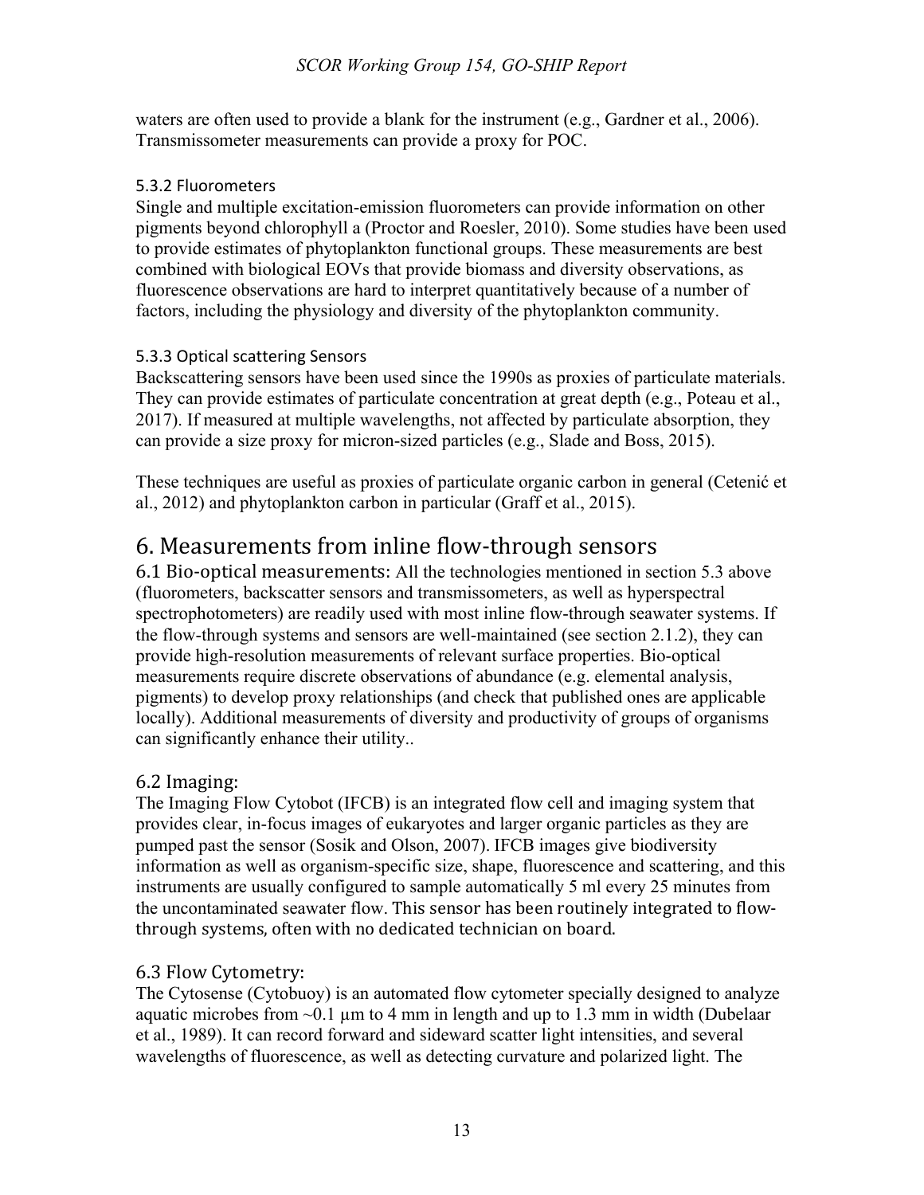waters are often used to provide a blank for the instrument (e.g., Gardner et al., 2006). Transmissometer measurements can provide a proxy for POC.

### 5.3.2 Fluorometers

Single and multiple excitation-emission fluorometers can provide information on other pigments beyond chlorophyll a (Proctor and Roesler, 2010). Some studies have been used to provide estimates of phytoplankton functional groups. These measurements are best combined with biological EOVs that provide biomass and diversity observations, as fluorescence observations are hard to interpret quantitatively because of a number of factors, including the physiology and diversity of the phytoplankton community.

### 5.3.3 Optical scattering Sensors

Backscattering sensors have been used since the 1990s as proxies of particulate materials. They can provide estimates of particulate concentration at great depth (e.g., Poteau et al., 2017). If measured at multiple wavelengths, not affected by particulate absorption, they can provide a size proxy for micron-sized particles (e.g., Slade and Boss, 2015).

These techniques are useful as proxies of particulate organic carbon in general (Cetenić et al., 2012) and phytoplankton carbon in particular (Graff et al., 2015).

# 6. Measurements from inline flow-through sensors

**6.1 Bio-optical measurements:** All the technologies mentioned in section 5.3 above (fluorometers, backscatter sensors and transmissometers, as well as hyperspectral spectrophotometers) are readily used with most inline flow-through seawater systems. If the flow-through systems and sensors are well-maintained (see section 2.1.2), they can provide high-resolution measurements of relevant surface properties. Bio-optical measurements require discrete observations of abundance (e.g. elemental analysis, pigments) to develop proxy relationships (and check that published ones are applicable locally). Additional measurements of diversity and productivity of groups of organisms can significantly enhance their utility..

## 6.2 Imaging:

The Imaging Flow Cytobot (IFCB) is an integrated flow cell and imaging system that provides clear, in-focus images of eukaryotes and larger organic particles as they are pumped past the sensor (Sosik and Olson, 2007). IFCB images give biodiversity information as well as organism-specific size, shape, fluorescence and scattering, and this instruments are usually configured to sample automatically 5 ml every 25 minutes from the uncontaminated seawater flow. This sensor has been routinely integrated to flow-through systems, often with no dedicated technician on board.

## 6.3 Flow Cytometry:

The Cytosense (Cytobuoy) is an automated flow cytometer specially designed to analyze aquatic microbes from ~0.1 µm to 4 mm in length and up to 1.3 mm in width (Dubelaar et al., 1989). It can record forward and sideward scatter light intensities, and several wavelengths of fluorescence, as well as detecting curvature and polarized light. The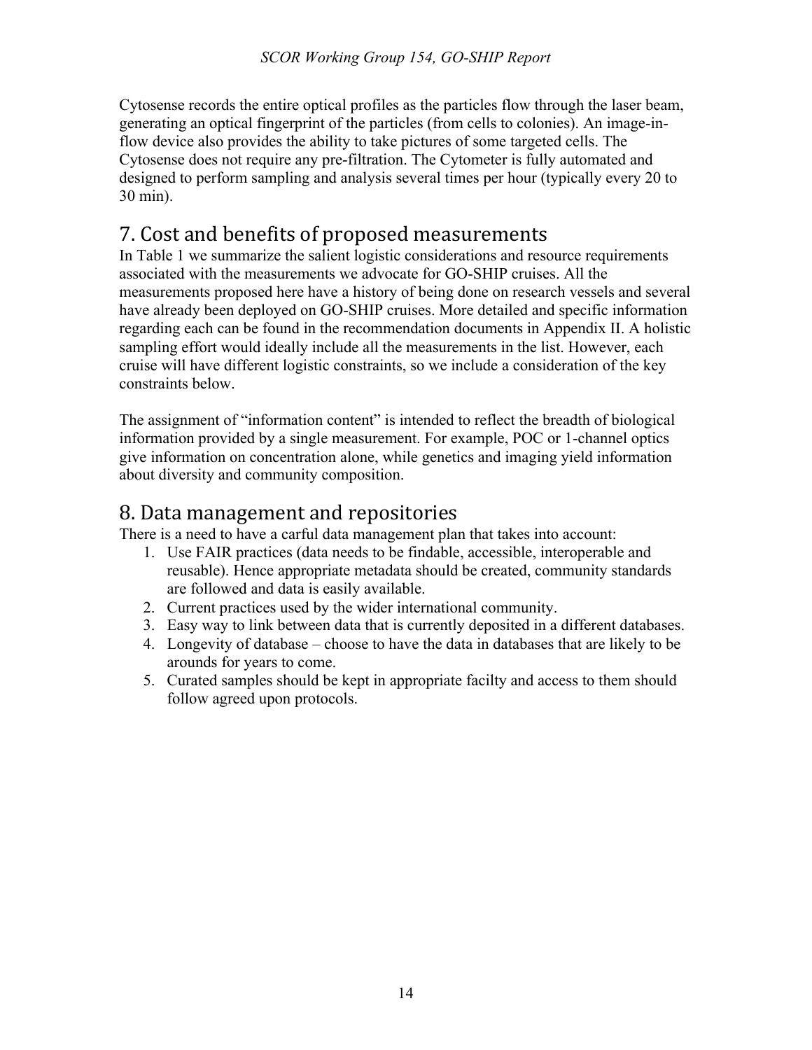Cytosense records the entire optical profiles as the particles flow through the laser beam, generating an optical fingerprint of the particles (from cells to colonies). An image-in-flow device also provides the ability to take pictures of some targeted cells. The Cytosense does not require any pre-filtration. The Cytometer is fully automated and designed to perform sampling and analysis several times per hour (typically every 20 to 30 min).

## 7. Cost and benefits of proposed measurements

In Table 1 we summarize the salient logistic considerations and resource requirements associated with the measurements we advocate for GO-SHIP cruises. All the measurements proposed here have a history of being done on research vessels and several have already been deployed on GO-SHIP cruises. More detailed and specific information regarding each can be found in the recommendation documents in Appendix II. A holistic sampling effort would ideally include all the measurements in the list. However, each cruise will have different logistic constraints, so we include a consideration of the key constraints below.

The assignment of "information content" is intended to reflect the breadth of biological information provided by a single measurement. For example, POC or 1-channel optics give information on concentration alone, while genetics and imaging yield information about diversity and community composition.

## 8. Data management and repositories

There is a need to have a carful data management plan that takes into account:

1. Use FAIR practices (data needs to be findable, accessible, interoperable and reusable). Hence appropriate metadata should be created, community standards are followed and data is easily available.
2. Current practices used by the wider international community.
3. Easy way to link between data that is currently deposited in a different databases.
4. Longevity of database – choose to have the data in databases that are likely to be arounds for years to come.
5. Curated samples should be kept in appropriate facilty and access to them should follow agreed upon protocols.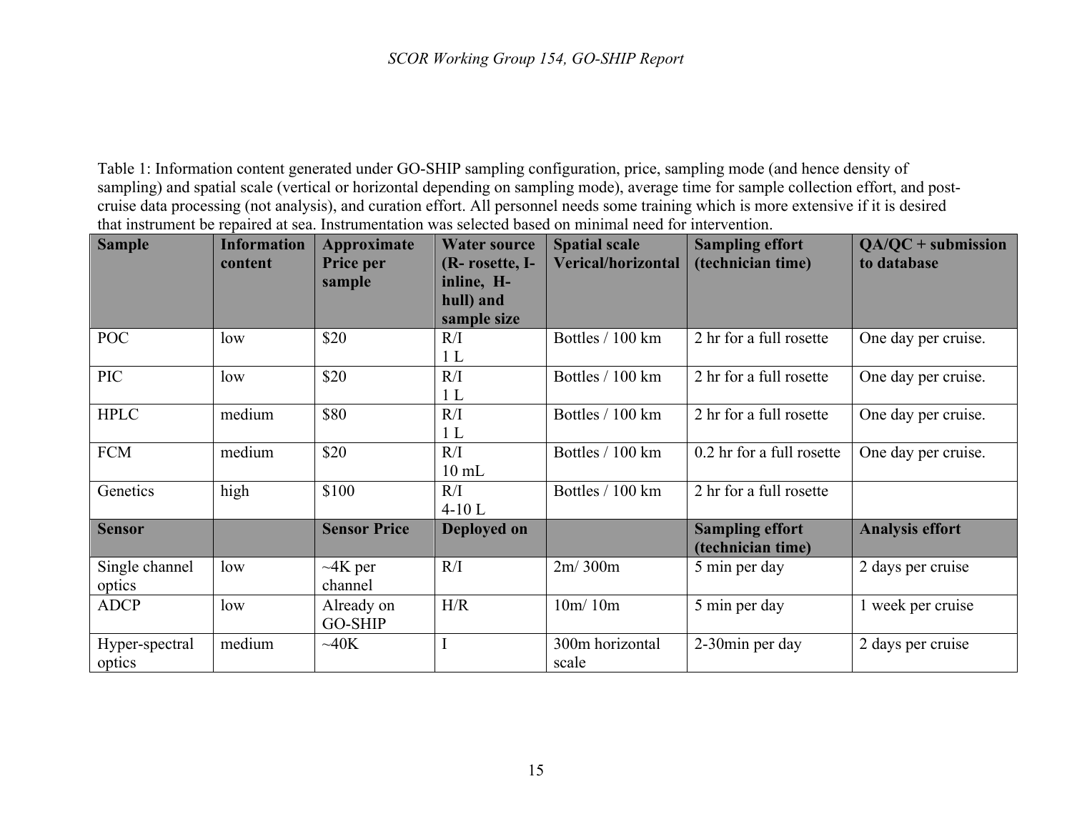Table 1: Information content generated under GO-SHIP sampling configuration, price, sampling mode (and hence density of sampling) and spatial scale (vertical or horizontal depending on sampling mode), average time for sample collection effort, and post-cruise data processing (not analysis), and curation effort. All personnel needs some training which is more extensive if it is desired that instrument be repaired at sea. Instrumentation was selected based on minimal need for intervention.

| **Sample** | **Information content** | **Approximate Price per sample** | **Water source (R- rosette, I- inline, H- hull) and sample size** | **Spatial scale Verical/horizontal** | **Sampling effort (technician time)** | **QA/QC + submission to database** |
|---|---|---|---|---|---|---|
| POC | low | $20 | R/I<br>1 L | Bottles / 100 km | 2 hr for a full rosette | One day per cruise. |
| PIC | low | $20 | R/I<br>1 L | Bottles / 100 km | 2 hr for a full rosette | One day per cruise. |
| HPLC | medium | $80 | R/I<br>1 L | Bottles / 100 km | 2 hr for a full rosette | One day per cruise. |
| FCM | medium | $20 | R/I<br>10 mL | Bottles / 100 km | 0.2 hr for a full rosette | One day per cruise. |
| Genetics | high | $100 | R/I<br>4-10 L | Bottles / 100 km | 2 hr for a full rosette | |
| **Sensor** | | **Sensor Price** | **Deployed on** | | **Sampling effort (technician time)** | **Analysis effort** |
| Single channel optics | low | ~4K per channel | R/I | 2m/ 300m | 5 min per day | 2 days per cruise |
| ADCP | low | Already on GO-SHIP | H/R | 10m/ 10m | 5 min per day | 1 week per cruise |
| Hyper-spectral optics | medium | ~40K | I | 300m horizontal scale | 2-30min per day | 2 days per cruise |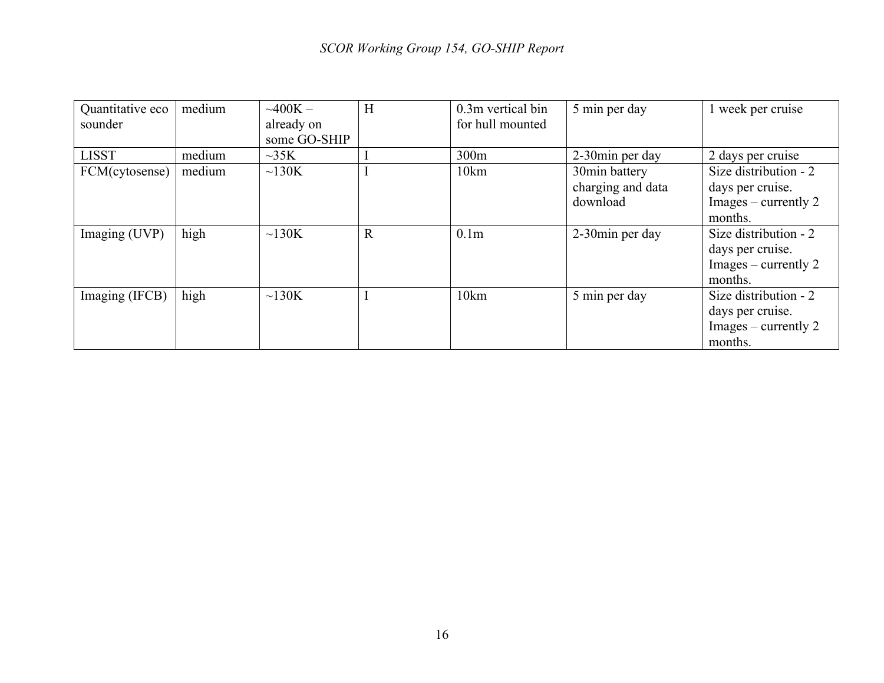| Quantitative eco sounder | medium | ~400K – already on some GO-SHIP | H | 0.3m vertical bin for hull mounted | 5 min per day | 1 week per cruise |
|---|---|---|---|---|---|---|
| LISST | medium | ~35K | I | 300m | 2-30min per day | 2 days per cruise |
| FCM(cytosense) | medium | ~130K | I | 10km | 30min battery charging and data download | Size distribution - 2 days per cruise. Images – currently 2 months. |
| Imaging (UVP) | high | ~130K | R | 0.1m | 2-30min per day | Size distribution - 2 days per cruise. Images – currently 2 months. |
| Imaging (IFCB) | high | ~130K | I | 10km | 5 min per day | Size distribution - 2 days per cruise. Images – currently 2 months. |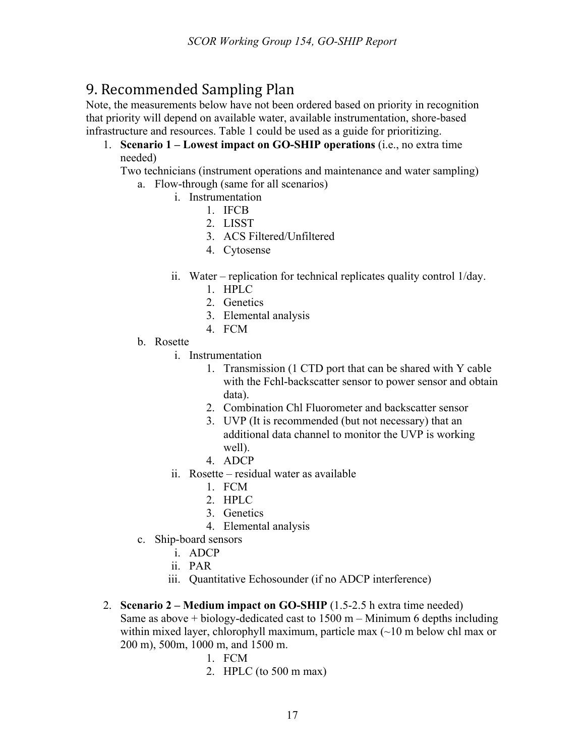## 9. Recommended Sampling Plan

Note, the measurements below have not been ordered based on priority in recognition that priority will depend on available water, available instrumentation, shore-based infrastructure and resources. Table 1 could be used as a guide for prioritizing.

1. **Scenario 1 – Lowest impact on GO-SHIP operations** (i.e., no extra time needed)
   Two technicians (instrument operations and maintenance and water sampling)
   a. Flow-through (same for all scenarios)
      i. Instrumentation
         1. IFCB
         2. LISST
         3. ACS Filtered/Unfiltered
         4. Cytosense
      ii. Water – replication for technical replicates quality control 1/day.
         1. HPLC
         2. Genetics
         3. Elemental analysis
         4. FCM
   b. Rosette
      i. Instrumentation
         1. Transmission (1 CTD port that can be shared with Y cable with the Fchl-backscatter sensor to power sensor and obtain data).
         2. Combination Chl Fluorometer and backscatter sensor
         3. UVP (It is recommended (but not necessary) that an additional data channel to monitor the UVP is working well).
         4. ADCP
      ii. Rosette – residual water as available
         1. FCM
         2. HPLC
         3. Genetics
         4. Elemental analysis
   c. Ship-board sensors
      i. ADCP
      ii. PAR
      iii. Quantitative Echosounder (if no ADCP interference)

2. **Scenario 2 – Medium impact on GO-SHIP** (1.5-2.5 h extra time needed)
   Same as above + biology-dedicated cast to 1500 m – Minimum 6 depths including within mixed layer, chlorophyll maximum, particle max (~10 m below chl max or 200 m), 500m, 1000 m, and 1500 m.
   1. FCM
   2. HPLC (to 500 m max)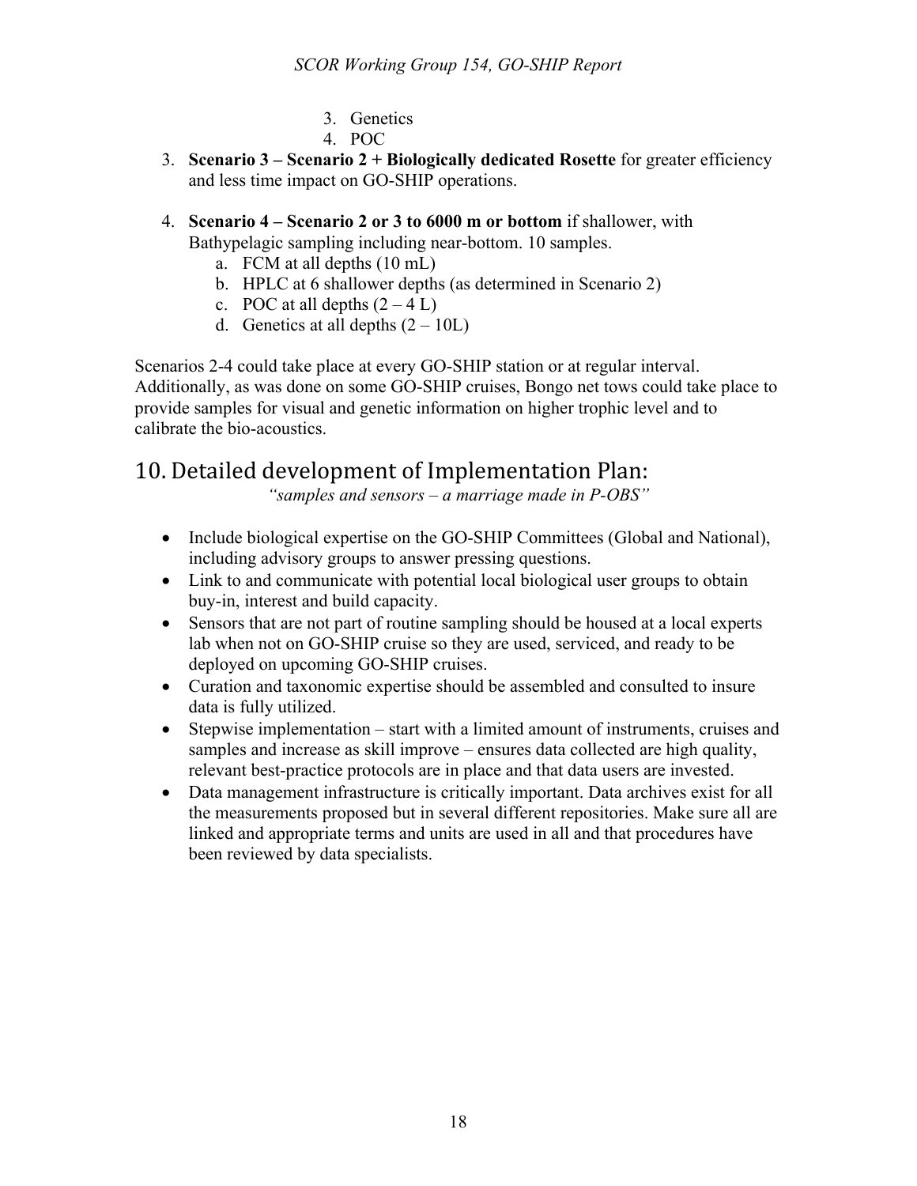3. Genetics
    4. POC

3. **Scenario 3 – Scenario 2 + Biologically dedicated Rosette** for greater efficiency and less time impact on GO-SHIP operations.

4. **Scenario 4 – Scenario 2 or 3 to 6000 m or bottom** if shallower, with Bathypelagic sampling including near-bottom. 10 samples.
    a. FCM at all depths (10 mL)
    b. HPLC at 6 shallower depths (as determined in Scenario 2)
    c. POC at all depths (2 – 4 L)
    d. Genetics at all depths (2 – 10L)

Scenarios 2-4 could take place at every GO-SHIP station or at regular interval. Additionally, as was done on some GO-SHIP cruises, Bongo net tows could take place to provide samples for visual and genetic information on higher trophic level and to calibrate the bio-acoustics.

# 10. Detailed development of Implementation Plan:

*"samples and sensors – a marriage made in P-OBS"*

- Include biological expertise on the GO-SHIP Committees (Global and National), including advisory groups to answer pressing questions.
- Link to and communicate with potential local biological user groups to obtain buy-in, interest and build capacity.
- Sensors that are not part of routine sampling should be housed at a local experts lab when not on GO-SHIP cruise so they are used, serviced, and ready to be deployed on upcoming GO-SHIP cruises.
- Curation and taxonomic expertise should be assembled and consulted to insure data is fully utilized.
- Stepwise implementation – start with a limited amount of instruments, cruises and samples and increase as skill improve – ensures data collected are high quality, relevant best-practice protocols are in place and that data users are invested.
- Data management infrastructure is critically important. Data archives exist for all the measurements proposed but in several different repositories. Make sure all are linked and appropriate terms and units are used in all and that procedures have been reviewed by data specialists.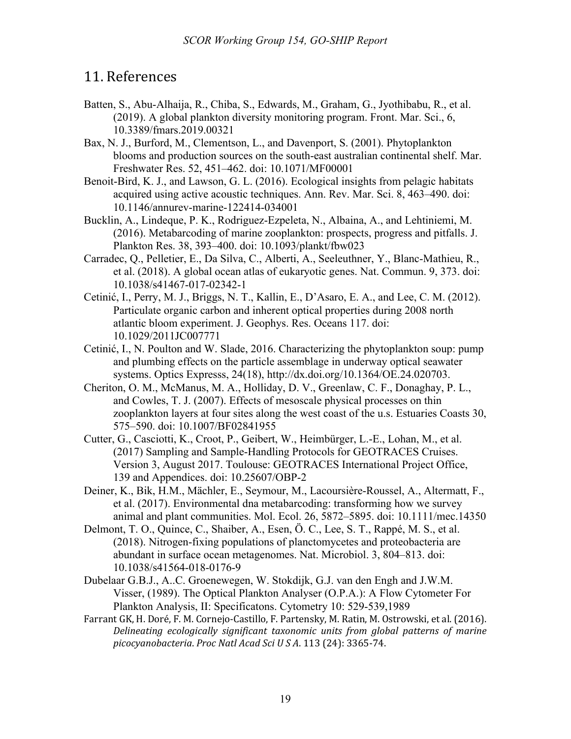# 11. References

Batten, S., Abu-Alhaija, R., Chiba, S., Edwards, M., Graham, G., Jyothibabu, R., et al. (2019). A global plankton diversity monitoring program. Front. Mar. Sci., 6, 10.3389/fmars.2019.00321

Bax, N. J., Burford, M., Clementson, L., and Davenport, S. (2001). Phytoplankton blooms and production sources on the south-east australian continental shelf. Mar. Freshwater Res. 52, 451–462. doi: 10.1071/MF00001

Benoit-Bird, K. J., and Lawson, G. L. (2016). Ecological insights from pelagic habitats acquired using active acoustic techniques. Ann. Rev. Mar. Sci. 8, 463–490. doi: 10.1146/annurev-marine-122414-034001

Bucklin, A., Lindeque, P. K., Rodriguez-Ezpeleta, N., Albaina, A., and Lehtiniemi, M. (2016). Metabarcoding of marine zooplankton: prospects, progress and pitfalls. J. Plankton Res. 38, 393–400. doi: 10.1093/plankt/fbw023

Carradec, Q., Pelletier, E., Da Silva, C., Alberti, A., Seeleuthner, Y., Blanc-Mathieu, R., et al. (2018). A global ocean atlas of eukaryotic genes. Nat. Commun. 9, 373. doi: 10.1038/s41467-017-02342-1

Cetinić, I., Perry, M. J., Briggs, N. T., Kallin, E., D'Asaro, E. A., and Lee, C. M. (2012). Particulate organic carbon and inherent optical properties during 2008 north atlantic bloom experiment. J. Geophys. Res. Oceans 117. doi: 10.1029/2011JC007771

Cetinić, I., N. Poulton and W. Slade, 2016. Characterizing the phytoplankton soup: pump and plumbing effects on the particle assemblage in underway optical seawater systems. Optics Expresss, 24(18), http://dx.doi.org/10.1364/OE.24.020703.

Cheriton, O. M., McManus, M. A., Holliday, D. V., Greenlaw, C. F., Donaghay, P. L., and Cowles, T. J. (2007). Effects of mesoscale physical processes on thin zooplankton layers at four sites along the west coast of the u.s. Estuaries Coasts 30, 575–590. doi: 10.1007/BF02841955

Cutter, G., Casciotti, K., Croot, P., Geibert, W., Heimbürger, L.-E., Lohan, M., et al. (2017) Sampling and Sample-Handling Protocols for GEOTRACES Cruises. Version 3, August 2017. Toulouse: GEOTRACES International Project Office, 139 and Appendices. doi: 10.25607/OBP-2

Deiner, K., Bik, H.M., Mächler, E., Seymour, M., Lacoursière-Roussel, A., Altermatt, F., et al. (2017). Environmental dna metabarcoding: transforming how we survey animal and plant communities. Mol. Ecol. 26, 5872–5895. doi: 10.1111/mec.14350

Delmont, T. O., Quince, C., Shaiber, A., Esen, Ö. C., Lee, S. T., Rappé, M. S., et al. (2018). Nitrogen-fixing populations of planctomycetes and proteobacteria are abundant in surface ocean metagenomes. Nat. Microbiol. 3, 804–813. doi: 10.1038/s41564-018-0176-9

Dubelaar G.B.J., A..C. Groenewegen, W. Stokdijk, G.J. van den Engh and J.W.M. Visser, (1989). The Optical Plankton Analyser (O.P.A.): A Flow Cytometer For Plankton Analysis, II: Specificatons. Cytometry 10: 529-539,1989

Farrant GK, H. Doré, F. M. Cornejo-Castillo, F. Partensky, M. Ratin, M. Ostrowski, et al. (2016). *Delineating ecologically significant taxonomic units from global patterns of marine picocyanobacteria. Proc Natl Acad Sci U S A*. 113 (24): 3365-74.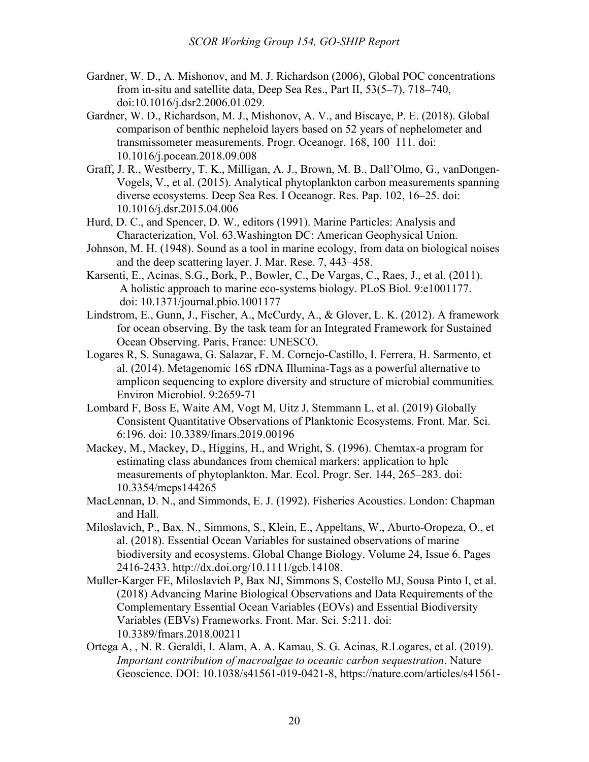Gardner, W. D., A. Mishonov, and M. J. Richardson (2006), Global POC concentrations from in-situ and satellite data, Deep Sea Res., Part II, 53(5–7), 718–740, doi:10.1016/j.dsr2.2006.01.029.

Gardner, W. D., Richardson, M. J., Mishonov, A. V., and Biscaye, P. E. (2018). Global comparison of benthic nepheloid layers based on 52 years of nephelometer and transmissometer measurements. Progr. Oceanogr. 168, 100–111. doi: 10.1016/j.pocean.2018.09.008

Graff, J. R., Westberry, T. K., Milligan, A. J., Brown, M. B., Dall'Olmo, G., vanDongen-Vogels, V., et al. (2015). Analytical phytoplankton carbon measurements spanning diverse ecosystems. Deep Sea Res. I Oceanogr. Res. Pap. 102, 16–25. doi: 10.1016/j.dsr.2015.04.006

Hurd, D. C., and Spencer, D. W., editors (1991). Marine Particles: Analysis and Characterization, Vol. 63.Washington DC: American Geophysical Union.

Johnson, M. H. (1948). Sound as a tool in marine ecology, from data on biological noises and the deep scattering layer. J. Mar. Rese. 7, 443–458.

Karsenti, E., Acinas, S.G., Bork, P., Bowler, C., De Vargas, C., Raes, J., et al. (2011). A holistic approach to marine eco-systems biology. PLoS Biol. 9:e1001177. doi: 10.1371/journal.pbio.1001177

Lindstrom, E., Gunn, J., Fischer, A., McCurdy, A., & Glover, L. K. (2012). A framework for ocean observing. By the task team for an Integrated Framework for Sustained Ocean Observing. Paris, France: UNESCO.

Logares R, S. Sunagawa, G. Salazar, F. M. Cornejo-Castillo, I. Ferrera, H. Sarmento, et al. (2014). Metagenomic 16S rDNA Illumina-Tags as a powerful alternative to amplicon sequencing to explore diversity and structure of microbial communities*.* Environ Microbiol. 9:2659-71

Lombard F, Boss E, Waite AM, Vogt M, Uitz J, Stemmann L, et al. (2019) Globally Consistent Quantitative Observations of Planktonic Ecosystems. Front. Mar. Sci. 6:196. doi: 10.3389/fmars.2019.00196

Mackey, M., Mackey, D., Higgins, H., and Wright, S. (1996). Chemtax-a program for estimating class abundances from chemical markers: application to hplc measurements of phytoplankton. Mar. Ecol. Progr. Ser. 144, 265–283. doi: 10.3354/meps144265

MacLennan, D. N., and Simmonds, E. J. (1992). Fisheries Acoustics. London: Chapman and Hall.

Miloslavich, P., Bax, N., Simmons, S., Klein, E., Appeltans, W., Aburto-Oropeza, O., et al. (2018). Essential Ocean Variables for sustained observations of marine biodiversity and ecosystems. Global Change Biology. Volume 24, Issue 6. Pages 2416-2433. http://dx.doi.org/10.1111/gcb.14108.

Muller-Karger FE, Miloslavich P, Bax NJ, Simmons S, Costello MJ, Sousa Pinto I, et al. (2018) Advancing Marine Biological Observations and Data Requirements of the Complementary Essential Ocean Variables (EOVs) and Essential Biodiversity Variables (EBVs) Frameworks. Front. Mar. Sci. 5:211. doi: 10.3389/fmars.2018.00211

Ortega A, , N. R. Geraldi, I. Alam, A. A. Kamau, S. G. Acinas, R.Logares, et al. (2019). *Important contribution of macroalgae to oceanic carbon sequestration*. Nature Geoscience. DOI: 10.1038/s41561-019-0421-8, https://nature.com/articles/s41561-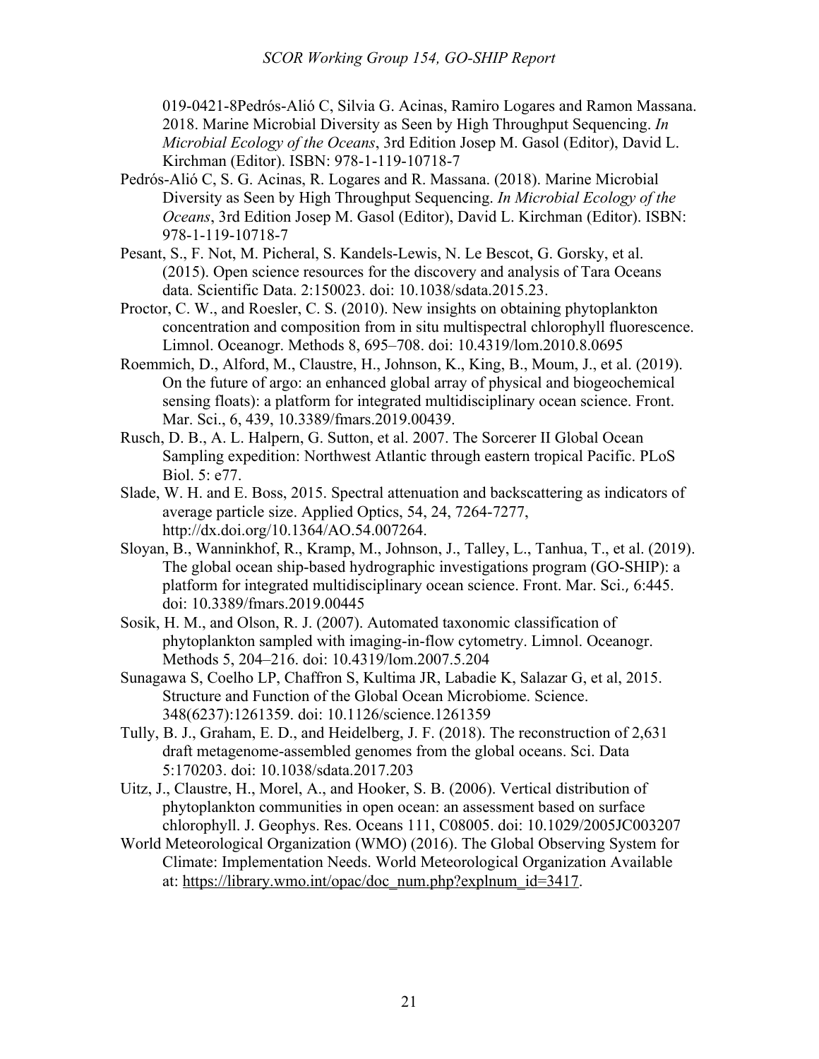019-0421-8Pedrós-Alió C, Silvia G. Acinas, Ramiro Logares and Ramon Massana. 2018. Marine Microbial Diversity as Seen by High Throughput Sequencing. *In Microbial Ecology of the Oceans*, 3rd Edition Josep M. Gasol (Editor), David L. Kirchman (Editor). ISBN: 978-1-119-10718-7

Pedrós-Alió C, S. G. Acinas, R. Logares and R. Massana. (2018). Marine Microbial Diversity as Seen by High Throughput Sequencing. *In Microbial Ecology of the Oceans*, 3rd Edition Josep M. Gasol (Editor), David L. Kirchman (Editor). ISBN: 978-1-119-10718-7

Pesant, S., F. Not, M. Picheral, S. Kandels-Lewis, N. Le Bescot, G. Gorsky, et al. (2015). Open science resources for the discovery and analysis of Tara Oceans data. Scientific Data. 2:150023. doi: 10.1038/sdata.2015.23.

Proctor, C. W., and Roesler, C. S. (2010). New insights on obtaining phytoplankton concentration and composition from in situ multispectral chlorophyll fluorescence. Limnol. Oceanogr. Methods 8, 695–708. doi: 10.4319/lom.2010.8.0695

Roemmich, D., Alford, M., Claustre, H., Johnson, K., King, B., Moum, J., et al. (2019). On the future of argo: an enhanced global array of physical and biogeochemical sensing floats): a platform for integrated multidisciplinary ocean science. Front. Mar. Sci., 6, 439, 10.3389/fmars.2019.00439.

Rusch, D. B., A. L. Halpern, G. Sutton, et al. 2007. The Sorcerer II Global Ocean Sampling expedition: Northwest Atlantic through eastern tropical Pacific. PLoS Biol. 5: e77.

Slade, W. H. and E. Boss, 2015. Spectral attenuation and backscattering as indicators of average particle size. Applied Optics, 54, 24, 7264-7277, http://dx.doi.org/10.1364/AO.54.007264.

Sloyan, B., Wanninkhof, R., Kramp, M., Johnson, J., Talley, L., Tanhua, T., et al. (2019). The global ocean ship-based hydrographic investigations program (GO-SHIP): a platform for integrated multidisciplinary ocean science. Front. Mar. Sci., 6:445. doi: 10.3389/fmars.2019.00445

Sosik, H. M., and Olson, R. J. (2007). Automated taxonomic classification of phytoplankton sampled with imaging-in-flow cytometry. Limnol. Oceanogr. Methods 5, 204–216. doi: 10.4319/lom.2007.5.204

Sunagawa S, Coelho LP, Chaffron S, Kultima JR, Labadie K, Salazar G, et al, 2015. Structure and Function of the Global Ocean Microbiome. Science. 348(6237):1261359. doi: 10.1126/science.1261359

Tully, B. J., Graham, E. D., and Heidelberg, J. F. (2018). The reconstruction of 2,631 draft metagenome-assembled genomes from the global oceans. Sci. Data 5:170203. doi: 10.1038/sdata.2017.203

Uitz, J., Claustre, H., Morel, A., and Hooker, S. B. (2006). Vertical distribution of phytoplankton communities in open ocean: an assessment based on surface chlorophyll. J. Geophys. Res. Oceans 111, C08005. doi: 10.1029/2005JC003207

World Meteorological Organization (WMO) (2016). The Global Observing System for Climate: Implementation Needs. World Meteorological Organization Available at: https://library.wmo.int/opac/doc_num.php?explnum_id=3417.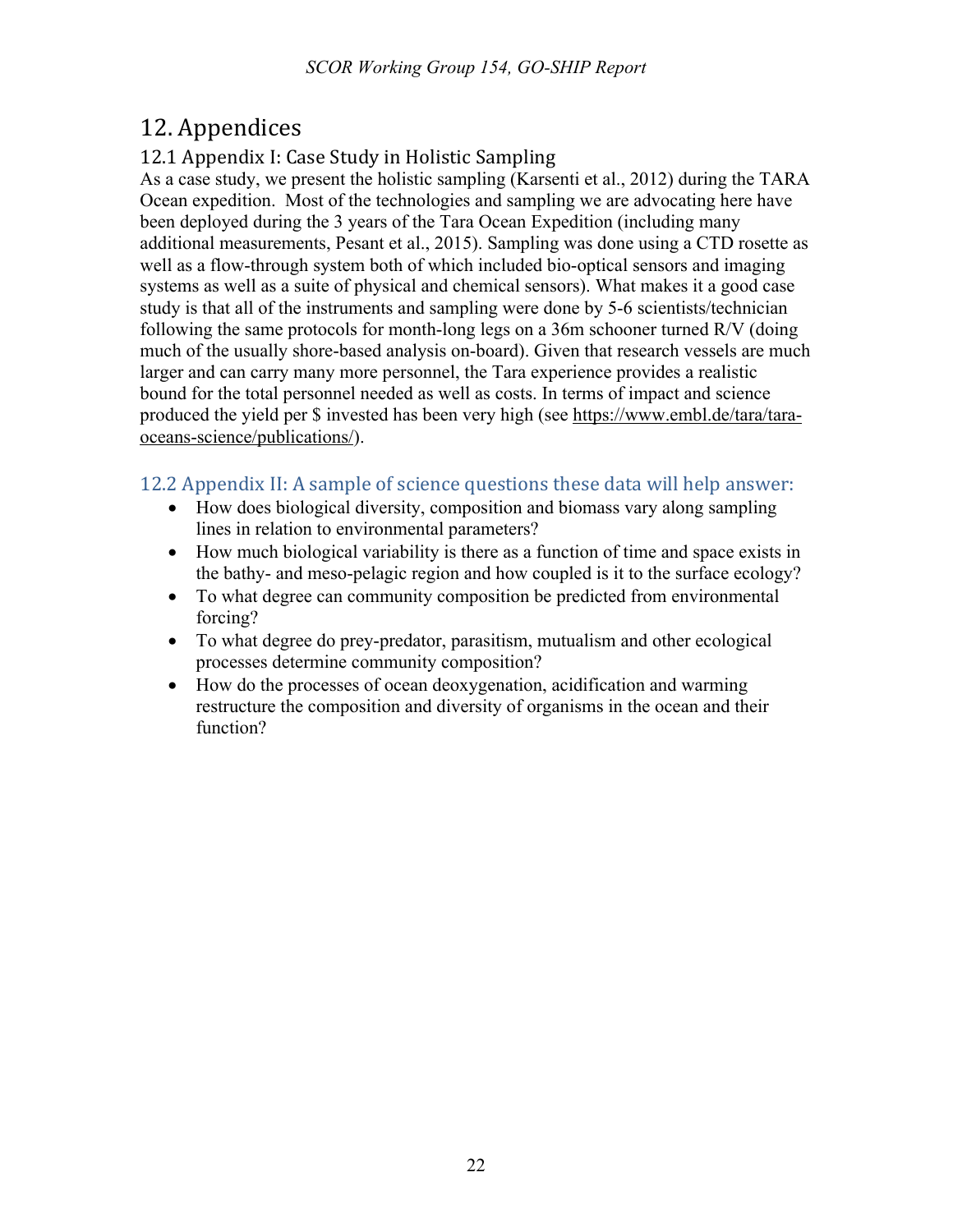# 12. Appendices

## 12.1 Appendix I: Case Study in Holistic Sampling

As a case study, we present the holistic sampling (Karsenti et al., 2012) during the TARA Ocean expedition. Most of the technologies and sampling we are advocating here have been deployed during the 3 years of the Tara Ocean Expedition (including many additional measurements, Pesant et al., 2015). Sampling was done using a CTD rosette as well as a flow-through system both of which included bio-optical sensors and imaging systems as well as a suite of physical and chemical sensors). What makes it a good case study is that all of the instruments and sampling were done by 5-6 scientists/technician following the same protocols for month-long legs on a 36m schooner turned R/V (doing much of the usually shore-based analysis on-board). Given that research vessels are much larger and can carry many more personnel, the Tara experience provides a realistic bound for the total personnel needed as well as costs. In terms of impact and science produced the yield per $ invested has been very high (see https://www.embl.de/tara/tara-oceans-science/publications/).

## 12.2 Appendix II: A sample of science questions these data will help answer:

- How does biological diversity, composition and biomass vary along sampling lines in relation to environmental parameters?
- How much biological variability is there as a function of time and space exists in the bathy- and meso-pelagic region and how coupled is it to the surface ecology?
- To what degree can community composition be predicted from environmental forcing?
- To what degree do prey-predator, parasitism, mutualism and other ecological processes determine community composition?
- How do the processes of ocean deoxygenation, acidification and warming restructure the composition and diversity of organisms in the ocean and their function?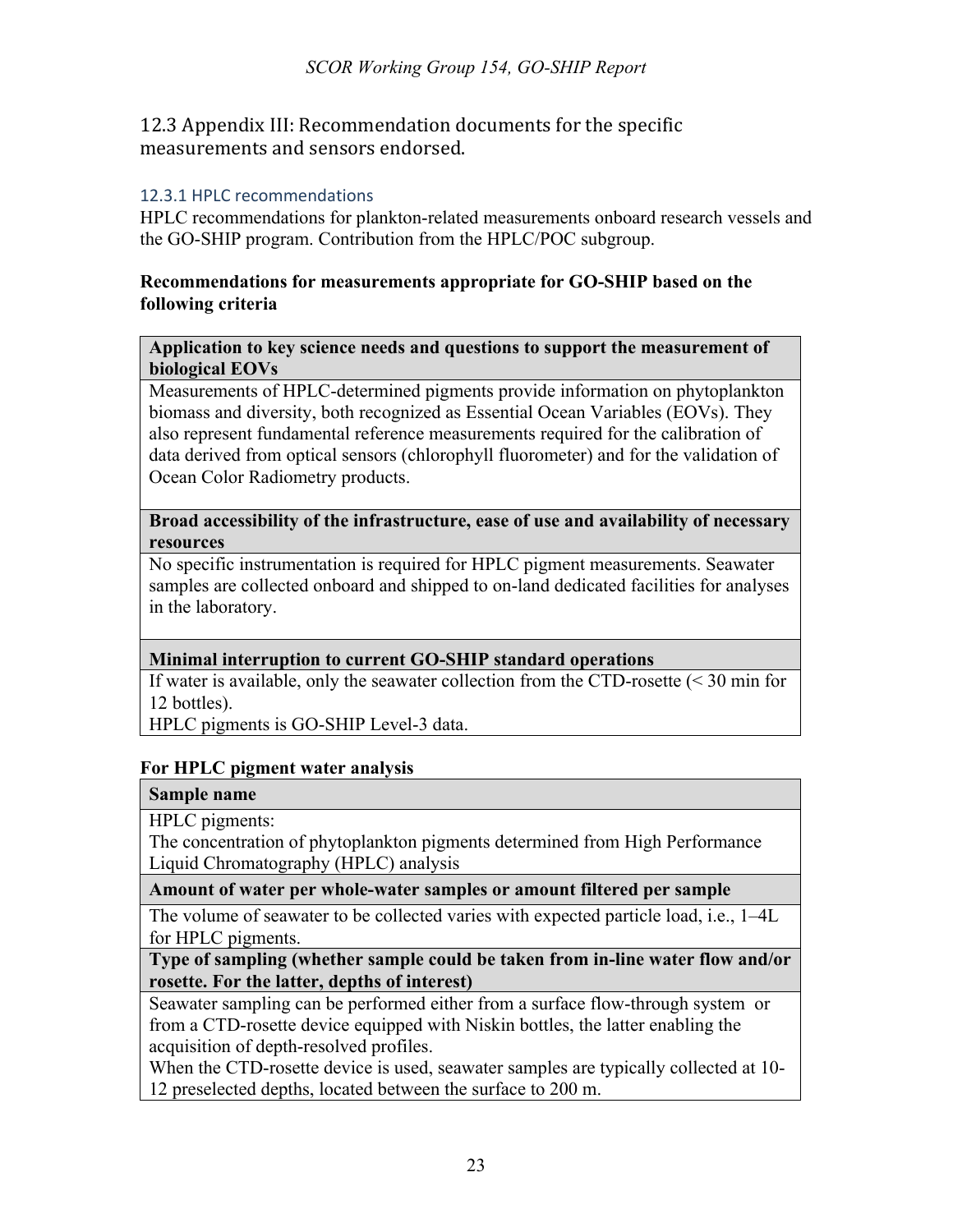## 12.3 Appendix III: Recommendation documents for the specific measurements and sensors endorsed.

### 12.3.1 HPLC recommendations

HPLC recommendations for plankton-related measurements onboard research vessels and the GO-SHIP program. Contribution from the HPLC/POC subgroup.

**Recommendations for measurements appropriate for GO-SHIP based on the following criteria**

| **Application to key science needs and questions to support the measurement of biological EOVs** |
|---|
| Measurements of HPLC-determined pigments provide information on phytoplankton biomass and diversity, both recognized as Essential Ocean Variables (EOVs). They also represent fundamental reference measurements required for the calibration of data derived from optical sensors (chlorophyll fluorometer) and for the validation of Ocean Color Radiometry products. |
| **Broad accessibility of the infrastructure, ease of use and availability of necessary resources** |
| No specific instrumentation is required for HPLC pigment measurements. Seawater samples are collected onboard and shipped to on-land dedicated facilities for analyses in the laboratory. |
| **Minimal interruption to current GO-SHIP standard operations** |
| If water is available, only the seawater collection from the CTD-rosette (< 30 min for 12 bottles).<br>HPLC pigments is GO-SHIP Level-3 data. |

**For HPLC pigment water analysis**

| **Sample name** |
|---|
| HPLC pigments:<br>The concentration of phytoplankton pigments determined from High Performance Liquid Chromatography (HPLC) analysis |
| **Amount of water per whole-water samples or amount filtered per sample** |
| The volume of seawater to be collected varies with expected particle load, i.e., 1–4L for HPLC pigments. |
| **Type of sampling (whether sample could be taken from in-line water flow and/or rosette. For the latter, depths of interest)** |
| Seawater sampling can be performed either from a surface flow-through system or from a CTD-rosette device equipped with Niskin bottles, the latter enabling the acquisition of depth-resolved profiles.<br>When the CTD-rosette device is used, seawater samples are typically collected at 10-12 preselected depths, located between the surface to 200 m. |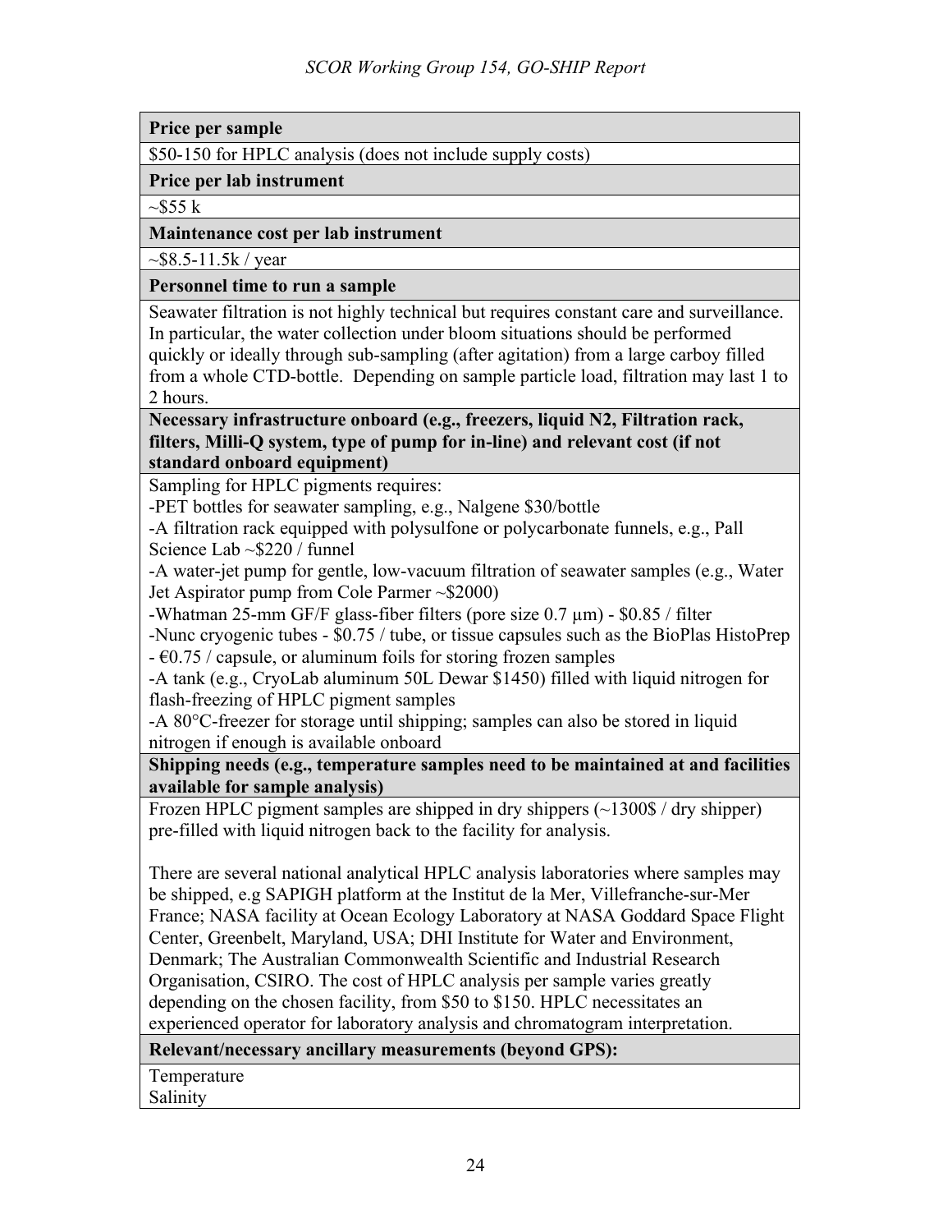| **Price per sample** |
|---|
| $50-150 for HPLC analysis (does not include supply costs) |
| **Price per lab instrument** |
| ~$55 k |
| **Maintenance cost per lab instrument** |
| ~$8.5-11.5k / year |
| **Personnel time to run a sample** |
| Seawater filtration is not highly technical but requires constant care and surveillance. In particular, the water collection under bloom situations should be performed quickly or ideally through sub-sampling (after agitation) from a large carboy filled from a whole CTD-bottle. Depending on sample particle load, filtration may last 1 to 2 hours. |
| **Necessary infrastructure onboard (e.g., freezers, liquid N2, Filtration rack, filters, Milli-Q system, type of pump for in-line) and relevant cost (if not standard onboard equipment)** |
| Sampling for HPLC pigments requires:<br>-PET bottles for seawater sampling, e.g., Nalgene $30/bottle<br>-A filtration rack equipped with polysulfone or polycarbonate funnels, e.g., Pall Science Lab ~$220 / funnel<br>-A water-jet pump for gentle, low-vacuum filtration of seawater samples (e.g., Water Jet Aspirator pump from Cole Parmer ~$2000)<br>-Whatman 25-mm GF/F glass-fiber filters (pore size 0.7 µm) - $0.85 / filter<br>-Nunc cryogenic tubes - $0.75 / tube, or tissue capsules such as the BioPlas HistoPrep - €0.75 / capsule, or aluminum foils for storing frozen samples<br>-A tank (e.g., CryoLab aluminum 50L Dewar $1450) filled with liquid nitrogen for flash-freezing of HPLC pigment samples<br>-A 80°C-freezer for storage until shipping; samples can also be stored in liquid nitrogen if enough is available onboard |
| **Shipping needs (e.g., temperature samples need to be maintained at and facilities available for sample analysis)** |
| Frozen HPLC pigment samples are shipped in dry shippers (~1300$ / dry shipper) pre-filled with liquid nitrogen back to the facility for analysis.<br><br>There are several national analytical HPLC analysis laboratories where samples may be shipped, e.g SAPIGH platform at the Institut de la Mer, Villefranche-sur-Mer France; NASA facility at Ocean Ecology Laboratory at NASA Goddard Space Flight Center, Greenbelt, Maryland, USA; DHI Institute for Water and Environment, Denmark; The Australian Commonwealth Scientific and Industrial Research Organisation, CSIRO. The cost of HPLC analysis per sample varies greatly depending on the chosen facility, from $50 to $150. HPLC necessitates an experienced operator for laboratory analysis and chromatogram interpretation. |
| **Relevant/necessary ancillary measurements (beyond GPS):** |
| Temperature<br>Salinity |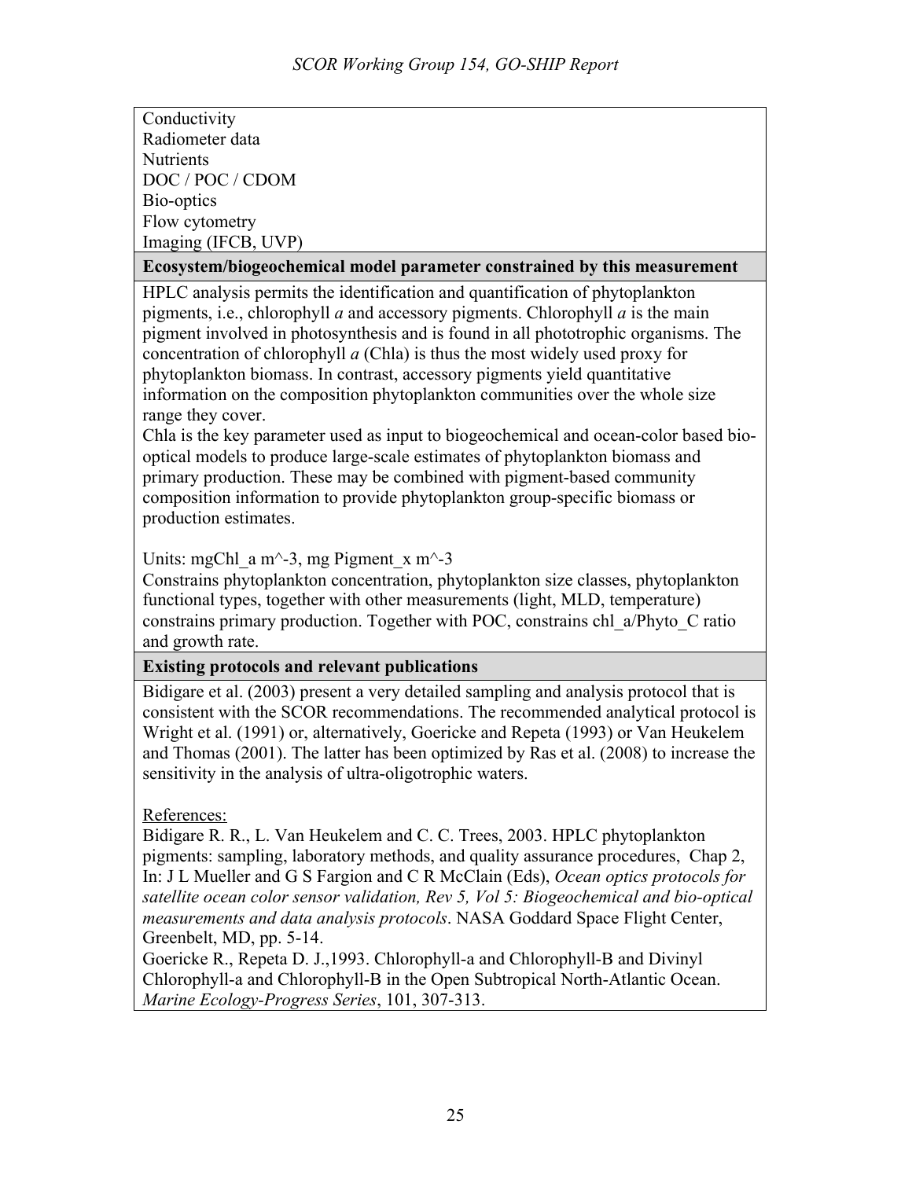Conductivity
Radiometer data
Nutrients
DOC / POC / CDOM
Bio-optics
Flow cytometry
Imaging (IFCB, UVP)

**Ecosystem/biogeochemical model parameter constrained by this measurement**

HPLC analysis permits the identification and quantification of phytoplankton pigments, i.e., chlorophyll *a* and accessory pigments. Chlorophyll *a* is the main pigment involved in photosynthesis and is found in all phototrophic organisms. The concentration of chlorophyll *a* (Chla) is thus the most widely used proxy for phytoplankton biomass. In contrast, accessory pigments yield quantitative information on the composition phytoplankton communities over the whole size range they cover.
Chla is the key parameter used as input to biogeochemical and ocean-color based bio-optical models to produce large-scale estimates of phytoplankton biomass and primary production. These may be combined with pigment-based community composition information to provide phytoplankton group-specific biomass or production estimates.

Units: mgChl_a m^-3, mg Pigment_x m^-3
Constrains phytoplankton concentration, phytoplankton size classes, phytoplankton functional types, together with other measurements (light, MLD, temperature) constrains primary production. Together with POC, constrains chl_a/Phyto_C ratio and growth rate.

**Existing protocols and relevant publications**

Bidigare et al. (2003) present a very detailed sampling and analysis protocol that is consistent with the SCOR recommendations. The recommended analytical protocol is Wright et al. (1991) or, alternatively, Goericke and Repeta (1993) or Van Heukelem and Thomas (2001). The latter has been optimized by Ras et al. (2008) to increase the sensitivity in the analysis of ultra-oligotrophic waters.

References:
Bidigare R. R., L. Van Heukelem and C. C. Trees, 2003. HPLC phytoplankton pigments: sampling, laboratory methods, and quality assurance procedures, Chap 2, In: J L Mueller and G S Fargion and C R McClain (Eds), *Ocean optics protocols for satellite ocean color sensor validation, Rev 5, Vol 5: Biogeochemical and bio-optical measurements and data analysis protocols*. NASA Goddard Space Flight Center, Greenbelt, MD, pp. 5-14.
Goericke R., Repeta D. J.,1993. Chlorophyll-a and Chlorophyll-B and Divinyl Chlorophyll-a and Chlorophyll-B in the Open Subtropical North-Atlantic Ocean. *Marine Ecology-Progress Series*, 101, 307-313.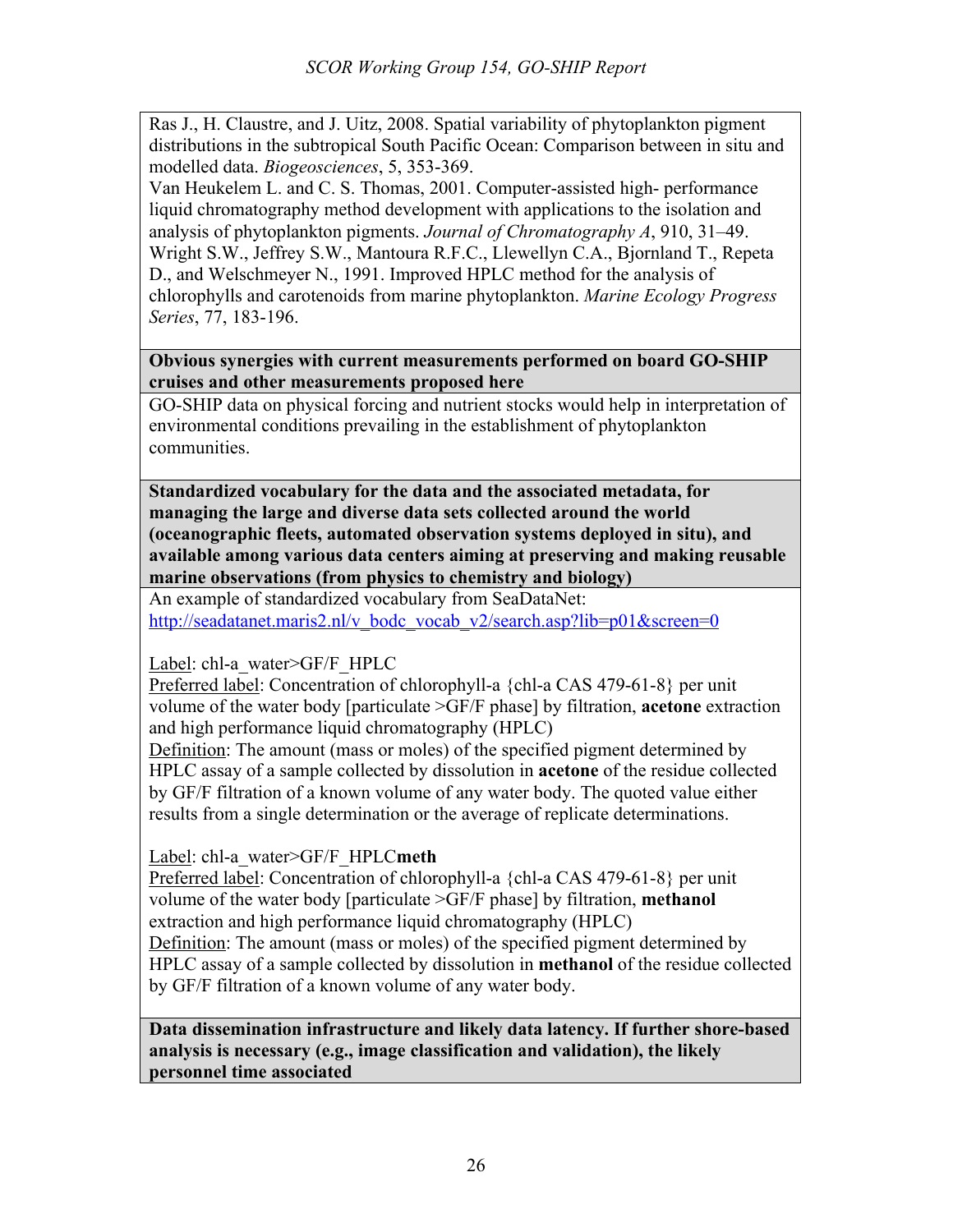Ras J., H. Claustre, and J. Uitz, 2008. Spatial variability of phytoplankton pigment distributions in the subtropical South Pacific Ocean: Comparison between in situ and modelled data. *Biogeosciences*, 5, 353-369.
Van Heukelem L. and C. S. Thomas, 2001. Computer-assisted high- performance liquid chromatography method development with applications to the isolation and analysis of phytoplankton pigments. *Journal of Chromatography A*, 910, 31–49.
Wright S.W., Jeffrey S.W., Mantoura R.F.C., Llewellyn C.A., Bjornland T., Repeta D., and Welschmeyer N., 1991. Improved HPLC method for the analysis of chlorophylls and carotenoids from marine phytoplankton. *Marine Ecology Progress Series*, 77, 183-196.

**Obvious synergies with current measurements performed on board GO-SHIP cruises and other measurements proposed here**

GO-SHIP data on physical forcing and nutrient stocks would help in interpretation of environmental conditions prevailing in the establishment of phytoplankton communities.

**Standardized vocabulary for the data and the associated metadata, for managing the large and diverse data sets collected around the world (oceanographic fleets, automated observation systems deployed in situ), and available among various data centers aiming at preserving and making reusable marine observations (from physics to chemistry and biology)**

An example of standardized vocabulary from SeaDataNet:
http://seadatanet.maris2.nl/v_bodc_vocab_v2/search.asp?lib=p01&screen=0

Label: chl-a_water>GF/F_HPLC
Preferred label: Concentration of chlorophyll-a {chl-a CAS 479-61-8} per unit volume of the water body [particulate >GF/F phase] by filtration, **acetone** extraction and high performance liquid chromatography (HPLC)
Definition: The amount (mass or moles) of the specified pigment determined by HPLC assay of a sample collected by dissolution in **acetone** of the residue collected by GF/F filtration of a known volume of any water body. The quoted value either results from a single determination or the average of replicate determinations.

Label: chl-a_water>GF/F_HPLC**meth**
Preferred label: Concentration of chlorophyll-a {chl-a CAS 479-61-8} per unit volume of the water body [particulate >GF/F phase] by filtration, **methanol** extraction and high performance liquid chromatography (HPLC)
Definition: The amount (mass or moles) of the specified pigment determined by HPLC assay of a sample collected by dissolution in **methanol** of the residue collected by GF/F filtration of a known volume of any water body.

**Data dissemination infrastructure and likely data latency. If further shore-based analysis is necessary (e.g., image classification and validation), the likely personnel time associated**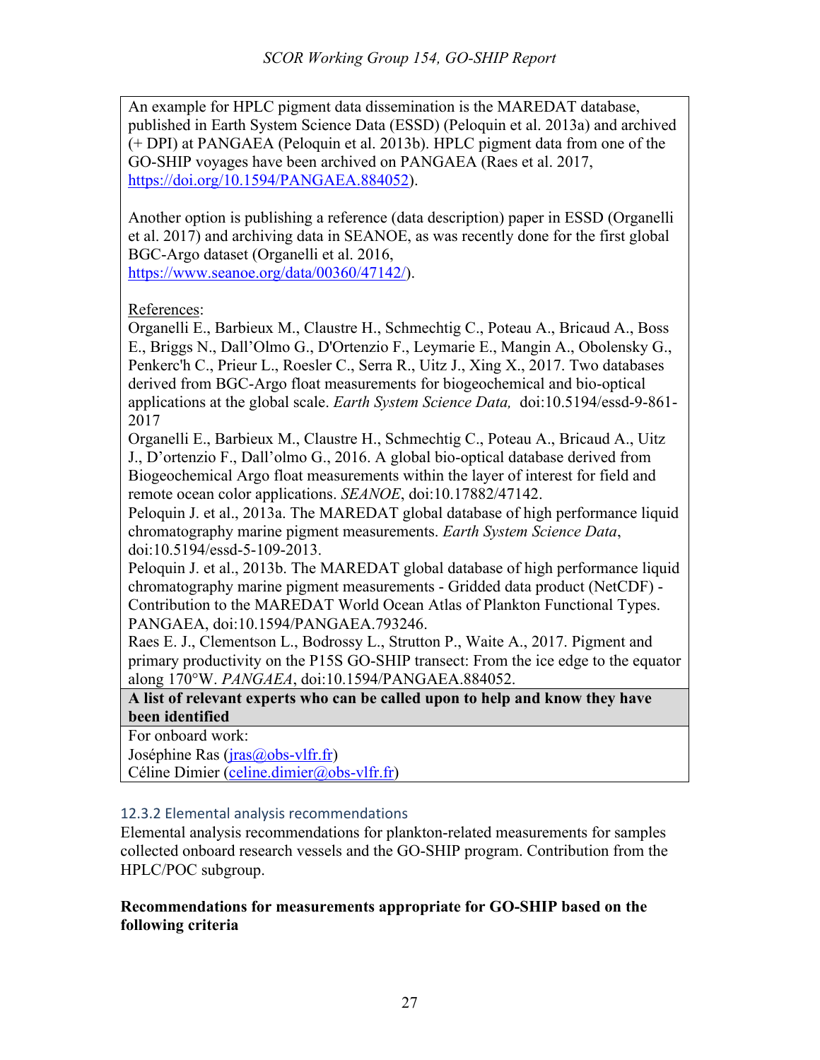An example for HPLC pigment data dissemination is the MAREDAT database, published in Earth System Science Data (ESSD) (Peloquin et al. 2013a) and archived (+ DPI) at PANGAEA (Peloquin et al. 2013b). HPLC pigment data from one of the GO-SHIP voyages have been archived on PANGAEA (Raes et al. 2017, https://doi.org/10.1594/PANGAEA.884052).

Another option is publishing a reference (data description) paper in ESSD (Organelli et al. 2017) and archiving data in SEANOE, as was recently done for the first global BGC-Argo dataset (Organelli et al. 2016, https://www.seanoe.org/data/00360/47142/).

References:

Organelli E., Barbieux M., Claustre H., Schmechtig C., Poteau A., Bricaud A., Boss E., Briggs N., Dall'Olmo G., D'Ortenzio F., Leymarie E., Mangin A., Obolensky G., Penkerc'h C., Prieur L., Roesler C., Serra R., Uitz J., Xing X., 2017. Two databases derived from BGC-Argo float measurements for biogeochemical and bio-optical applications at the global scale. *Earth System Science Data,* doi:10.5194/essd-9-861-2017

Organelli E., Barbieux M., Claustre H., Schmechtig C., Poteau A., Bricaud A., Uitz J., D'ortenzio F., Dall'olmo G., 2016. A global bio-optical database derived from Biogeochemical Argo float measurements within the layer of interest for field and remote ocean color applications. *SEANOE*, doi:10.17882/47142.

Peloquin J. et al., 2013a. The MAREDAT global database of high performance liquid chromatography marine pigment measurements. *Earth System Science Data*, doi:10.5194/essd-5-109-2013.

Peloquin J. et al., 2013b. The MAREDAT global database of high performance liquid chromatography marine pigment measurements - Gridded data product (NetCDF) - Contribution to the MAREDAT World Ocean Atlas of Plankton Functional Types. PANGAEA, doi:10.1594/PANGAEA.793246.

Raes E. J., Clementson L., Bodrossy L., Strutton P., Waite A., 2017. Pigment and primary productivity on the P15S GO-SHIP transect: From the ice edge to the equator along 170°W. *PANGAEA*, doi:10.1594/PANGAEA.884052.

**A list of relevant experts who can be called upon to help and know they have been identified**

For onboard work:
Joséphine Ras (jras@obs-vlfr.fr)
Céline Dimier (celine.dimier@obs-vlfr.fr)

### 12.3.2 Elemental analysis recommendations

Elemental analysis recommendations for plankton-related measurements for samples collected onboard research vessels and the GO-SHIP program. Contribution from the HPLC/POC subgroup.

**Recommendations for measurements appropriate for GO-SHIP based on the following criteria**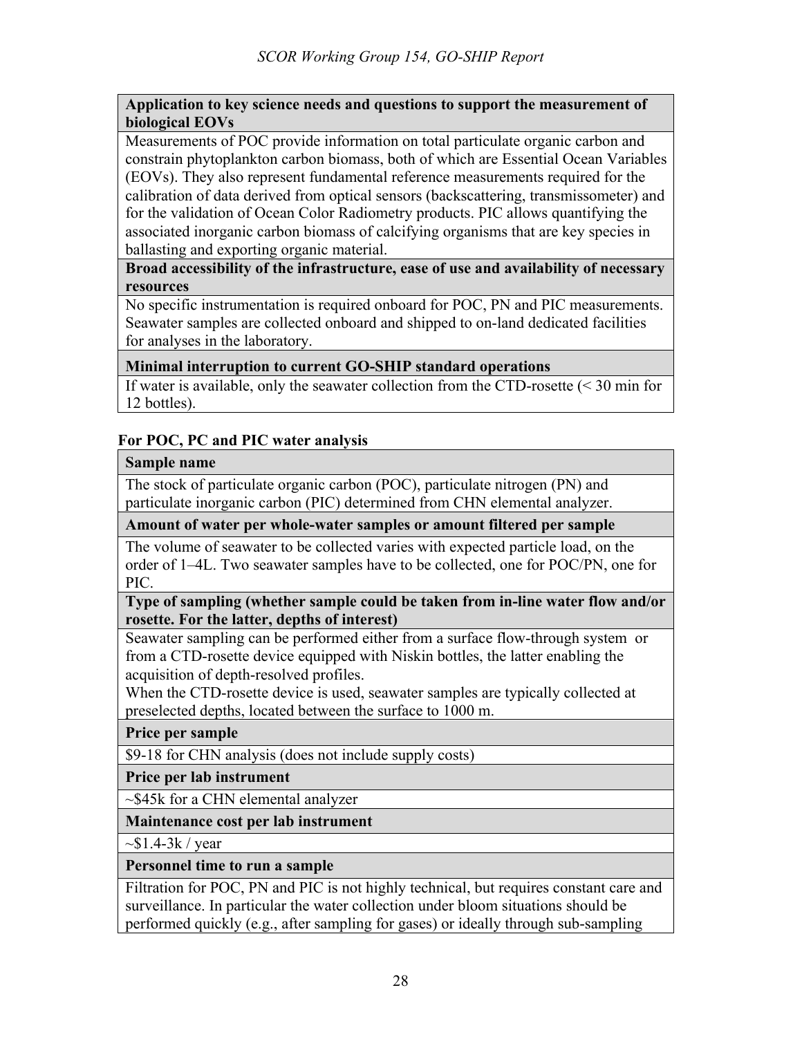| **Application to key science needs and questions to support the measurement of biological EOVs** |
| --- |
| Measurements of POC provide information on total particulate organic carbon and constrain phytoplankton carbon biomass, both of which are Essential Ocean Variables (EOVs). They also represent fundamental reference measurements required for the calibration of data derived from optical sensors (backscattering, transmissometer) and for the validation of Ocean Color Radiometry products. PIC allows quantifying the associated inorganic carbon biomass of calcifying organisms that are key species in ballasting and exporting organic material. |
| **Broad accessibility of the infrastructure, ease of use and availability of necessary resources** |
| No specific instrumentation is required onboard for POC, PN and PIC measurements. Seawater samples are collected onboard and shipped to on-land dedicated facilities for analyses in the laboratory. |
| **Minimal interruption to current GO-SHIP standard operations** |
| If water is available, only the seawater collection from the CTD-rosette (< 30 min for 12 bottles). |

**For POC, PC and PIC water analysis**

| **Sample name** |
| --- |
| The stock of particulate organic carbon (POC), particulate nitrogen (PN) and particulate inorganic carbon (PIC) determined from CHN elemental analyzer. |
| **Amount of water per whole-water samples or amount filtered per sample** |
| The volume of seawater to be collected varies with expected particle load, on the order of 1–4L. Two seawater samples have to be collected, one for POC/PN, one for PIC. |
| **Type of sampling (whether sample could be taken from in-line water flow and/or rosette. For the latter, depths of interest)** |
| Seawater sampling can be performed either from a surface flow-through system or from a CTD-rosette device equipped with Niskin bottles, the latter enabling the acquisition of depth-resolved profiles. When the CTD-rosette device is used, seawater samples are typically collected at preselected depths, located between the surface to 1000 m. |
| **Price per sample** |
| $9-18 for CHN analysis (does not include supply costs) |
| **Price per lab instrument** |
| ~$45k for a CHN elemental analyzer |
| **Maintenance cost per lab instrument** |
| ~$1.4-3k / year |
| **Personnel time to run a sample** |
| Filtration for POC, PN and PIC is not highly technical, but requires constant care and surveillance. In particular the water collection under bloom situations should be performed quickly (e.g., after sampling for gases) or ideally through sub-sampling |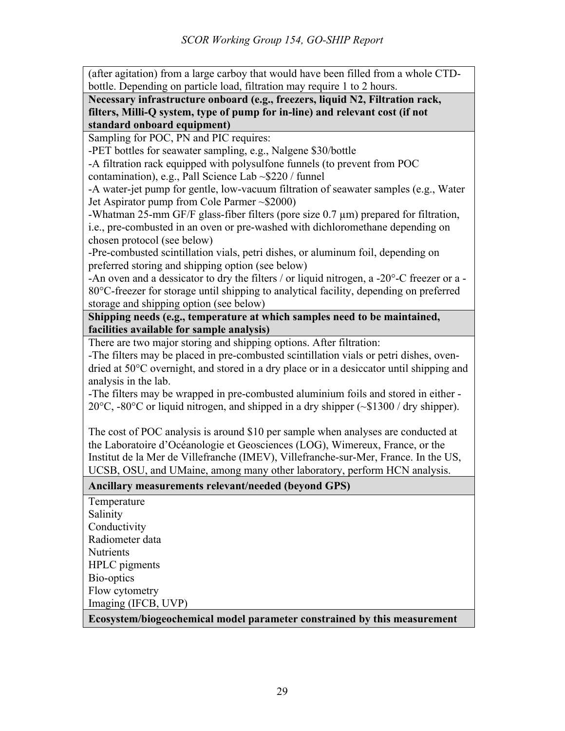(after agitation) from a large carboy that would have been filled from a whole CTD-bottle. Depending on particle load, filtration may require 1 to 2 hours.

**Necessary infrastructure onboard (e.g., freezers, liquid N2, Filtration rack, filters, Milli-Q system, type of pump for in-line) and relevant cost (if not standard onboard equipment)**

Sampling for POC, PN and PIC requires:

-PET bottles for seawater sampling, e.g., Nalgene $30/bottle

-A filtration rack equipped with polysulfone funnels (to prevent from POC contamination), e.g., Pall Science Lab ~$220 / funnel

-A water-jet pump for gentle, low-vacuum filtration of seawater samples (e.g., Water Jet Aspirator pump from Cole Parmer ~$2000)

-Whatman 25-mm GF/F glass-fiber filters (pore size 0.7 µm) prepared for filtration, i.e., pre-combusted in an oven or pre-washed with dichloromethane depending on chosen protocol (see below)

-Pre-combusted scintillation vials, petri dishes, or aluminum foil, depending on preferred storing and shipping option (see below)

-An oven and a dessicator to dry the filters / or liquid nitrogen, a -20°-C freezer or a -80°C-freezer for storage until shipping to analytical facility, depending on preferred storage and shipping option (see below)

**Shipping needs (e.g., temperature at which samples need to be maintained, facilities available for sample analysis)**

There are two major storing and shipping options. After filtration:

-The filters may be placed in pre-combusted scintillation vials or petri dishes, oven-dried at 50°C overnight, and stored in a dry place or in a desiccator until shipping and analysis in the lab.

-The filters may be wrapped in pre-combusted aluminium foils and stored in either -20°C, -80°C or liquid nitrogen, and shipped in a dry shipper (~$1300 / dry shipper).

The cost of POC analysis is around $10 per sample when analyses are conducted at the Laboratoire d'Océanologie et Geosciences (LOG), Wimereux, France, or the Institut de la Mer de Villefranche (IMEV), Villefranche-sur-Mer, France. In the US, UCSB, OSU, and UMaine, among many other laboratory, perform HCN analysis.

**Ancillary measurements relevant/needed (beyond GPS)**

Temperature
Salinity
Conductivity
Radiometer data
Nutrients
HPLC pigments
Bio-optics
Flow cytometry
Imaging (IFCB, UVP)

**Ecosystem/biogeochemical model parameter constrained by this measurement**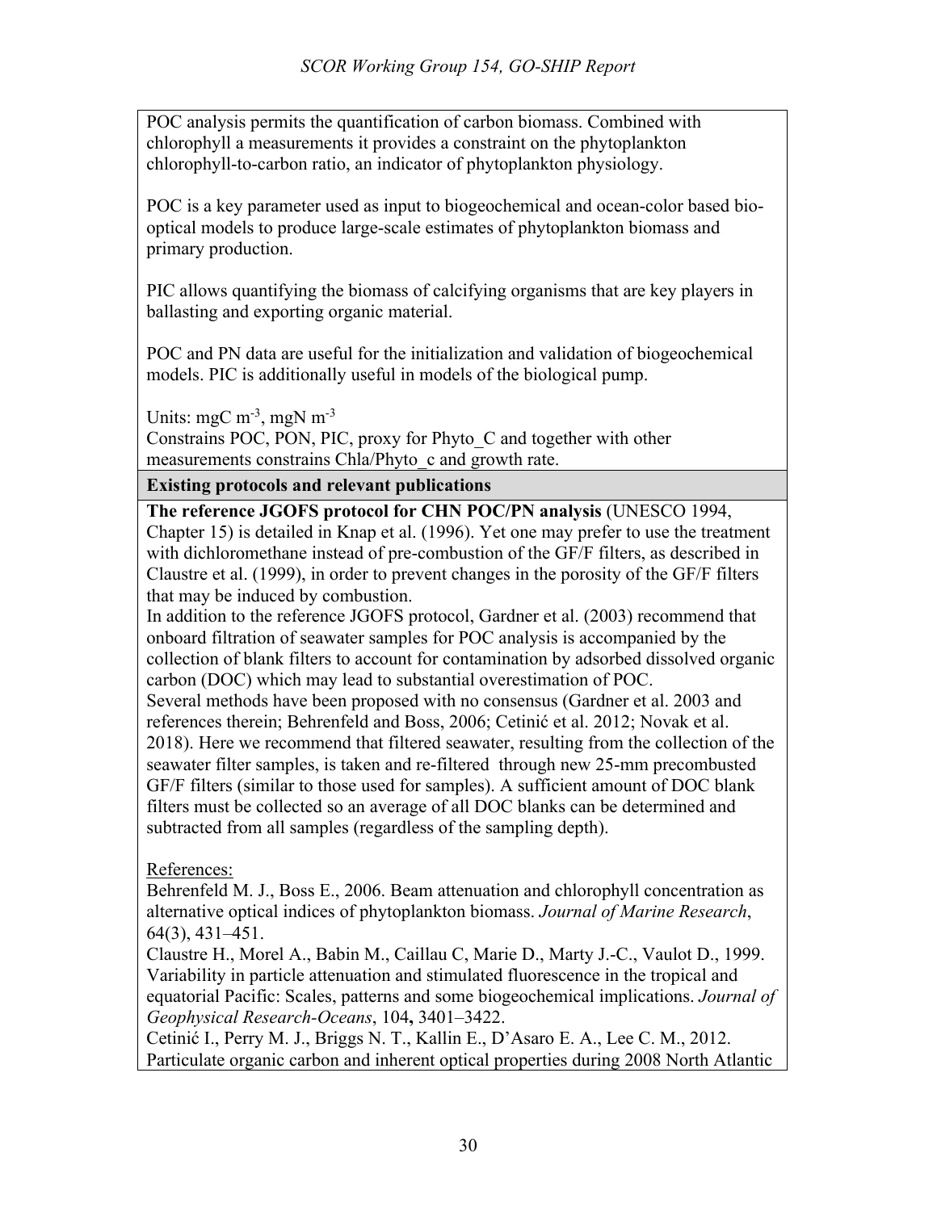POC analysis permits the quantification of carbon biomass. Combined with chlorophyll a measurements it provides a constraint on the phytoplankton chlorophyll-to-carbon ratio, an indicator of phytoplankton physiology.

POC is a key parameter used as input to biogeochemical and ocean-color based bio-optical models to produce large-scale estimates of phytoplankton biomass and primary production.

PIC allows quantifying the biomass of calcifying organisms that are key players in ballasting and exporting organic material.

POC and PN data are useful for the initialization and validation of biogeochemical models. PIC is additionally useful in models of the biological pump.

Units: mgC $m^{-3}$, mgN $m^{-3}$
Constrains POC, PON, PIC, proxy for Phyto_C and together with other measurements constrains Chla/Phyto_c and growth rate.

**Existing protocols and relevant publications**

**The reference JGOFS protocol for CHN POC/PN analysis** (UNESCO 1994, Chapter 15) is detailed in Knap et al. (1996). Yet one may prefer to use the treatment with dichloromethane instead of pre-combustion of the GF/F filters, as described in Claustre et al. (1999), in order to prevent changes in the porosity of the GF/F filters that may be induced by combustion.
In addition to the reference JGOFS protocol, Gardner et al. (2003) recommend that onboard filtration of seawater samples for POC analysis is accompanied by the collection of blank filters to account for contamination by adsorbed dissolved organic carbon (DOC) which may lead to substantial overestimation of POC.
Several methods have been proposed with no consensus (Gardner et al. 2003 and references therein; Behrenfeld and Boss, 2006; Cetinić et al. 2012; Novak et al. 2018). Here we recommend that filtered seawater, resulting from the collection of the seawater filter samples, is taken and re-filtered through new 25-mm precombusted GF/F filters (similar to those used for samples). A sufficient amount of DOC blank filters must be collected so an average of all DOC blanks can be determined and subtracted from all samples (regardless of the sampling depth).

References:
Behrenfeld M. J., Boss E., 2006. Beam attenuation and chlorophyll concentration as alternative optical indices of phytoplankton biomass. *Journal of Marine Research*, 64(3), 431–451.
Claustre H., Morel A., Babin M., Caillau C, Marie D., Marty J.-C., Vaulot D., 1999. Variability in particle attenuation and stimulated fluorescence in the tropical and equatorial Pacific: Scales, patterns and some biogeochemical implications. *Journal of Geophysical Research-Oceans*, 104**,** 3401–3422.
Cetinić I., Perry M. J., Briggs N. T., Kallin E., D'Asaro E. A., Lee C. M., 2012. Particulate organic carbon and inherent optical properties during 2008 North Atlantic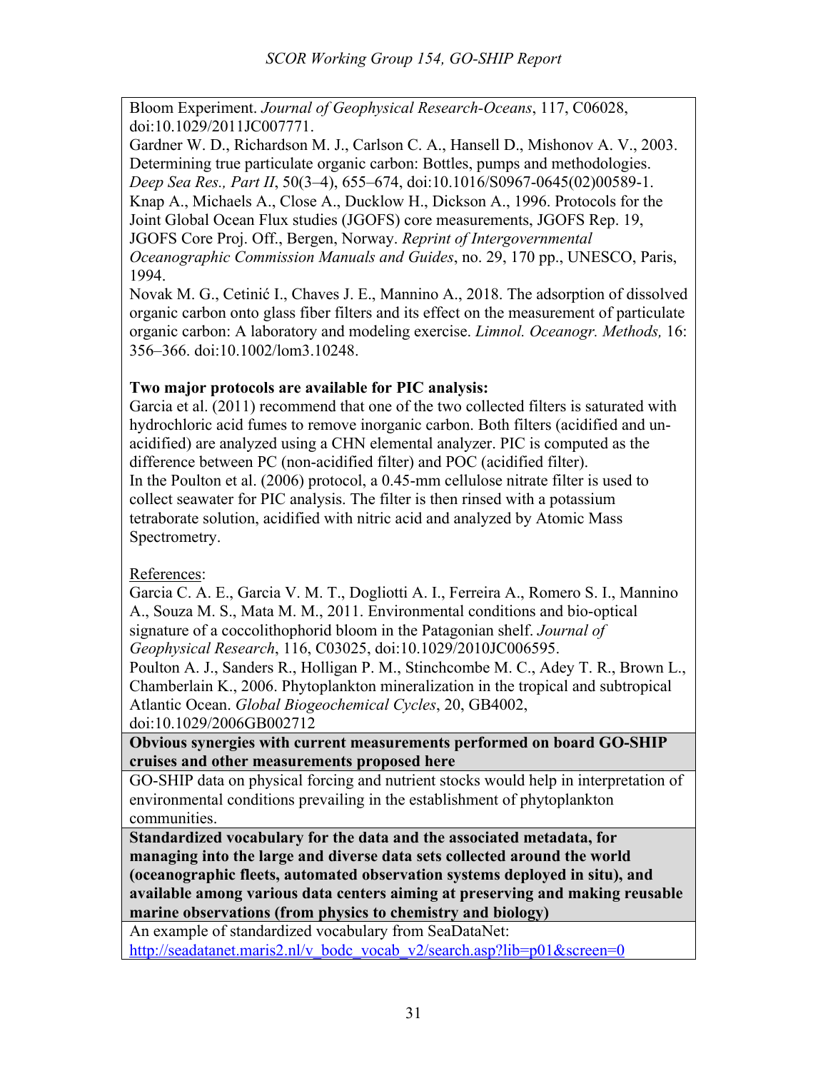Bloom Experiment. *Journal of Geophysical Research-Oceans*, 117, C06028, doi:10.1029/2011JC007771.

Gardner W. D., Richardson M. J., Carlson C. A., Hansell D., Mishonov A. V., 2003. Determining true particulate organic carbon: Bottles, pumps and methodologies. *Deep Sea Res., Part II*, 50(3–4), 655–674, doi:10.1016/S0967-0645(02)00589-1.

Knap A., Michaels A., Close A., Ducklow H., Dickson A., 1996. Protocols for the Joint Global Ocean Flux studies (JGOFS) core measurements, JGOFS Rep. 19, JGOFS Core Proj. Off., Bergen, Norway. *Reprint of Intergovernmental Oceanographic Commission Manuals and Guides*, no. 29, 170 pp., UNESCO, Paris, 1994.

Novak M. G., Cetinić I., Chaves J. E., Mannino A., 2018. The adsorption of dissolved organic carbon onto glass fiber filters and its effect on the measurement of particulate organic carbon: A laboratory and modeling exercise. *Limnol. Oceanogr. Methods,* 16: 356–366. doi:10.1002/lom3.10248.

**Two major protocols are available for PIC analysis:**

Garcia et al. (2011) recommend that one of the two collected filters is saturated with hydrochloric acid fumes to remove inorganic carbon. Both filters (acidified and un-acidified) are analyzed using a CHN elemental analyzer. PIC is computed as the difference between PC (non-acidified filter) and POC (acidified filter).

In the Poulton et al. (2006) protocol, a 0.45-mm cellulose nitrate filter is used to collect seawater for PIC analysis. The filter is then rinsed with a potassium tetraborate solution, acidified with nitric acid and analyzed by Atomic Mass Spectrometry.

References:

Garcia C. A. E., Garcia V. M. T., Dogliotti A. I., Ferreira A., Romero S. I., Mannino A., Souza M. S., Mata M. M., 2011. Environmental conditions and bio-optical signature of a coccolithophorid bloom in the Patagonian shelf. *Journal of Geophysical Research*, 116, C03025, doi:10.1029/2010JC006595.

Poulton A. J., Sanders R., Holligan P. M., Stinchcombe M. C., Adey T. R., Brown L., Chamberlain K., 2006. Phytoplankton mineralization in the tropical and subtropical Atlantic Ocean. *Global Biogeochemical Cycles*, 20, GB4002, doi:10.1029/2006GB002712

**Obvious synergies with current measurements performed on board GO-SHIP cruises and other measurements proposed here**

GO-SHIP data on physical forcing and nutrient stocks would help in interpretation of environmental conditions prevailing in the establishment of phytoplankton communities.

**Standardized vocabulary for the data and the associated metadata, for managing into the large and diverse data sets collected around the world (oceanographic fleets, automated observation systems deployed in situ), and available among various data centers aiming at preserving and making reusable marine observations (from physics to chemistry and biology)**

An example of standardized vocabulary from SeaDataNet:
http://seadatanet.maris2.nl/v_bodc_vocab_v2/search.asp?lib=p01&screen=0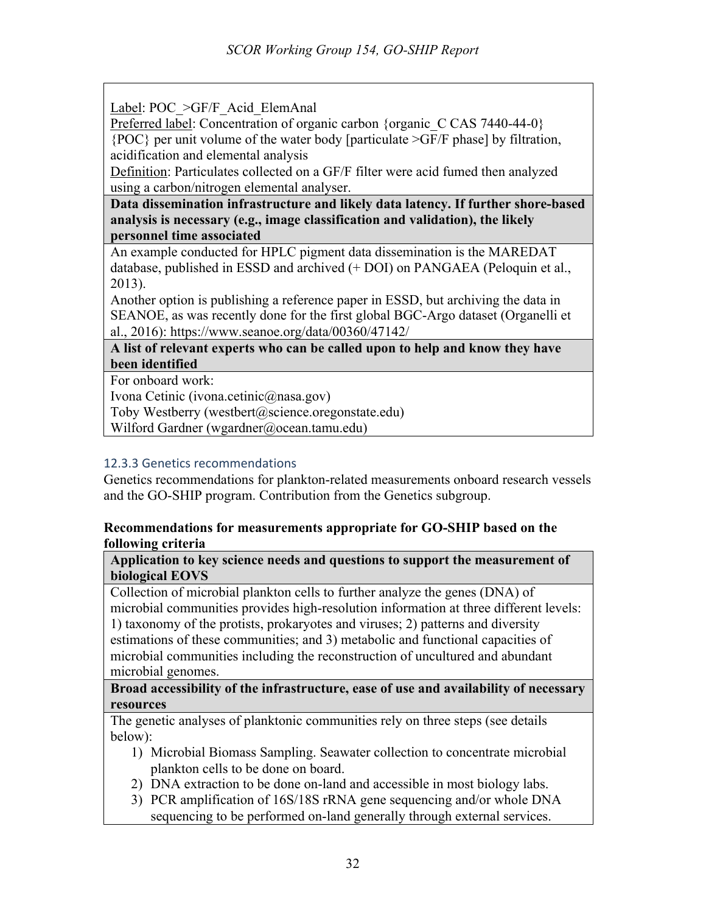Label: POC_>GF/F_Acid_ElemAnal
Preferred label: Concentration of organic carbon {organic_C CAS 7440-44-0} {POC} per unit volume of the water body [particulate >GF/F phase] by filtration, acidification and elemental analysis
Definition: Particulates collected on a GF/F filter were acid fumed then analyzed using a carbon/nitrogen elemental analyser.

**Data dissemination infrastructure and likely data latency. If further shore-based analysis is necessary (e.g., image classification and validation), the likely personnel time associated**

An example conducted for HPLC pigment data dissemination is the MAREDAT database, published in ESSD and archived (+ DOI) on PANGAEA (Peloquin et al., 2013).
Another option is publishing a reference paper in ESSD, but archiving the data in SEANOE, as was recently done for the first global BGC-Argo dataset (Organelli et al., 2016): https://www.seanoe.org/data/00360/47142/

**A list of relevant experts who can be called upon to help and know they have been identified**

For onboard work:
Ivona Cetinic (ivona.cetinic@nasa.gov)
Toby Westberry (westbert@science.oregonstate.edu)
Wilford Gardner (wgardner@ocean.tamu.edu)

### 12.3.3 Genetics recommendations

Genetics recommendations for plankton-related measurements onboard research vessels and the GO-SHIP program. Contribution from the Genetics subgroup.

**Recommendations for measurements appropriate for GO-SHIP based on the following criteria**

**Application to key science needs and questions to support the measurement of biological EOVS**

Collection of microbial plankton cells to further analyze the genes (DNA) of microbial communities provides high-resolution information at three different levels: 1) taxonomy of the protists, prokaryotes and viruses; 2) patterns and diversity estimations of these communities; and 3) metabolic and functional capacities of microbial communities including the reconstruction of uncultured and abundant microbial genomes.

**Broad accessibility of the infrastructure, ease of use and availability of necessary resources**

The genetic analyses of planktonic communities rely on three steps (see details below):

1) Microbial Biomass Sampling. Seawater collection to concentrate microbial plankton cells to be done on board.
2) DNA extraction to be done on-land and accessible in most biology labs.
3) PCR amplification of 16S/18S rRNA gene sequencing and/or whole DNA sequencing to be performed on-land generally through external services.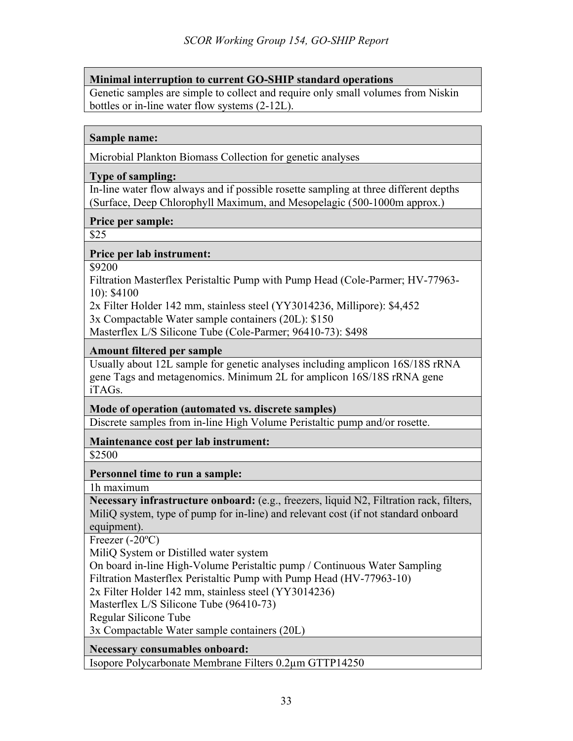| **Minimal interruption to current GO-SHIP standard operations** |
| --- |
| Genetic samples are simple to collect and require only small volumes from Niskin bottles or in-line water flow systems (2-12L). |

| **Sample name:** |
| --- |
| Microbial Plankton Biomass Collection for genetic analyses |
| **Type of sampling:** |
| In-line water flow always and if possible rosette sampling at three different depths (Surface, Deep Chlorophyll Maximum, and Mesopelagic (500-1000m approx.) |
| **Price per sample:** |
| $25 |
| **Price per lab instrument:** |
| $9200<br>Filtration Masterflex Peristaltic Pump with Pump Head (Cole-Parmer; HV-77963-10): $4100<br>2x Filter Holder 142 mm, stainless steel (YY3014236, Millipore): $4,452<br>3x Compactable Water sample containers (20L): $150<br>Masterflex L/S Silicone Tube (Cole-Parmer; 96410-73): $498 |
| **Amount filtered per sample** |
| Usually about 12L sample for genetic analyses including amplicon 16S/18S rRNA gene Tags and metagenomics. Minimum 2L for amplicon 16S/18S rRNA gene iTAGs. |
| **Mode of operation (automated vs. discrete samples)** |
| Discrete samples from in-line High Volume Peristaltic pump and/or rosette. |
| **Maintenance cost per lab instrument:** |
| $2500 |
| **Personnel time to run a sample:** |
| 1h maximum |
| **Necessary infrastructure onboard:** (e.g., freezers, liquid N2, Filtration rack, filters, MiliQ system, type of pump for in-line) and relevant cost (if not standard onboard equipment). |
| Freezer (-20ºC)<br>MiliQ System or Distilled water system<br>On board in-line High-Volume Peristaltic pump / Continuous Water Sampling<br>Filtration Masterflex Peristaltic Pump with Pump Head (HV-77963-10)<br>2x Filter Holder 142 mm, stainless steel (YY3014236)<br>Masterflex L/S Silicone Tube (96410-73)<br>Regular Silicone Tube<br>3x Compactable Water sample containers (20L) |
| **Necessary consumables onboard:** |
| Isopore Polycarbonate Membrane Filters 0.2µm GTTP14250 |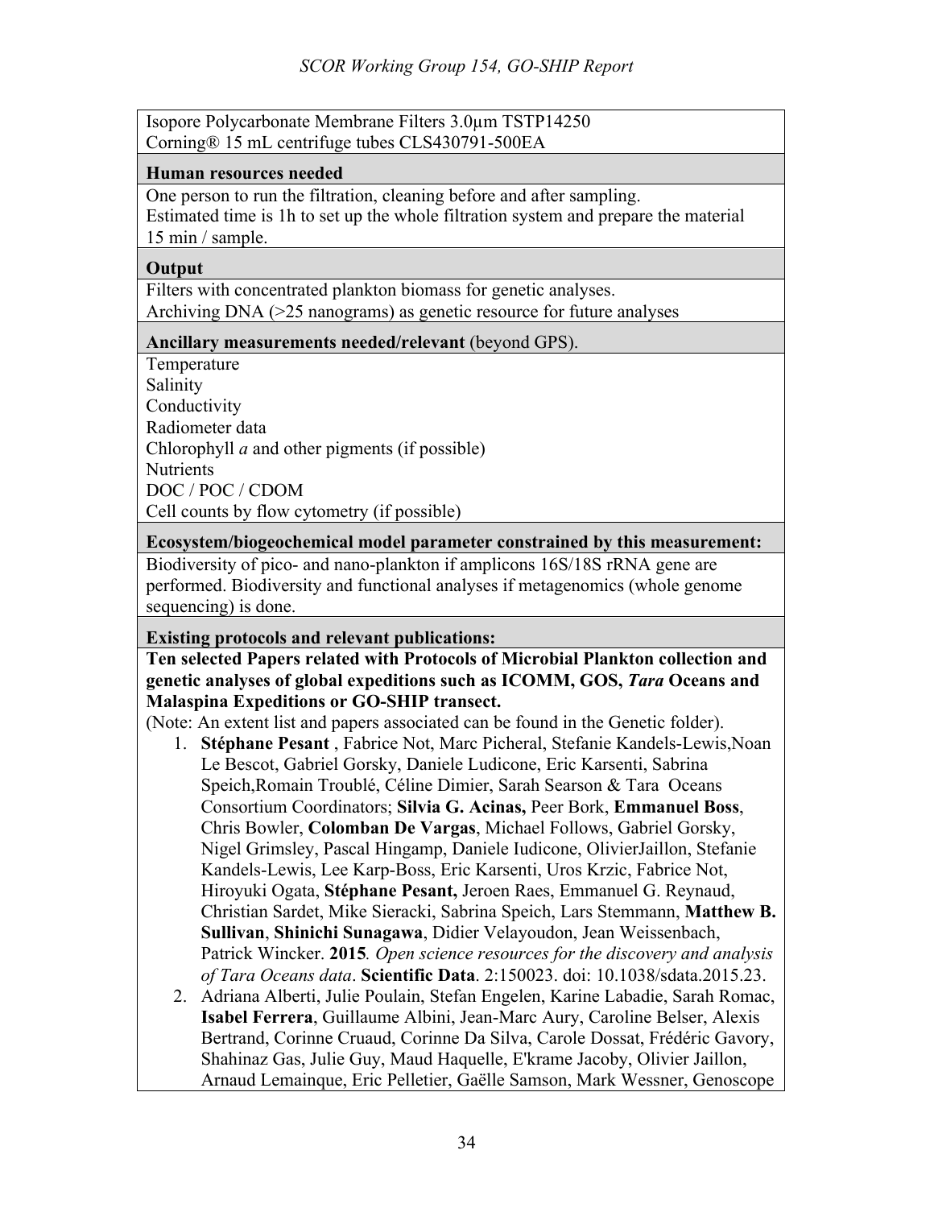Isopore Polycarbonate Membrane Filters 3.0µm TSTP14250
Corning® 15 mL centrifuge tubes CLS430791-500EA

**Human resources needed**

One person to run the filtration, cleaning before and after sampling.
Estimated time is 1h to set up the whole filtration system and prepare the material 15 min / sample.

**Output**

Filters with concentrated plankton biomass for genetic analyses.
Archiving DNA (>25 nanograms) as genetic resource for future analyses

**Ancillary measurements needed/relevant** (beyond GPS).

Temperature
Salinity
Conductivity
Radiometer data
Chlorophyll *a* and other pigments (if possible)
Nutrients
DOC / POC / CDOM
Cell counts by flow cytometry (if possible)

**Ecosystem/biogeochemical model parameter constrained by this measurement:**

Biodiversity of pico- and nano-plankton if amplicons 16S/18S rRNA gene are performed. Biodiversity and functional analyses if metagenomics (whole genome sequencing) is done.

**Existing protocols and relevant publications:**

**Ten selected Papers related with Protocols of Microbial Plankton collection and genetic analyses of global expeditions such as ICOMM, GOS, *Tara* Oceans and Malaspina Expeditions or GO-SHIP transect.**

(Note: An extent list and papers associated can be found in the Genetic folder).

1. **Stéphane Pesant** , Fabrice Not, Marc Picheral, Stefanie Kandels-Lewis,Noan Le Bescot, Gabriel Gorsky, Daniele Ludicone, Eric Karsenti, Sabrina Speich,Romain Troublé, Céline Dimier, Sarah Searson & Tara Oceans Consortium Coordinators; **Silvia G. Acinas,** Peer Bork, **Emmanuel Boss**, Chris Bowler, **Colomban De Vargas**, Michael Follows, Gabriel Gorsky, Nigel Grimsley, Pascal Hingamp, Daniele Iudicone, OlivierJaillon, Stefanie Kandels-Lewis, Lee Karp-Boss, Eric Karsenti, Uros Krzic, Fabrice Not, Hiroyuki Ogata, **Stéphane Pesant,** Jeroen Raes, Emmanuel G. Reynaud, Christian Sardet, Mike Sieracki, Sabrina Speich, Lars Stemmann, **Matthew B. Sullivan**, **Shinichi Sunagawa**, Didier Velayoudon, Jean Weissenbach, Patrick Wincker. **2015***. Open science resources for the discovery and analysis of Tara Oceans data*. **Scientific Data**. 2:150023. doi: 10.1038/sdata.2015.23.
2. Adriana Alberti, Julie Poulain, Stefan Engelen, Karine Labadie, Sarah Romac, **Isabel Ferrera**, Guillaume Albini, Jean-Marc Aury, Caroline Belser, Alexis Bertrand, Corinne Cruaud, Corinne Da Silva, Carole Dossat, Frédéric Gavory, Shahinaz Gas, Julie Guy, Maud Haquelle, E'krame Jacoby, Olivier Jaillon, Arnaud Lemainque, Eric Pelletier, Gaëlle Samson, Mark Wessner, Genoscope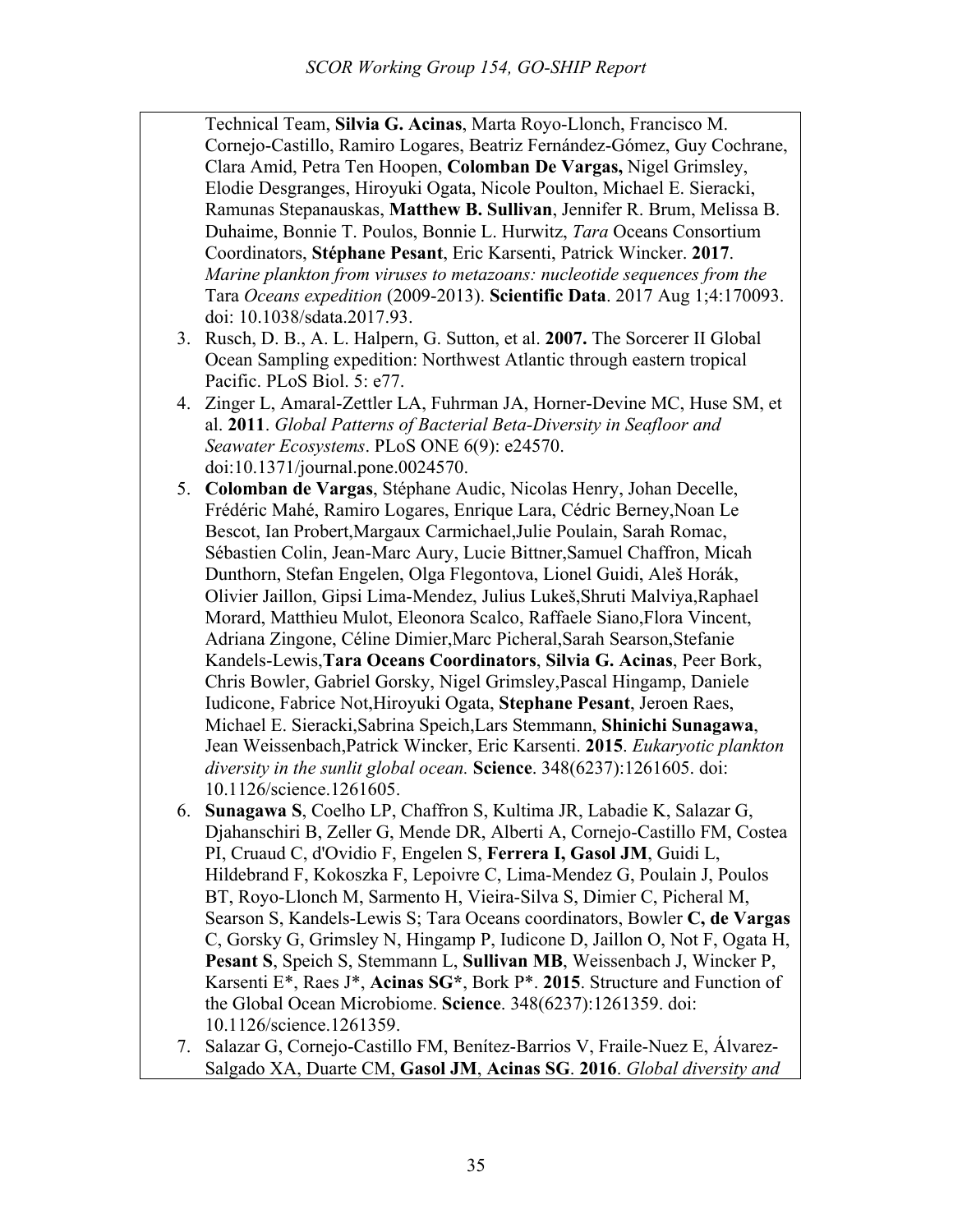Technical Team, **Silvia G. Acinas**, Marta Royo-Llonch, Francisco M. Cornejo-Castillo, Ramiro Logares, Beatriz Fernández-Gómez, Guy Cochrane, Clara Amid, Petra Ten Hoopen, **Colomban De Vargas,** Nigel Grimsley, Elodie Desgranges, Hiroyuki Ogata, Nicole Poulton, Michael E. Sieracki, Ramunas Stepanauskas, **Matthew B. Sullivan**, Jennifer R. Brum, Melissa B. Duhaime, Bonnie T. Poulos, Bonnie L. Hurwitz, *Tara* Oceans Consortium Coordinators, **Stéphane Pesant**, Eric Karsenti, Patrick Wincker. **2017**. *Marine plankton from viruses to metazoans: nucleotide sequences from the* Tara *Oceans expedition* (2009-2013). **Scientific Data**. 2017 Aug 1;4:170093. doi: 10.1038/sdata.2017.93.

3. Rusch, D. B., A. L. Halpern, G. Sutton, et al. **2007.** The Sorcerer II Global Ocean Sampling expedition: Northwest Atlantic through eastern tropical Pacific. PLoS Biol. 5: e77.
4. Zinger L, Amaral-Zettler LA, Fuhrman JA, Horner-Devine MC, Huse SM, et al. **2011**. *Global Patterns of Bacterial Beta-Diversity in Seafloor and Seawater Ecosystems*. PLoS ONE 6(9): e24570. doi:10.1371/journal.pone.0024570.
5. **Colomban de Vargas**, Stéphane Audic, Nicolas Henry, Johan Decelle, Frédéric Mahé, Ramiro Logares, Enrique Lara, Cédric Berney,Noan Le Bescot, Ian Probert,Margaux Carmichael,Julie Poulain, Sarah Romac, Sébastien Colin, Jean-Marc Aury, Lucie Bittner,Samuel Chaffron, Micah Dunthorn, Stefan Engelen, Olga Flegontova, Lionel Guidi, Aleš Horák, Olivier Jaillon, Gipsi Lima-Mendez, Julius Lukeš,Shruti Malviya,Raphael Morard, Matthieu Mulot, Eleonora Scalco, Raffaele Siano,Flora Vincent, Adriana Zingone, Céline Dimier,Marc Picheral,Sarah Searson,Stefanie Kandels-Lewis,**Tara Oceans Coordinators**, **Silvia G. Acinas**, Peer Bork, Chris Bowler, Gabriel Gorsky, Nigel Grimsley,Pascal Hingamp, Daniele Iudicone, Fabrice Not,Hiroyuki Ogata, **Stephane Pesant**, Jeroen Raes, Michael E. Sieracki,Sabrina Speich,Lars Stemmann, **Shinichi Sunagawa**, Jean Weissenbach,Patrick Wincker, Eric Karsenti. **2015**. *Eukaryotic plankton diversity in the sunlit global ocean.* **Science**. 348(6237):1261605. doi: 10.1126/science.1261605.
6. **Sunagawa S**, Coelho LP, Chaffron S, Kultima JR, Labadie K, Salazar G, Djahanschiri B, Zeller G, Mende DR, Alberti A, Cornejo-Castillo FM, Costea PI, Cruaud C, d'Ovidio F, Engelen S, **Ferrera I, Gasol JM**, Guidi L, Hildebrand F, Kokoszka F, Lepoivre C, Lima-Mendez G, Poulain J, Poulos BT, Royo-Llonch M, Sarmento H, Vieira-Silva S, Dimier C, Picheral M, Searson S, Kandels-Lewis S; Tara Oceans coordinators, Bowler **C, de Vargas** C, Gorsky G, Grimsley N, Hingamp P, Iudicone D, Jaillon O, Not F, Ogata H, **Pesant S**, Speich S, Stemmann L, **Sullivan MB**, Weissenbach J, Wincker P, Karsenti E*, Raes J*, **Acinas SG***, Bork P*. **2015**. Structure and Function of the Global Ocean Microbiome. **Science**. 348(6237):1261359. doi: 10.1126/science.1261359.
7. Salazar G, Cornejo-Castillo FM, Benítez-Barrios V, Fraile-Nuez E, Álvarez-Salgado XA, Duarte CM, **Gasol JM**, **Acinas SG**. **2016**. *Global diversity and*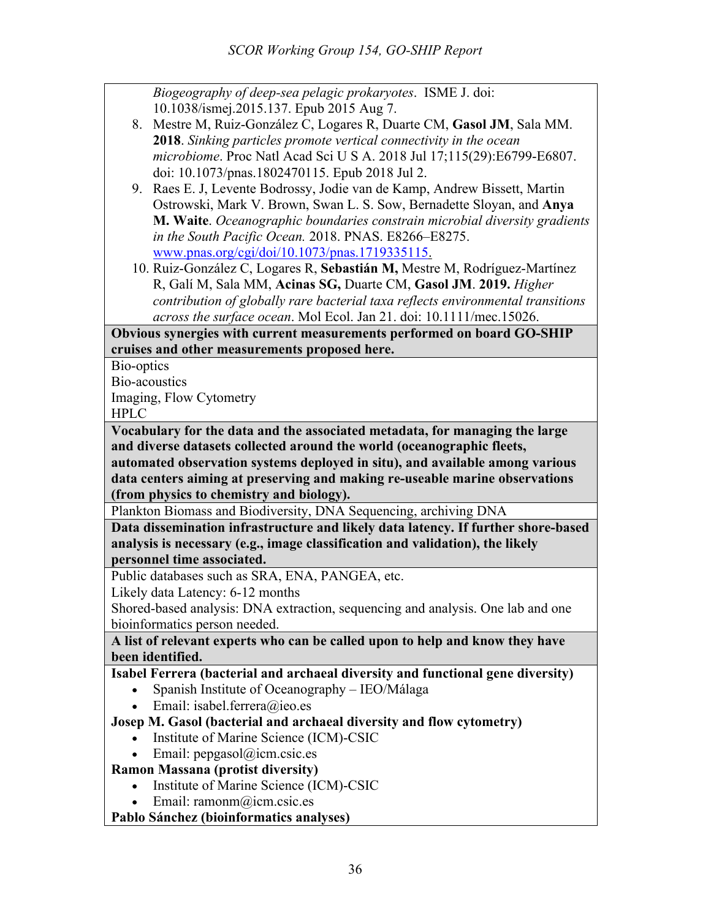*Biogeography of deep-sea pelagic prokaryotes*. ISME J. doi: 10.1038/ismej.2015.137. Epub 2015 Aug 7.

8. Mestre M, Ruiz-González C, Logares R, Duarte CM, **Gasol JM**, Sala MM. **2018**. *Sinking particles promote vertical connectivity in the ocean microbiome*. Proc Natl Acad Sci U S A. 2018 Jul 17;115(29):E6799-E6807. doi: 10.1073/pnas.1802470115. Epub 2018 Jul 2.
9. Raes E. J, Levente Bodrossy, Jodie van de Kamp, Andrew Bissett, Martin Ostrowski, Mark V. Brown, Swan L. S. Sow, Bernadette Sloyan, and **Anya M. Waite**. *Oceanographic boundaries constrain microbial diversity gradients in the South Pacific Ocean.* 2018. PNAS. E8266–E8275. www.pnas.org/cgi/doi/10.1073/pnas.1719335115.
10. Ruiz-González C, Logares R, **Sebastián M,** Mestre M, Rodríguez-Martínez R, Galí M, Sala MM, **Acinas SG,** Duarte CM, **Gasol JM**. **2019.** *Higher contribution of globally rare bacterial taxa reflects environmental transitions across the surface ocean*. Mol Ecol. Jan 21. doi: 10.1111/mec.15026.

**Obvious synergies with current measurements performed on board GO-SHIP cruises and other measurements proposed here.**

Bio-optics
Bio-acoustics
Imaging, Flow Cytometry
HPLC

**Vocabulary for the data and the associated metadata, for managing the large and diverse datasets collected around the world (oceanographic fleets, automated observation systems deployed in situ), and available among various data centers aiming at preserving and making re-useable marine observations (from physics to chemistry and biology).**

Plankton Biomass and Biodiversity, DNA Sequencing, archiving DNA

**Data dissemination infrastructure and likely data latency. If further shore-based analysis is necessary (e.g., image classification and validation), the likely personnel time associated.**

Public databases such as SRA, ENA, PANGEA, etc.
Likely data Latency: 6-12 months
Shored-based analysis: DNA extraction, sequencing and analysis. One lab and one bioinformatics person needed.

**A list of relevant experts who can be called upon to help and know they have been identified.**

**Isabel Ferrera (bacterial and archaeal diversity and functional gene diversity)**

- Spanish Institute of Oceanography – IEO/Málaga
- Email: isabel.ferrera@ieo.es

**Josep M. Gasol (bacterial and archaeal diversity and flow cytometry)**

- Institute of Marine Science (ICM)-CSIC
- Email: pepgasol@icm.csic.es

**Ramon Massana (protist diversity)**

- Institute of Marine Science (ICM)-CSIC
- Email: ramonm@icm.csic.es

**Pablo Sánchez (bioinformatics analyses)**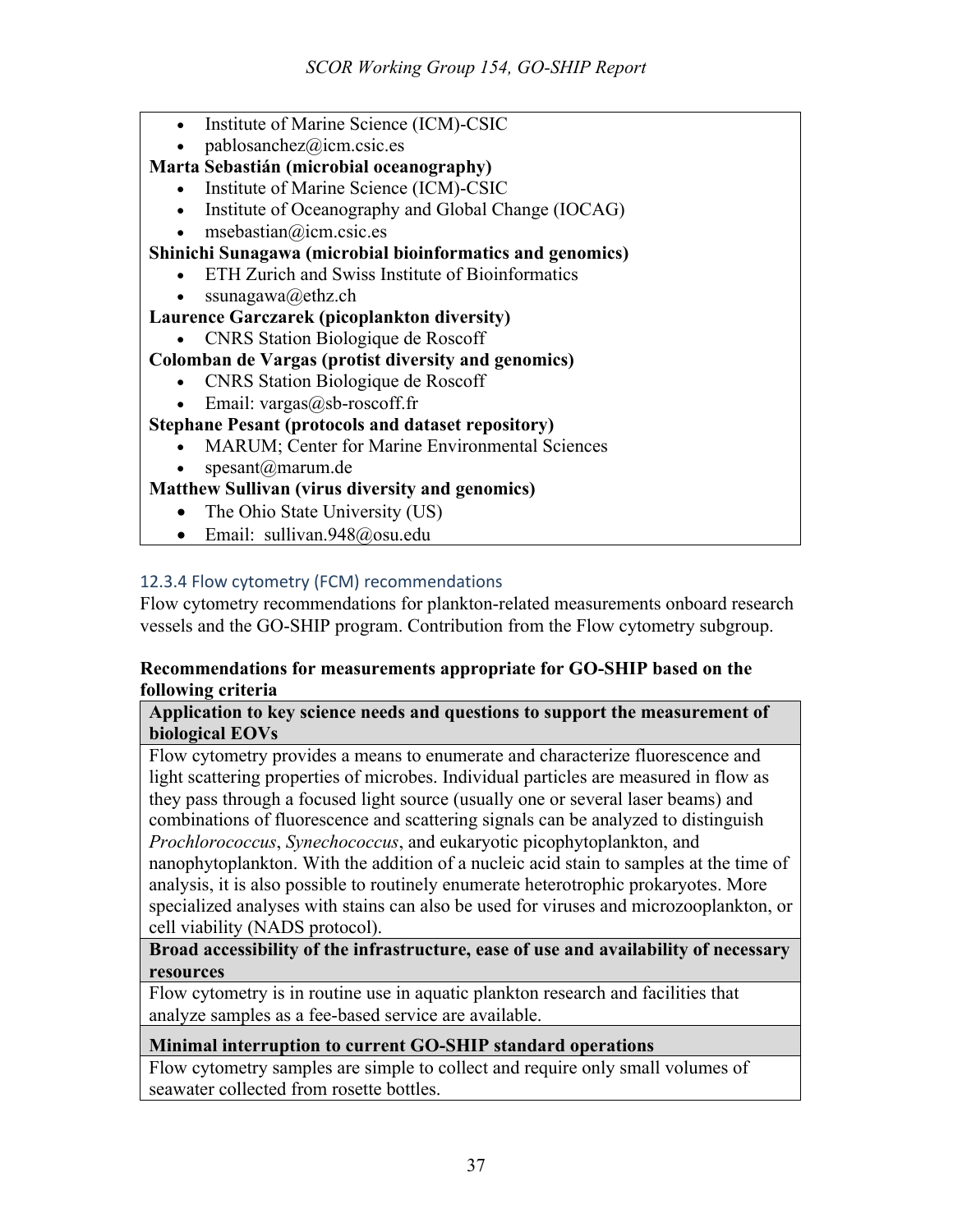- Institute of Marine Science (ICM)-CSIC
- pablosanchez@icm.csic.es

**Marta Sebastián (microbial oceanography)**

- Institute of Marine Science (ICM)-CSIC
- Institute of Oceanography and Global Change (IOCAG)
- msebastian@icm.csic.es

**Shinichi Sunagawa (microbial bioinformatics and genomics)**

- ETH Zurich and Swiss Institute of Bioinformatics
- ssunagawa@ethz.ch

**Laurence Garczarek (picoplankton diversity)**

- CNRS Station Biologique de Roscoff

**Colomban de Vargas (protist diversity and genomics)**

- CNRS Station Biologique de Roscoff
- Email: vargas@sb-roscoff.fr

**Stephane Pesant (protocols and dataset repository)**

- MARUM; Center for Marine Environmental Sciences
- spesant@marum.de

**Matthew Sullivan (virus diversity and genomics)**

- The Ohio State University (US)
- Email: sullivan.948@osu.edu

### 12.3.4 Flow cytometry (FCM) recommendations

Flow cytometry recommendations for plankton-related measurements onboard research vessels and the GO-SHIP program. Contribution from the Flow cytometry subgroup.

**Recommendations for measurements appropriate for GO-SHIP based on the following criteria**

| **Application to key science needs and questions to support the measurement of biological EOVs** |
|---|
| Flow cytometry provides a means to enumerate and characterize fluorescence and light scattering properties of microbes. Individual particles are measured in flow as they pass through a focused light source (usually one or several laser beams) and combinations of fluorescence and scattering signals can be analyzed to distinguish *Prochlorococcus*, *Synechococcus*, and eukaryotic picophytoplankton, and nanophytoplankton. With the addition of a nucleic acid stain to samples at the time of analysis, it is also possible to routinely enumerate heterotrophic prokaryotes. More specialized analyses with stains can also be used for viruses and microzooplankton, or cell viability (NADS protocol). |
| **Broad accessibility of the infrastructure, ease of use and availability of necessary resources** |
| Flow cytometry is in routine use in aquatic plankton research and facilities that analyze samples as a fee-based service are available. |
| **Minimal interruption to current GO-SHIP standard operations** |
| Flow cytometry samples are simple to collect and require only small volumes of seawater collected from rosette bottles. |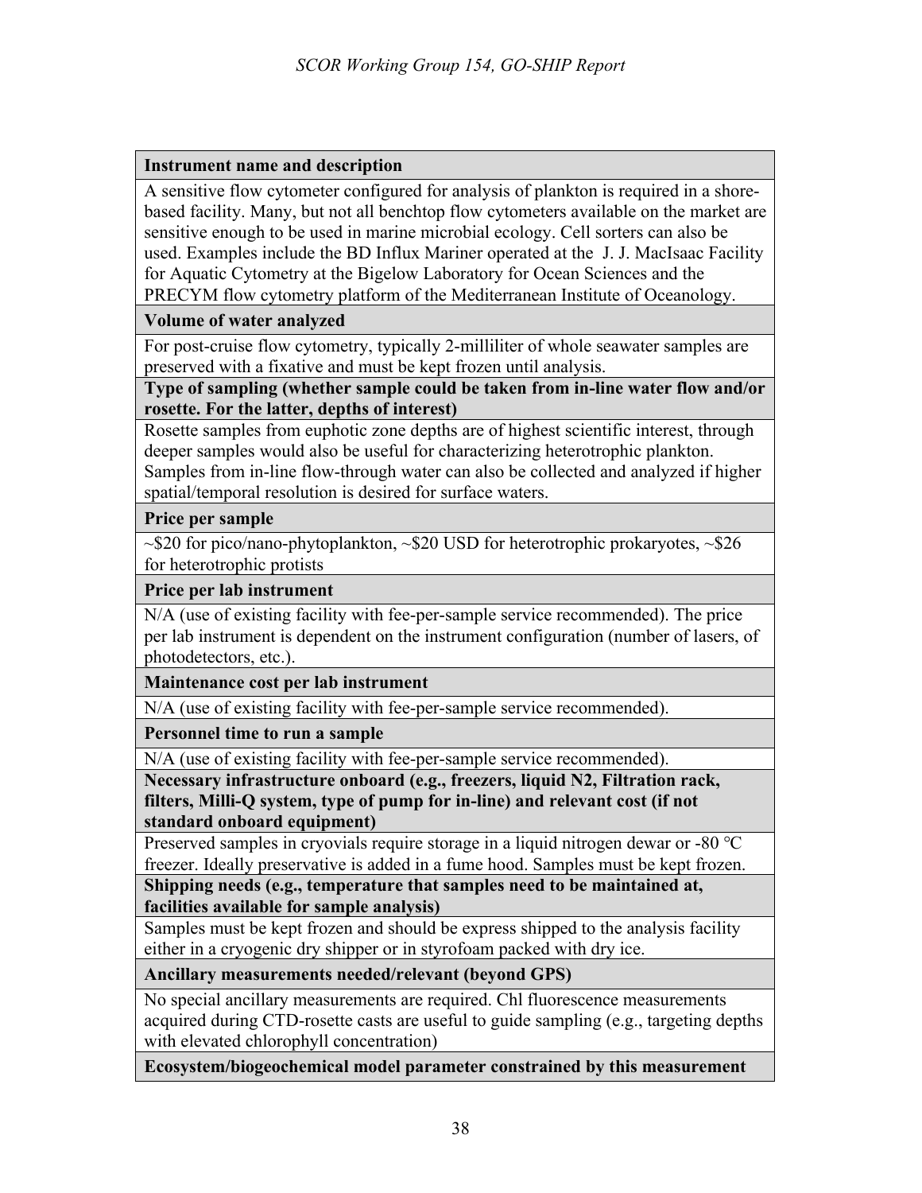| **Instrument name and description** |
| --- |
| A sensitive flow cytometer configured for analysis of plankton is required in a shore-based facility. Many, but not all benchtop flow cytometers available on the market are sensitive enough to be used in marine microbial ecology. Cell sorters can also be used. Examples include the BD Influx Mariner operated at the J. J. MacIsaac Facility for Aquatic Cytometry at the Bigelow Laboratory for Ocean Sciences and the PRECYM flow cytometry platform of the Mediterranean Institute of Oceanology. |
| **Volume of water analyzed** |
| For post-cruise flow cytometry, typically 2-milliliter of whole seawater samples are preserved with a fixative and must be kept frozen until analysis. |
| **Type of sampling (whether sample could be taken from in-line water flow and/or rosette. For the latter, depths of interest)** |
| Rosette samples from euphotic zone depths are of highest scientific interest, through deeper samples would also be useful for characterizing heterotrophic plankton. Samples from in-line flow-through water can also be collected and analyzed if higher spatial/temporal resolution is desired for surface waters. |
| **Price per sample** |
| ~\$20 for pico/nano-phytoplankton, ~\$20 USD for heterotrophic prokaryotes, ~\$26 for heterotrophic protists |
| **Price per lab instrument** |
| N/A (use of existing facility with fee-per-sample service recommended). The price per lab instrument is dependent on the instrument configuration (number of lasers, of photodetectors, etc.). |
| **Maintenance cost per lab instrument** |
| N/A (use of existing facility with fee-per-sample service recommended). |
| **Personnel time to run a sample** |
| N/A (use of existing facility with fee-per-sample service recommended). |
| **Necessary infrastructure onboard (e.g., freezers, liquid N2, Filtration rack, filters, Milli-Q system, type of pump for in-line) and relevant cost (if not standard onboard equipment)** |
| Preserved samples in cryovials require storage in a liquid nitrogen dewar or -80 °C freezer. Ideally preservative is added in a fume hood. Samples must be kept frozen. |
| **Shipping needs (e.g., temperature that samples need to be maintained at, facilities available for sample analysis)** |
| Samples must be kept frozen and should be express shipped to the analysis facility either in a cryogenic dry shipper or in styrofoam packed with dry ice. |
| **Ancillary measurements needed/relevant (beyond GPS)** |
| No special ancillary measurements are required. Chl fluorescence measurements acquired during CTD-rosette casts are useful to guide sampling (e.g., targeting depths with elevated chlorophyll concentration) |
| **Ecosystem/biogeochemical model parameter constrained by this measurement** |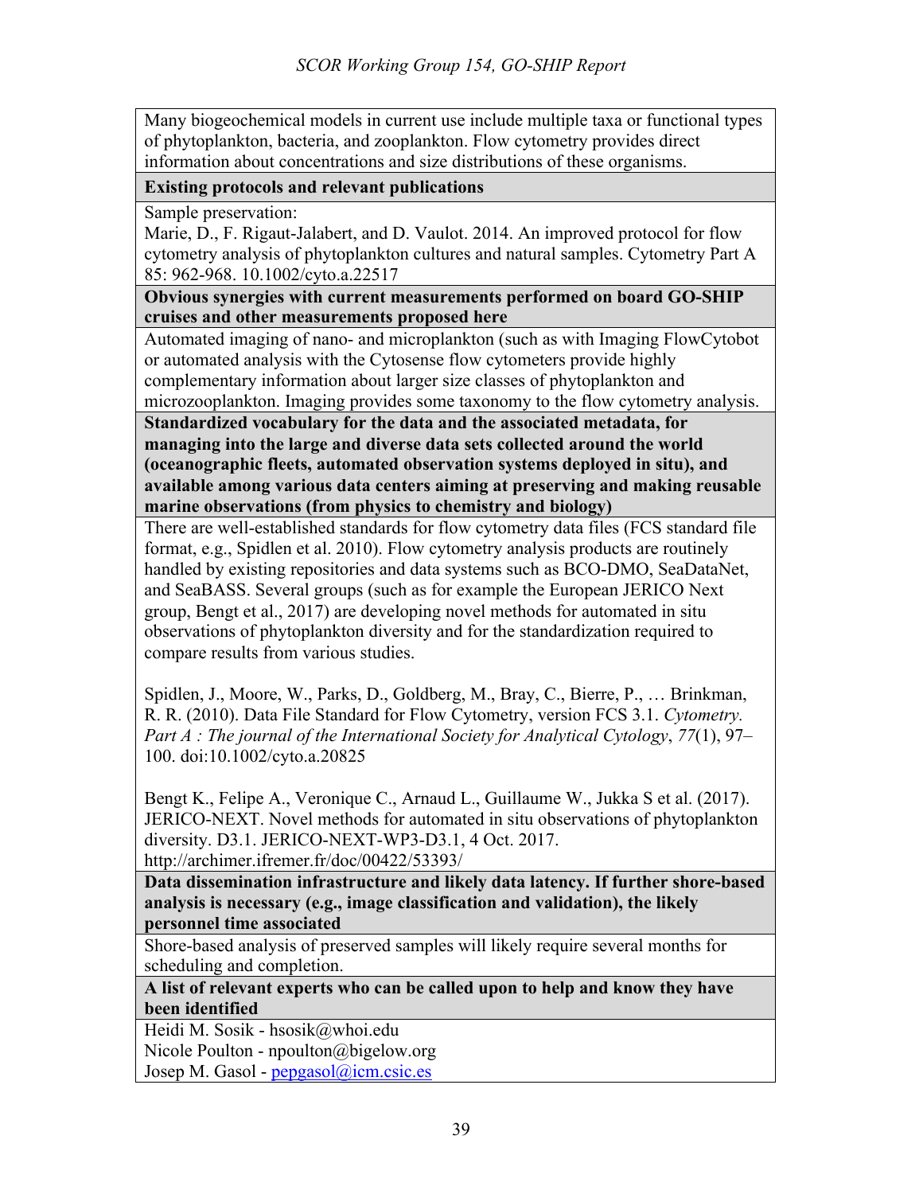| |
|---|
| Many biogeochemical models in current use include multiple taxa or functional types of phytoplankton, bacteria, and zooplankton. Flow cytometry provides direct information about concentrations and size distributions of these organisms. |
| **Existing protocols and relevant publications** |
| Sample preservation:<br>Marie, D., F. Rigaut-Jalabert, and D. Vaulot. 2014. An improved protocol for flow cytometry analysis of phytoplankton cultures and natural samples. Cytometry Part A 85: 962-968. 10.1002/cyto.a.22517 |
| **Obvious synergies with current measurements performed on board GO-SHIP cruises and other measurements proposed here** |
| Automated imaging of nano- and microplankton (such as with Imaging FlowCytobot or automated analysis with the Cytosense flow cytometers provide highly complementary information about larger size classes of phytoplankton and microzooplankton. Imaging provides some taxonomy to the flow cytometry analysis. |
| **Standardized vocabulary for the data and the associated metadata, for managing into the large and diverse data sets collected around the world (oceanographic fleets, automated observation systems deployed in situ), and available among various data centers aiming at preserving and making reusable marine observations (from physics to chemistry and biology)** |
| There are well-established standards for flow cytometry data files (FCS standard file format, e.g., Spidlen et al. 2010). Flow cytometry analysis products are routinely handled by existing repositories and data systems such as BCO-DMO, SeaDataNet, and SeaBASS. Several groups (such as for example the European JERICO Next group, Bengt et al., 2017) are developing novel methods for automated in situ observations of phytoplankton diversity and for the standardization required to compare results from various studies.<br><br>Spidlen, J., Moore, W., Parks, D., Goldberg, M., Bray, C., Bierre, P., … Brinkman, R. R. (2010). Data File Standard for Flow Cytometry, version FCS 3.1. *Cytometry. Part A : The journal of the International Society for Analytical Cytology*, *77*(1), 97–100. doi:10.1002/cyto.a.20825<br><br>Bengt K., Felipe A., Veronique C., Arnaud L., Guillaume W., Jukka S et al. (2017). JERICO-NEXT. Novel methods for automated in situ observations of phytoplankton diversity. D3.1. JERICO-NEXT-WP3-D3.1, 4 Oct. 2017. http://archimer.ifremer.fr/doc/00422/53393/ |
| **Data dissemination infrastructure and likely data latency. If further shore-based analysis is necessary (e.g., image classification and validation), the likely personnel time associated** |
| Shore-based analysis of preserved samples will likely require several months for scheduling and completion. |
| **A list of relevant experts who can be called upon to help and know they have been identified** |
| Heidi M. Sosik - hsosik@whoi.edu<br>Nicole Poulton - npoulton@bigelow.org<br>Josep M. Gasol - pepgasol@icm.csic.es |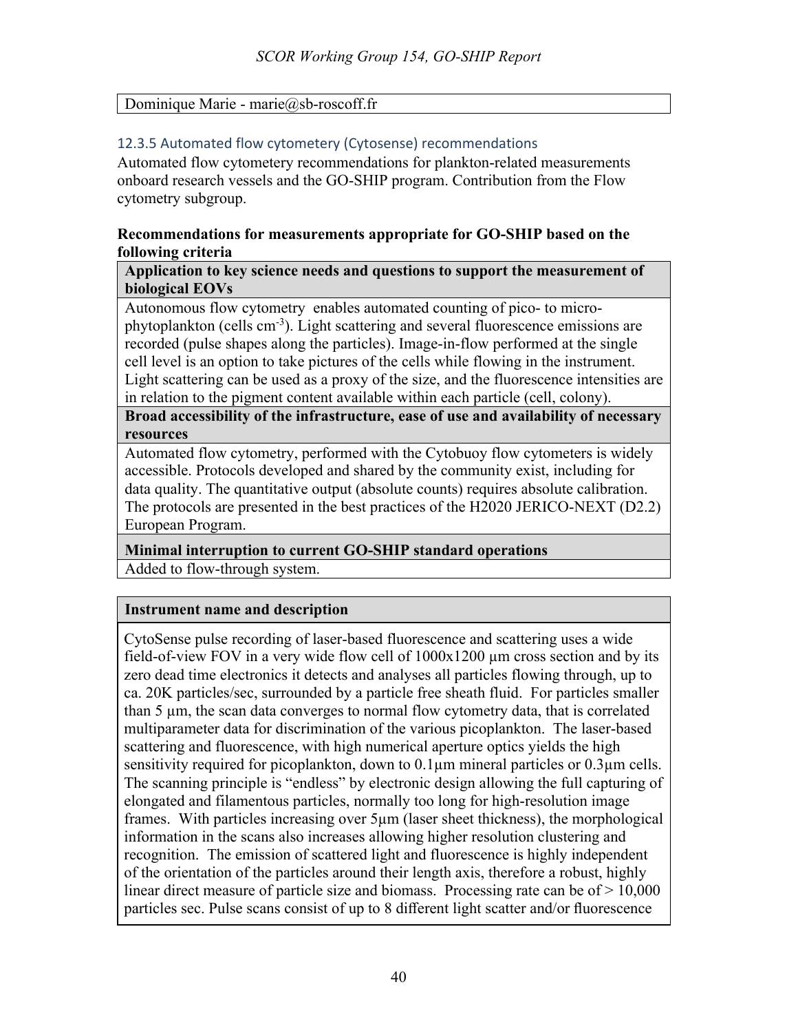| Dominique Marie - marie@sb-roscoff.fr |
|---|

### 12.3.5 Automated flow cytometery (Cytosense) recommendations

Automated flow cytometery recommendations for plankton-related measurements onboard research vessels and the GO-SHIP program. Contribution from the Flow cytometry subgroup.

**Recommendations for measurements appropriate for GO-SHIP based on the following criteria**

| **Application to key science needs and questions to support the measurement of biological EOVs** |
|---|
| Autonomous flow cytometry enables automated counting of pico- to micro-phytoplankton (cells $cm^{-3}$). Light scattering and several fluorescence emissions are recorded (pulse shapes along the particles). Image-in-flow performed at the single cell level is an option to take pictures of the cells while flowing in the instrument. Light scattering can be used as a proxy of the size, and the fluorescence intensities are in relation to the pigment content available within each particle (cell, colony). |
| **Broad accessibility of the infrastructure, ease of use and availability of necessary resources** |
| Automated flow cytometry, performed with the Cytobuoy flow cytometers is widely accessible. Protocols developed and shared by the community exist, including for data quality. The quantitative output (absolute counts) requires absolute calibration. The protocols are presented in the best practices of the H2020 JERICO-NEXT (D2.2) European Program. |
| **Minimal interruption to current GO-SHIP standard operations** |
| Added to flow-through system. |

| **Instrument name and description** |
|---|
| CytoSense pulse recording of laser-based fluorescence and scattering uses a wide field-of-view FOV in a very wide flow cell of 1000x1200 µm cross section and by its zero dead time electronics it detects and analyses all particles flowing through, up to ca. 20K particles/sec, surrounded by a particle free sheath fluid. For particles smaller than 5 µm, the scan data converges to normal flow cytometry data, that is correlated multiparameter data for discrimination of the various picoplankton. The laser-based scattering and fluorescence, with high numerical aperture optics yields the high sensitivity required for picoplankton, down to 0.1µm mineral particles or 0.3µm cells. The scanning principle is "endless" by electronic design allowing the full capturing of elongated and filamentous particles, normally too long for high-resolution image frames. With particles increasing over 5µm (laser sheet thickness), the morphological information in the scans also increases allowing higher resolution clustering and recognition. The emission of scattered light and fluorescence is highly independent of the orientation of the particles around their length axis, therefore a robust, highly linear direct measure of particle size and biomass. Processing rate can be of > 10,000 particles sec. Pulse scans consist of up to 8 different light scatter and/or fluorescence |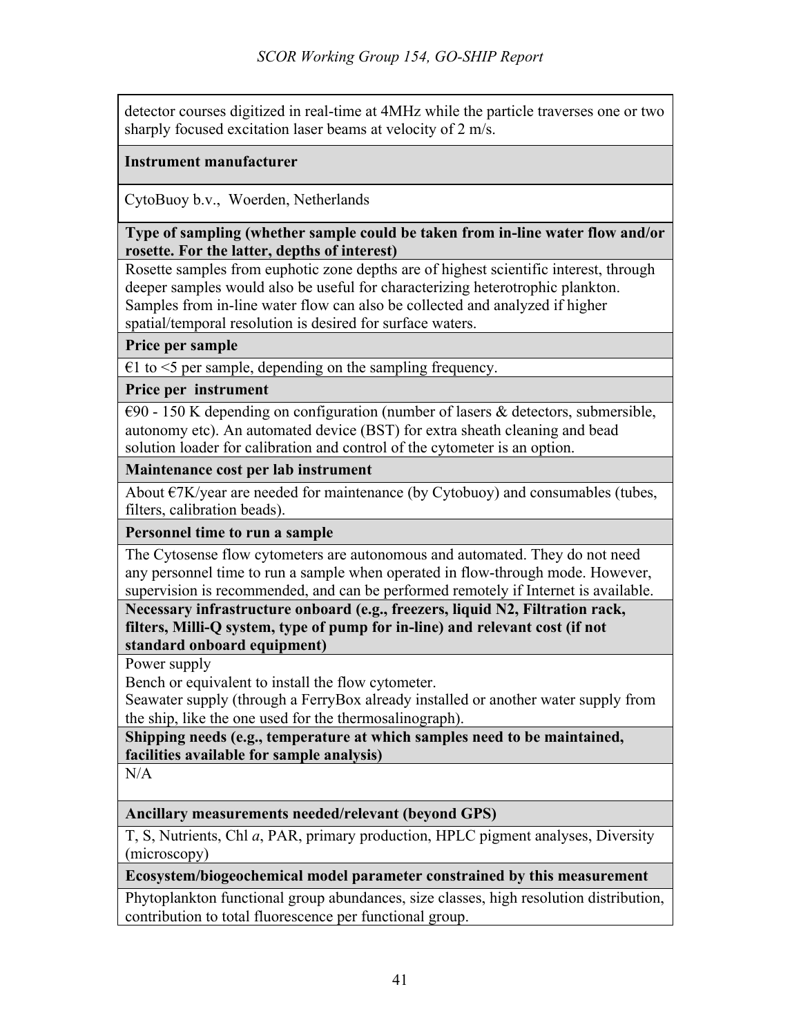detector courses digitized in real-time at 4MHz while the particle traverses one or two sharply focused excitation laser beams at velocity of 2 m/s.

**Instrument manufacturer**

CytoBuoy b.v., Woerden, Netherlands

**Type of sampling (whether sample could be taken from in-line water flow and/or rosette. For the latter, depths of interest)**

Rosette samples from euphotic zone depths are of highest scientific interest, through deeper samples would also be useful for characterizing heterotrophic plankton. Samples from in-line water flow can also be collected and analyzed if higher spatial/temporal resolution is desired for surface waters.

**Price per sample**

€1 to <5 per sample, depending on the sampling frequency.

**Price per instrument**

€90 - 150 K depending on configuration (number of lasers & detectors, submersible, autonomy etc). An automated device (BST) for extra sheath cleaning and bead solution loader for calibration and control of the cytometer is an option.

**Maintenance cost per lab instrument**

About €7K/year are needed for maintenance (by Cytobuoy) and consumables (tubes, filters, calibration beads).

**Personnel time to run a sample**

The Cytosense flow cytometers are autonomous and automated. They do not need any personnel time to run a sample when operated in flow-through mode. However, supervision is recommended, and can be performed remotely if Internet is available.

**Necessary infrastructure onboard (e.g., freezers, liquid N2, Filtration rack, filters, Milli-Q system, type of pump for in-line) and relevant cost (if not standard onboard equipment)**

Power supply
Bench or equivalent to install the flow cytometer.
Seawater supply (through a FerryBox already installed or another water supply from the ship, like the one used for the thermosalinograph).

**Shipping needs (e.g., temperature at which samples need to be maintained, facilities available for sample analysis)**

N/A

**Ancillary measurements needed/relevant (beyond GPS)**

T, S, Nutrients, Chl *a*, PAR, primary production, HPLC pigment analyses, Diversity (microscopy)

**Ecosystem/biogeochemical model parameter constrained by this measurement**

Phytoplankton functional group abundances, size classes, high resolution distribution, contribution to total fluorescence per functional group.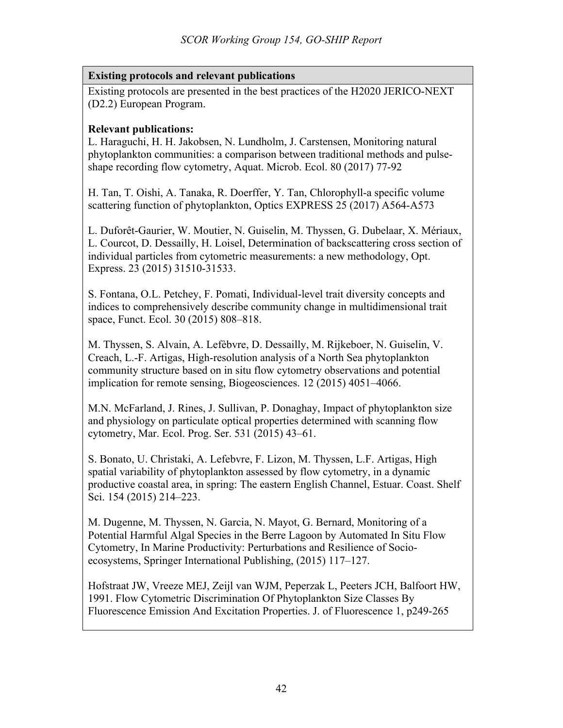**Existing protocols and relevant publications**

Existing protocols are presented in the best practices of the H2020 JERICO-NEXT (D2.2) European Program.

**Relevant publications:**

L. Haraguchi, H. H. Jakobsen, N. Lundholm, J. Carstensen, Monitoring natural phytoplankton communities: a comparison between traditional methods and pulse-shape recording flow cytometry, Aquat. Microb. Ecol. 80 (2017) 77-92

H. Tan, T. Oishi, A. Tanaka, R. Doerffer, Y. Tan, Chlorophyll-a specific volume scattering function of phytoplankton, Optics EXPRESS 25 (2017) A564-A573

L. Duforêt-Gaurier, W. Moutier, N. Guiselin, M. Thyssen, G. Dubelaar, X. Mériaux, L. Courcot, D. Dessailly, H. Loisel, Determination of backscattering cross section of individual particles from cytometric measurements: a new methodology, Opt. Express. 23 (2015) 31510-31533.

S. Fontana, O.L. Petchey, F. Pomati, Individual-level trait diversity concepts and indices to comprehensively describe community change in multidimensional trait space, Funct. Ecol. 30 (2015) 808–818.

M. Thyssen, S. Alvain, A. Lefèbvre, D. Dessailly, M. Rijkeboer, N. Guiselin, V. Creach, L.-F. Artigas, High-resolution analysis of a North Sea phytoplankton community structure based on in situ flow cytometry observations and potential implication for remote sensing, Biogeosciences. 12 (2015) 4051–4066.

M.N. McFarland, J. Rines, J. Sullivan, P. Donaghay, Impact of phytoplankton size and physiology on particulate optical properties determined with scanning flow cytometry, Mar. Ecol. Prog. Ser. 531 (2015) 43–61.

S. Bonato, U. Christaki, A. Lefebvre, F. Lizon, M. Thyssen, L.F. Artigas, High spatial variability of phytoplankton assessed by flow cytometry, in a dynamic productive coastal area, in spring: The eastern English Channel, Estuar. Coast. Shelf Sci. 154 (2015) 214–223.

M. Dugenne, M. Thyssen, N. Garcia, N. Mayot, G. Bernard, Monitoring of a Potential Harmful Algal Species in the Berre Lagoon by Automated In Situ Flow Cytometry, In Marine Productivity: Perturbations and Resilience of Socio-ecosystems, Springer International Publishing, (2015) 117–127.

Hofstraat JW, Vreeze MEJ, Zeijl van WJM, Peperzak L, Peeters JCH, Balfoort HW, 1991. Flow Cytometric Discrimination Of Phytoplankton Size Classes By Fluorescence Emission And Excitation Properties. J. of Fluorescence 1, p249-265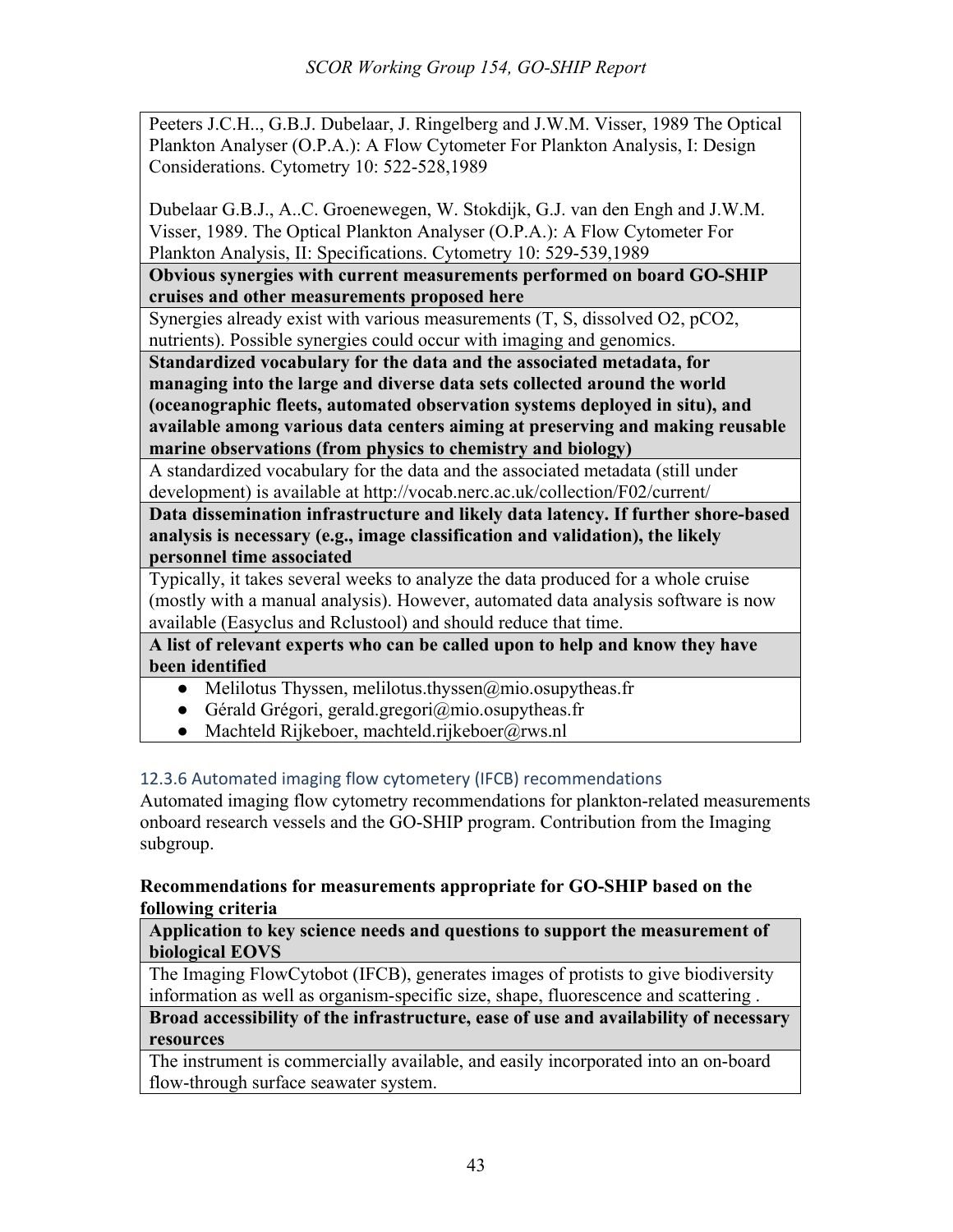Peeters J.C.H.., G.B.J. Dubelaar, J. Ringelberg and J.W.M. Visser, 1989 The Optical Plankton Analyser (O.P.A.): A Flow Cytometer For Plankton Analysis, I: Design Considerations. Cytometry 10: 522-528,1989

Dubelaar G.B.J., A..C. Groenewegen, W. Stokdijk, G.J. van den Engh and J.W.M. Visser, 1989. The Optical Plankton Analyser (O.P.A.): A Flow Cytometer For Plankton Analysis, II: Specifications. Cytometry 10: 529-539,1989

**Obvious synergies with current measurements performed on board GO-SHIP cruises and other measurements proposed here**

Synergies already exist with various measurements (T, S, dissolved O2, pCO2, nutrients). Possible synergies could occur with imaging and genomics.

**Standardized vocabulary for the data and the associated metadata, for managing into the large and diverse data sets collected around the world (oceanographic fleets, automated observation systems deployed in situ), and available among various data centers aiming at preserving and making reusable marine observations (from physics to chemistry and biology)**

A standardized vocabulary for the data and the associated metadata (still under development) is available at http://vocab.nerc.ac.uk/collection/F02/current/

**Data dissemination infrastructure and likely data latency. If further shore-based analysis is necessary (e.g., image classification and validation), the likely personnel time associated**

Typically, it takes several weeks to analyze the data produced for a whole cruise (mostly with a manual analysis). However, automated data analysis software is now available (Easyclus and Rclustool) and should reduce that time.

**A list of relevant experts who can be called upon to help and know they have been identified**

- Melilotus Thyssen, melilotus.thyssen@mio.osupytheas.fr
- Gérald Grégori, gerald.gregori@mio.osupytheas.fr
- Machteld Rijkeboer, machteld.rijkeboer@rws.nl

### 12.3.6 Automated imaging flow cytometery (IFCB) recommendations

Automated imaging flow cytometry recommendations for plankton-related measurements onboard research vessels and the GO-SHIP program. Contribution from the Imaging subgroup.

**Recommendations for measurements appropriate for GO-SHIP based on the following criteria**

**Application to key science needs and questions to support the measurement of biological EOVS**

The Imaging FlowCytobot (IFCB), generates images of protists to give biodiversity information as well as organism-specific size, shape, fluorescence and scattering .

**Broad accessibility of the infrastructure, ease of use and availability of necessary resources**

The instrument is commercially available, and easily incorporated into an on-board flow-through surface seawater system.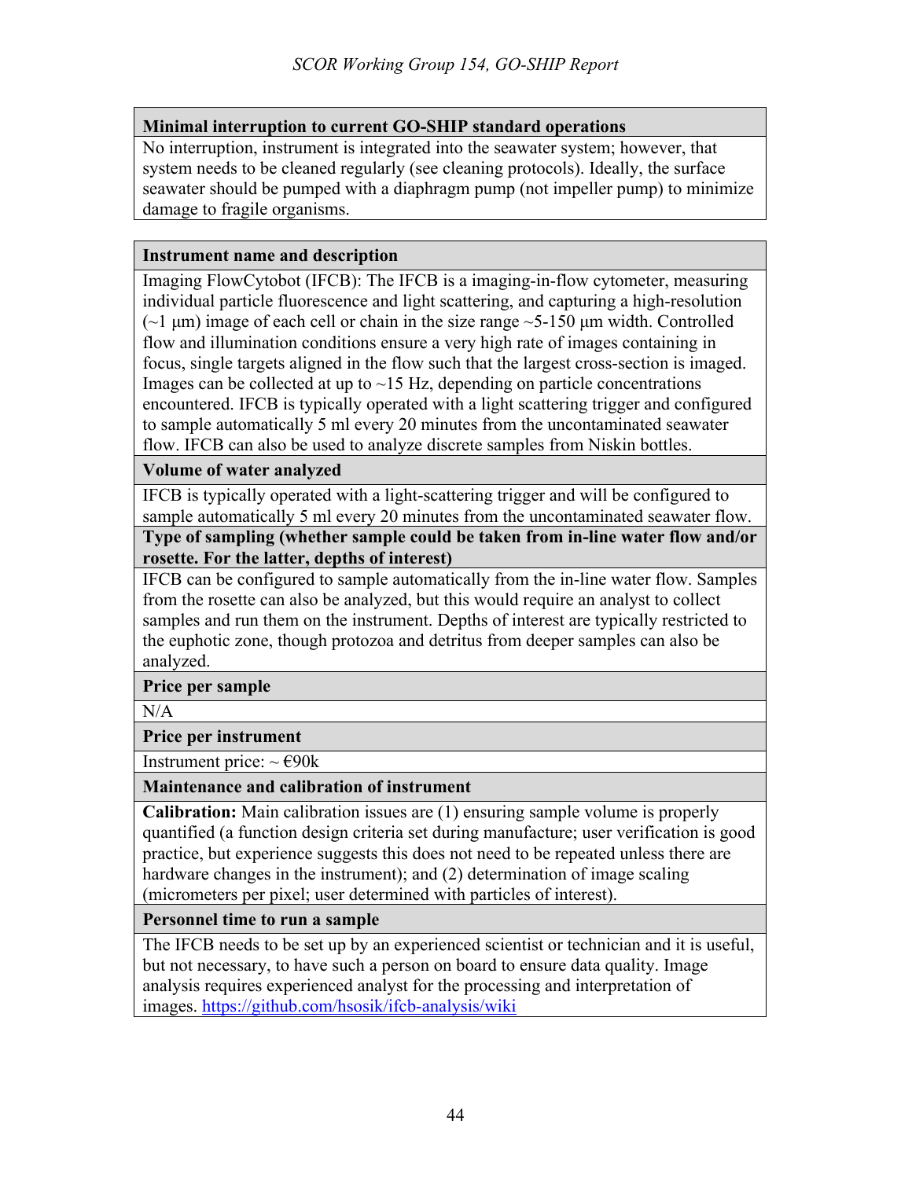| **Minimal interruption to current GO-SHIP standard operations** |
|---|
| No interruption, instrument is integrated into the seawater system; however, that system needs to be cleaned regularly (see cleaning protocols). Ideally, the surface seawater should be pumped with a diaphragm pump (not impeller pump) to minimize damage to fragile organisms. |

| **Instrument name and description** |
|---|
| Imaging FlowCytobot (IFCB): The IFCB is a imaging-in-flow cytometer, measuring individual particle fluorescence and light scattering, and capturing a high-resolution (~1 µm) image of each cell or chain in the size range ~5-150 µm width. Controlled flow and illumination conditions ensure a very high rate of images containing in focus, single targets aligned in the flow such that the largest cross-section is imaged. Images can be collected at up to ~15 Hz, depending on particle concentrations encountered. IFCB is typically operated with a light scattering trigger and configured to sample automatically 5 ml every 20 minutes from the uncontaminated seawater flow. IFCB can also be used to analyze discrete samples from Niskin bottles. |
| **Volume of water analyzed** |
| IFCB is typically operated with a light-scattering trigger and will be configured to sample automatically 5 ml every 20 minutes from the uncontaminated seawater flow. |
| **Type of sampling (whether sample could be taken from in-line water flow and/or rosette. For the latter, depths of interest)** |
| IFCB can be configured to sample automatically from the in-line water flow. Samples from the rosette can also be analyzed, but this would require an analyst to collect samples and run them on the instrument. Depths of interest are typically restricted to the euphotic zone, though protozoa and detritus from deeper samples can also be analyzed. |
| **Price per sample** |
| N/A |
| **Price per instrument** |
| Instrument price: ~ €90k |
| **Maintenance and calibration of instrument** |
| **Calibration:** Main calibration issues are (1) ensuring sample volume is properly quantified (a function design criteria set during manufacture; user verification is good practice, but experience suggests this does not need to be repeated unless there are hardware changes in the instrument); and (2) determination of image scaling (micrometers per pixel; user determined with particles of interest). |
| **Personnel time to run a sample** |
| The IFCB needs to be set up by an experienced scientist or technician and it is useful, but not necessary, to have such a person on board to ensure data quality. Image analysis requires experienced analyst for the processing and interpretation of images. https://github.com/hsosik/ifcb-analysis/wiki |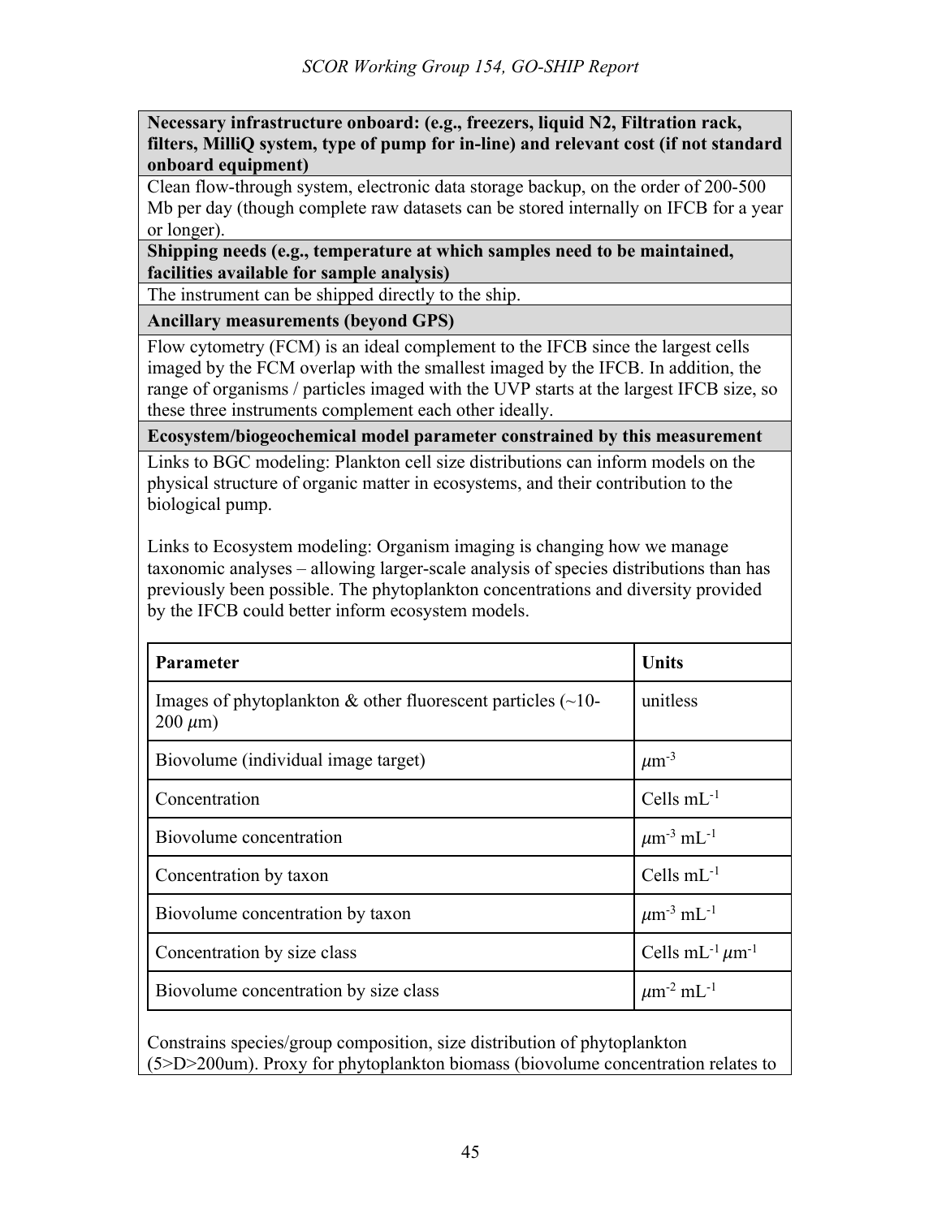**Necessary infrastructure onboard: (e.g., freezers, liquid N2, Filtration rack, filters, MilliQ system, type of pump for in-line) and relevant cost (if not standard onboard equipment)**

Clean flow-through system, electronic data storage backup, on the order of 200-500 Mb per day (though complete raw datasets can be stored internally on IFCB for a year or longer).

**Shipping needs (e.g., temperature at which samples need to be maintained, facilities available for sample analysis)**

The instrument can be shipped directly to the ship.

**Ancillary measurements (beyond GPS)**

Flow cytometry (FCM) is an ideal complement to the IFCB since the largest cells imaged by the FCM overlap with the smallest imaged by the IFCB. In addition, the range of organisms / particles imaged with the UVP starts at the largest IFCB size, so these three instruments complement each other ideally.

**Ecosystem/biogeochemical model parameter constrained by this measurement**

Links to BGC modeling: Plankton cell size distributions can inform models on the physical structure of organic matter in ecosystems, and their contribution to the biological pump.

Links to Ecosystem modeling: Organism imaging is changing how we manage taxonomic analyses – allowing larger-scale analysis of species distributions than has previously been possible. The phytoplankton concentrations and diversity provided by the IFCB could better inform ecosystem models.

| Parameter | Units |
|---|---|
| Images of phytoplankton & other fluorescent particles (~10-200 $\mu$m) | unitless |
| Biovolume (individual image target) | $\mu m^{-3}$ |
| Concentration | Cells $mL^{-1}$ |
| Biovolume concentration | $\mu m^{-3}$ $mL^{-1}$ |
| Concentration by taxon | Cells $mL^{-1}$ |
| Biovolume concentration by taxon | $\mu m^{-3}$ $mL^{-1}$ |
| Concentration by size class | Cells $mL^{-1}$ $\mu m^{-1}$ |
| Biovolume concentration by size class | $\mu m^{-2}$ $mL^{-1}$ |

Constrains species/group composition, size distribution of phytoplankton (5>D>200um). Proxy for phytoplankton biomass (biovolume concentration relates to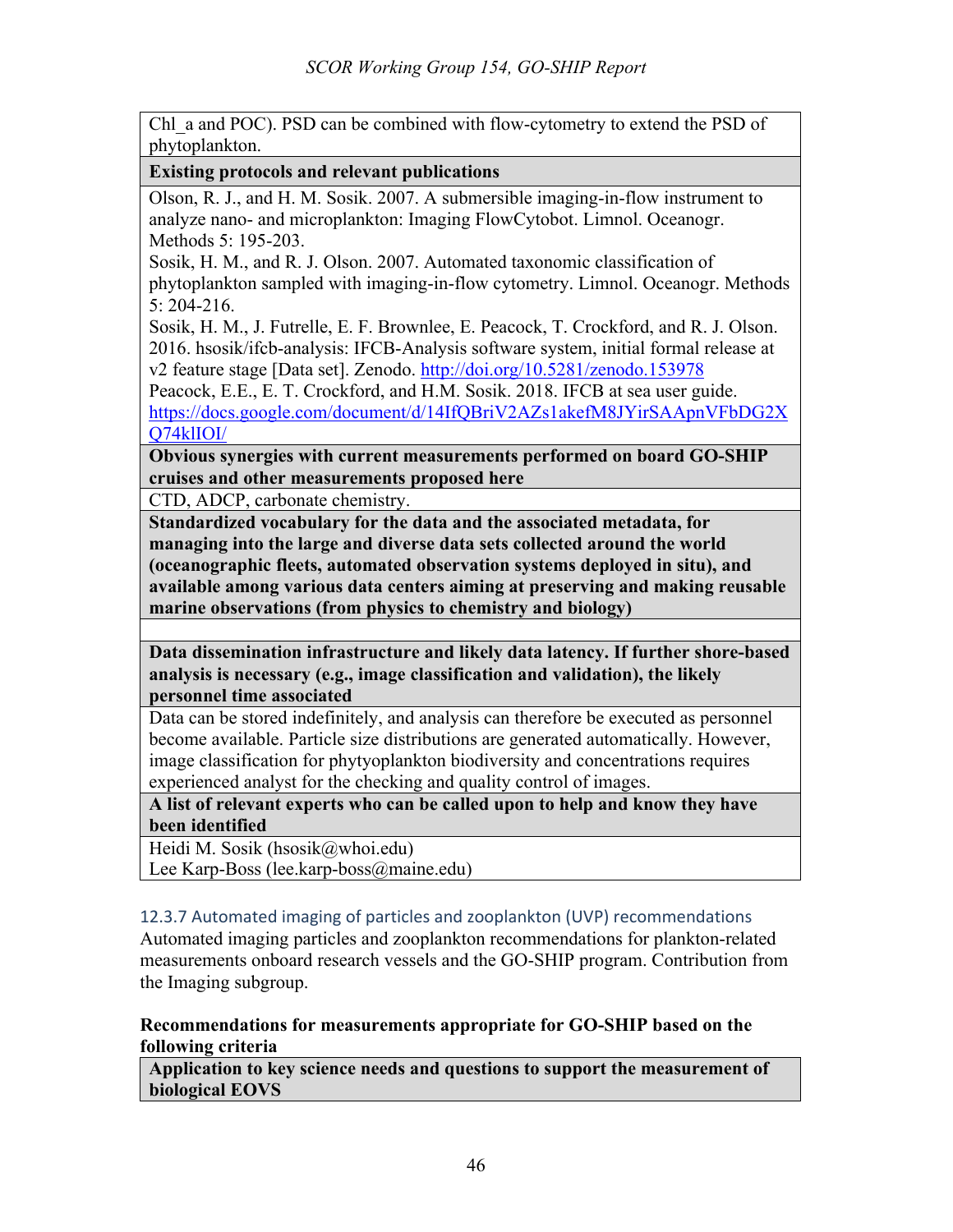| Chl_a and POC). PSD can be combined with flow-cytometry to extend the PSD of phytoplankton. |
|---|
| **Existing protocols and relevant publications** |
| Olson, R. J., and H. M. Sosik. 2007. A submersible imaging-in-flow instrument to analyze nano- and microplankton: Imaging FlowCytobot. Limnol. Oceanogr. Methods 5: 195-203.<br>Sosik, H. M., and R. J. Olson. 2007. Automated taxonomic classification of phytoplankton sampled with imaging-in-flow cytometry. Limnol. Oceanogr. Methods 5: 204-216.<br>Sosik, H. M., J. Futrelle, E. F. Brownlee, E. Peacock, T. Crockford, and R. J. Olson. 2016. hsosik/ifcb-analysis: IFCB-Analysis software system, initial formal release at v2 feature stage [Data set]. Zenodo. http://doi.org/10.5281/zenodo.153978<br>Peacock, E.E., E. T. Crockford, and H.M. Sosik. 2018. IFCB at sea user guide. https://docs.google.com/document/d/14IfQBriV2AZs1akefM8JYirSAApnVFbDG2XQ74klIOI/ |
| **Obvious synergies with current measurements performed on board GO-SHIP cruises and other measurements proposed here** |
| CTD, ADCP, carbonate chemistry. |
| **Standardized vocabulary for the data and the associated metadata, for managing into the large and diverse data sets collected around the world (oceanographic fleets, automated observation systems deployed in situ), and available among various data centers aiming at preserving and making reusable marine observations (from physics to chemistry and biology)** |
| |
| **Data dissemination infrastructure and likely data latency. If further shore-based analysis is necessary (e.g., image classification and validation), the likely personnel time associated** |
| Data can be stored indefinitely, and analysis can therefore be executed as personnel become available. Particle size distributions are generated automatically. However, image classification for phytoplankton biodiversity and concentrations requires experienced analyst for the checking and quality control of images. |
| **A list of relevant experts who can be called upon to help and know they have been identified** |
| Heidi M. Sosik (hsosik@whoi.edu)<br>Lee Karp-Boss (lee.karp-boss@maine.edu) |

### 12.3.7 Automated imaging of particles and zooplankton (UVP) recommendations

Automated imaging particles and zooplankton recommendations for plankton-related measurements onboard research vessels and the GO-SHIP program. Contribution from the Imaging subgroup.

**Recommendations for measurements appropriate for GO-SHIP based on the following criteria**

| Application to key science needs and questions to support the measurement of biological EOVS |
|---|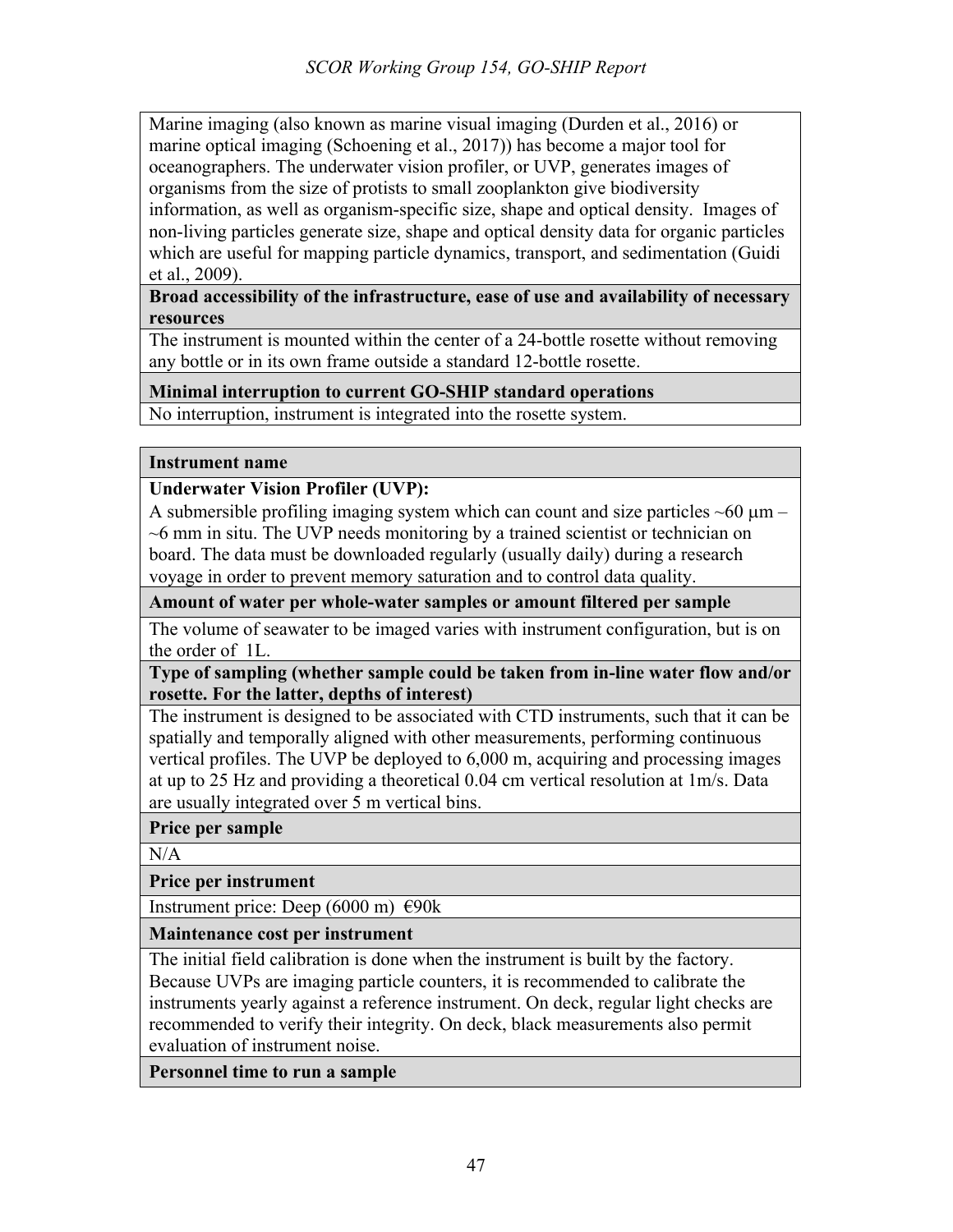Marine imaging (also known as marine visual imaging (Durden et al., 2016) or marine optical imaging (Schoening et al., 2017)) has become a major tool for oceanographers. The underwater vision profiler, or UVP, generates images of organisms from the size of protists to small zooplankton give biodiversity information, as well as organism-specific size, shape and optical density. Images of non-living particles generate size, shape and optical density data for organic particles which are useful for mapping particle dynamics, transport, and sedimentation (Guidi et al., 2009).

**Broad accessibility of the infrastructure, ease of use and availability of necessary resources**

The instrument is mounted within the center of a 24-bottle rosette without removing any bottle or in its own frame outside a standard 12-bottle rosette.

**Minimal interruption to current GO-SHIP standard operations**

No interruption, instrument is integrated into the rosette system.

**Instrument name**

**Underwater Vision Profiler (UVP):**
A submersible profiling imaging system which can count and size particles ~60 μm – ~6 mm in situ. The UVP needs monitoring by a trained scientist or technician on board. The data must be downloaded regularly (usually daily) during a research voyage in order to prevent memory saturation and to control data quality.

**Amount of water per whole-water samples or amount filtered per sample**

The volume of seawater to be imaged varies with instrument configuration, but is on the order of 1L.

**Type of sampling (whether sample could be taken from in-line water flow and/or rosette. For the latter, depths of interest)**

The instrument is designed to be associated with CTD instruments, such that it can be spatially and temporally aligned with other measurements, performing continuous vertical profiles. The UVP be deployed to 6,000 m, acquiring and processing images at up to 25 Hz and providing a theoretical 0.04 cm vertical resolution at 1m/s. Data are usually integrated over 5 m vertical bins.

**Price per sample**

N/A

**Price per instrument**

Instrument price: Deep (6000 m) €90k

**Maintenance cost per instrument**

The initial field calibration is done when the instrument is built by the factory. Because UVPs are imaging particle counters, it is recommended to calibrate the instruments yearly against a reference instrument. On deck, regular light checks are recommended to verify their integrity. On deck, black measurements also permit evaluation of instrument noise.

**Personnel time to run a sample**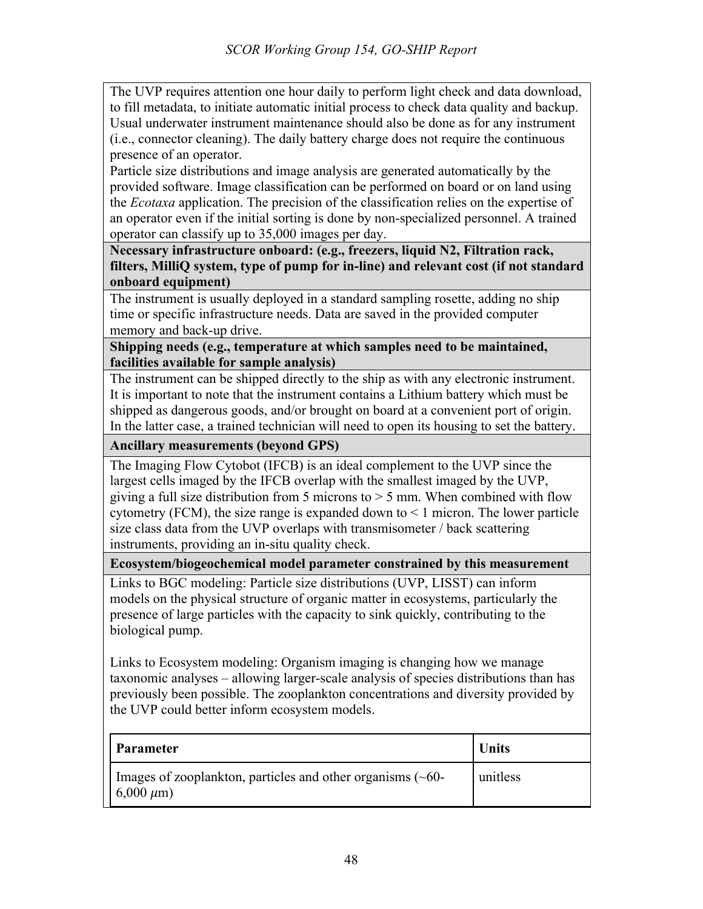The UVP requires attention one hour daily to perform light check and data download, to fill metadata, to initiate automatic initial process to check data quality and backup. Usual underwater instrument maintenance should also be done as for any instrument (i.e., connector cleaning). The daily battery charge does not require the continuous presence of an operator.

Particle size distributions and image analysis are generated automatically by the provided software. Image classification can be performed on board or on land using the *Ecotaxa* application. The precision of the classification relies on the expertise of an operator even if the initial sorting is done by non-specialized personnel. A trained operator can classify up to 35,000 images per day.

**Necessary infrastructure onboard: (e.g., freezers, liquid N2, Filtration rack, filters, MilliQ system, type of pump for in-line) and relevant cost (if not standard onboard equipment)**

The instrument is usually deployed in a standard sampling rosette, adding no ship time or specific infrastructure needs. Data are saved in the provided computer memory and back-up drive.

**Shipping needs (e.g., temperature at which samples need to be maintained, facilities available for sample analysis)**

The instrument can be shipped directly to the ship as with any electronic instrument. It is important to note that the instrument contains a Lithium battery which must be shipped as dangerous goods, and/or brought on board at a convenient port of origin. In the latter case, a trained technician will need to open its housing to set the battery.

**Ancillary measurements (beyond GPS)**

The Imaging Flow Cytobot (IFCB) is an ideal complement to the UVP since the largest cells imaged by the IFCB overlap with the smallest imaged by the UVP, giving a full size distribution from 5 microns to > 5 mm. When combined with flow cytometry (FCM), the size range is expanded down to < 1 micron. The lower particle size class data from the UVP overlaps with transmisometer / back scattering instruments, providing an in-situ quality check.

**Ecosystem/biogeochemical model parameter constrained by this measurement**

Links to BGC modeling: Particle size distributions (UVP, LISST) can inform models on the physical structure of organic matter in ecosystems, particularly the presence of large particles with the capacity to sink quickly, contributing to the biological pump.

Links to Ecosystem modeling: Organism imaging is changing how we manage taxonomic analyses – allowing larger-scale analysis of species distributions than has previously been possible. The zooplankton concentrations and diversity provided by the UVP could better inform ecosystem models.

| **Parameter** | **Units** |
| --- | --- |
| Images of zooplankton, particles and other organisms (~60-6,000 $\mu$m) | unitless |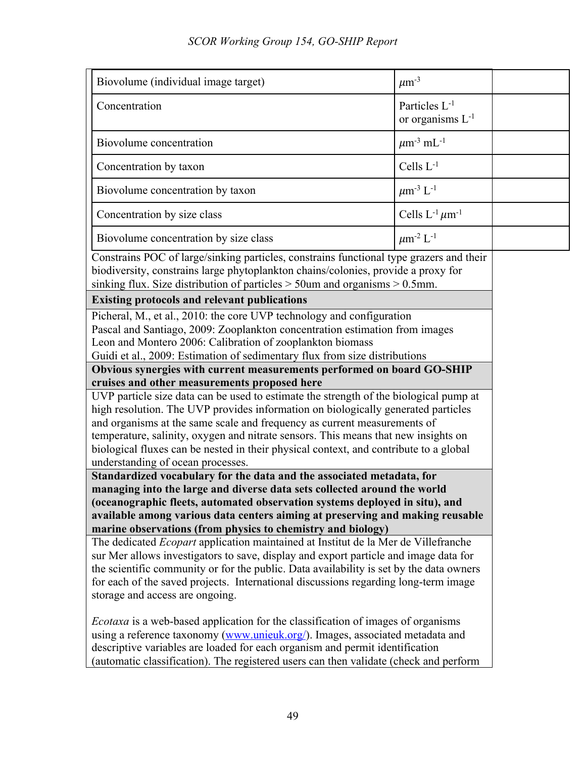| Biovolume (individual image target) | $\mu m^{-3}$ | |
|---|---|---|
| Concentration | Particles $L^{-1}$ or organisms $L^{-1}$ | |
| Biovolume concentration | $\mu m^{-3}$ $mL^{-1}$ | |
| Concentration by taxon | Cells $L^{-1}$ | |
| Biovolume concentration by taxon | $\mu m^{-3}$ $L^{-1}$ | |
| Concentration by size class | Cells $L^{-1}$ $\mu m^{-1}$ | |
| Biovolume concentration by size class | $\mu m^{-2}$ $L^{-1}$ | |

Constrains POC of large/sinking particles, constrains functional type grazers and their biodiversity, constrains large phytoplankton chains/colonies, provide a proxy for sinking flux. Size distribution of particles > 50um and organisms > 0.5mm.

**Existing protocols and relevant publications**

Picheral, M., et al., 2010: the core UVP technology and configuration
Pascal and Santiago, 2009: Zooplankton concentration estimation from images
Leon and Montero 2006: Calibration of zooplankton biomass
Guidi et al., 2009: Estimation of sedimentary flux from size distributions

**Obvious synergies with current measurements performed on board GO-SHIP cruises and other measurements proposed here**

UVP particle size data can be used to estimate the strength of the biological pump at high resolution. The UVP provides information on biologically generated particles and organisms at the same scale and frequency as current measurements of temperature, salinity, oxygen and nitrate sensors. This means that new insights on biological fluxes can be nested in their physical context, and contribute to a global understanding of ocean processes.

**Standardized vocabulary for the data and the associated metadata, for managing into the large and diverse data sets collected around the world (oceanographic fleets, automated observation systems deployed in situ), and available among various data centers aiming at preserving and making reusable marine observations (from physics to chemistry and biology)**

The dedicated *Ecopart* application maintained at Institut de la Mer de Villefranche sur Mer allows investigators to save, display and export particle and image data for the scientific community or for the public. Data availability is set by the data owners for each of the saved projects. International discussions regarding long-term image storage and access are ongoing.

*Ecotaxa* is a web-based application for the classification of images of organisms using a reference taxonomy (www.unieuk.org/). Images, associated metadata and descriptive variables are loaded for each organism and permit identification (automatic classification). The registered users can then validate (check and perform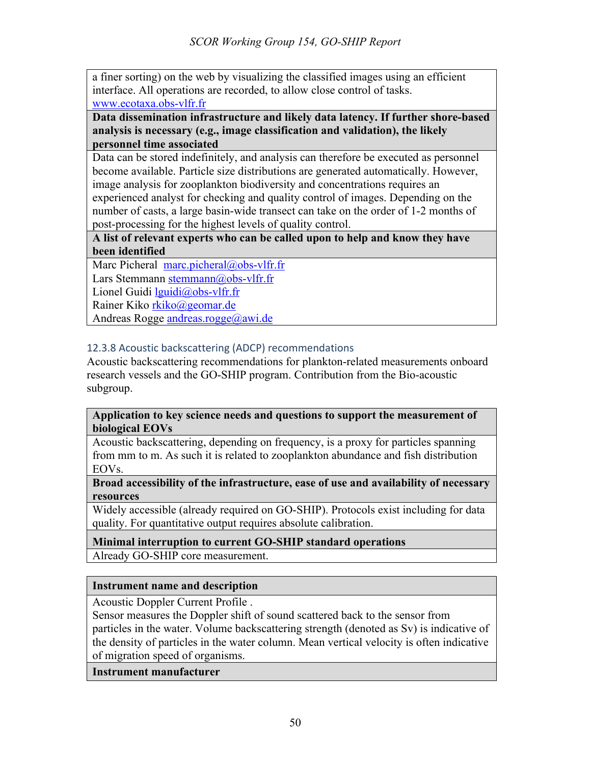| a finer sorting) on the web by visualizing the classified images using an efficient interface. All operations are recorded, to allow close control of tasks. www.ecotaxa.obs-vlfr.fr |
|---|
| **Data dissemination infrastructure and likely data latency. If further shore-based analysis is necessary (e.g., image classification and validation), the likely personnel time associated** |
| Data can be stored indefinitely, and analysis can therefore be executed as personnel become available. Particle size distributions are generated automatically. However, image analysis for zooplankton biodiversity and concentrations requires an experienced analyst for checking and quality control of images. Depending on the number of casts, a large basin-wide transect can take on the order of 1-2 months of post-processing for the highest levels of quality control. |
| **A list of relevant experts who can be called upon to help and know they have been identified** |
| Marc Picheral marc.picheral@obs-vlfr.fr<br>Lars Stemmann stemmann@obs-vlfr.fr<br>Lionel Guidi lguidi@obs-vlfr.fr<br>Rainer Kiko rkiko@geomar.de<br>Andreas Rogge andreas.rogge@awi.de |

### 12.3.8 Acoustic backscattering (ADCP) recommendations

Acoustic backscattering recommendations for plankton-related measurements onboard research vessels and the GO-SHIP program. Contribution from the Bio-acoustic subgroup.

| **Application to key science needs and questions to support the measurement of biological EOVs** |
|---|
| Acoustic backscattering, depending on frequency, is a proxy for particles spanning from mm to m. As such it is related to zooplankton abundance and fish distribution EOVs. |
| **Broad accessibility of the infrastructure, ease of use and availability of necessary resources** |
| Widely accessible (already required on GO-SHIP). Protocols exist including for data quality. For quantitative output requires absolute calibration. |
| **Minimal interruption to current GO-SHIP standard operations** |
| Already GO-SHIP core measurement. |

| **Instrument name and description** |
|---|
| Acoustic Doppler Current Profile .<br>Sensor measures the Doppler shift of sound scattered back to the sensor from particles in the water. Volume backscattering strength (denoted as Sv) is indicative of the density of particles in the water column. Mean vertical velocity is often indicative of migration speed of organisms. |
| **Instrument manufacturer** |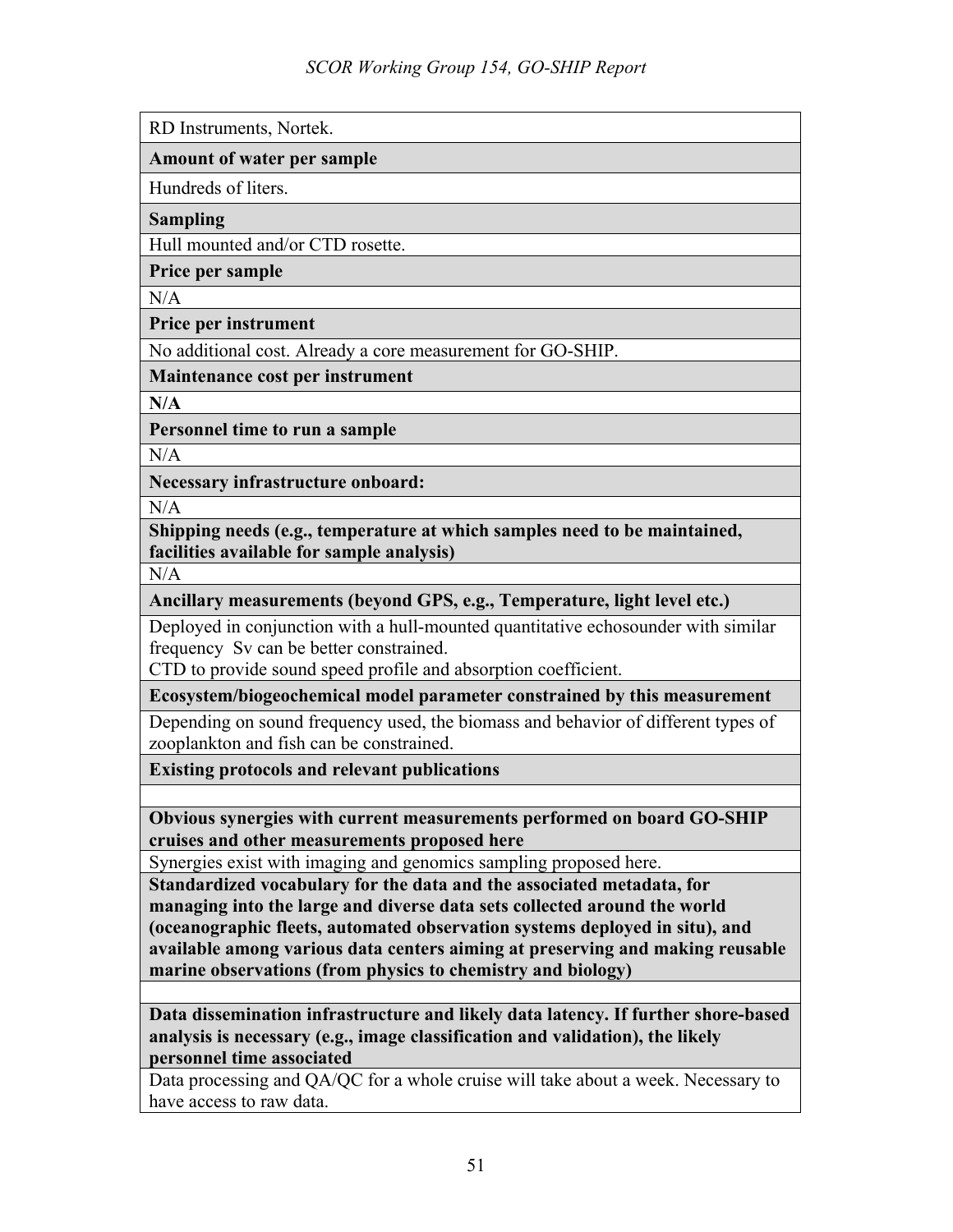| RD Instruments, Nortek. |
| --- |
| **Amount of water per sample** |
| Hundreds of liters. |
| **Sampling** |
| Hull mounted and/or CTD rosette. |
| **Price per sample** |
| N/A |
| **Price per instrument** |
| No additional cost. Already a core measurement for GO-SHIP. |
| **Maintenance cost per instrument** |
| **N/A** |
| **Personnel time to run a sample** |
| N/A |
| **Necessary infrastructure onboard:** |
| N/A |
| **Shipping needs (e.g., temperature at which samples need to be maintained, facilities available for sample analysis)** |
| N/A |
| **Ancillary measurements (beyond GPS, e.g., Temperature, light level etc.)** |
| Deployed in conjunction with a hull-mounted quantitative echosounder with similar frequency Sv can be better constrained.<br>CTD to provide sound speed profile and absorption coefficient. |
| **Ecosystem/biogeochemical model parameter constrained by this measurement** |
| Depending on sound frequency used, the biomass and behavior of different types of zooplankton and fish can be constrained. |
| **Existing protocols and relevant publications** |
| |
| **Obvious synergies with current measurements performed on board GO-SHIP cruises and other measurements proposed here** |
| Synergies exist with imaging and genomics sampling proposed here. |
| **Standardized vocabulary for the data and the associated metadata, for managing into the large and diverse data sets collected around the world (oceanographic fleets, automated observation systems deployed in situ), and available among various data centers aiming at preserving and making reusable marine observations (from physics to chemistry and biology)** |
| |
| **Data dissemination infrastructure and likely data latency. If further shore-based analysis is necessary (e.g., image classification and validation), the likely personnel time associated** |
| Data processing and QA/QC for a whole cruise will take about a week. Necessary to have access to raw data. |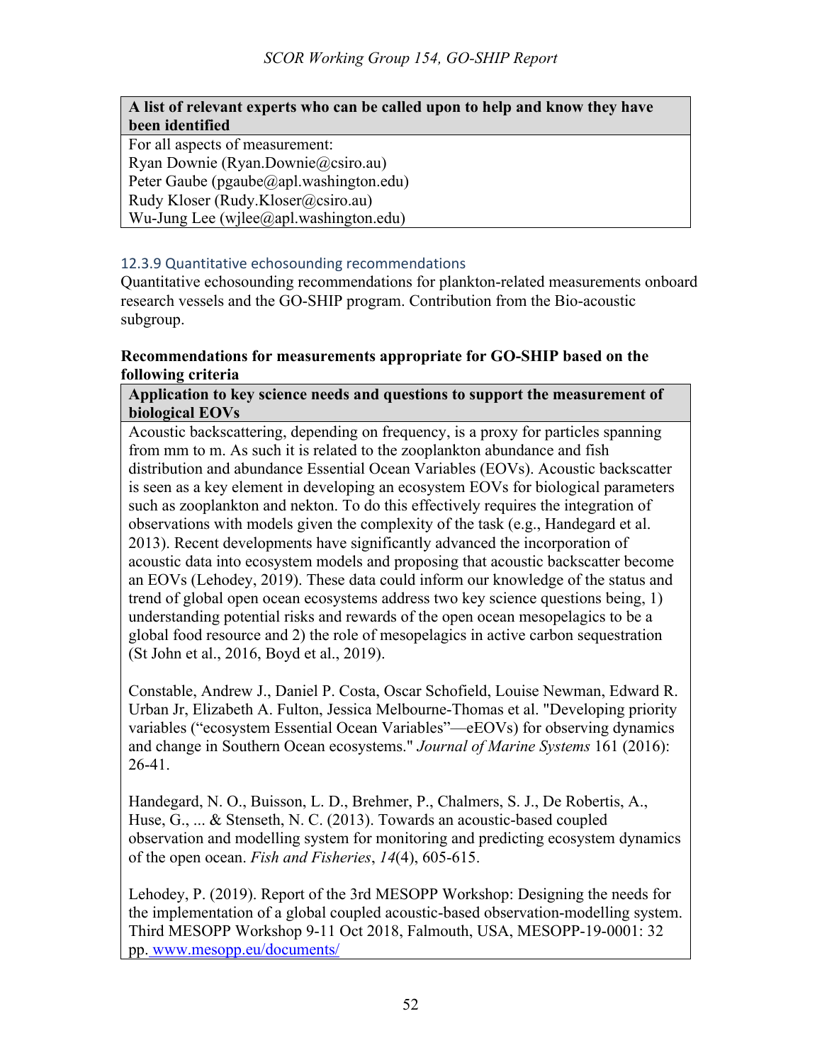| A list of relevant experts who can be called upon to help and know they have been identified |
|---|
| For all aspects of measurement:<br>Ryan Downie (Ryan.Downie@csiro.au)<br>Peter Gaube (pgaube@apl.washington.edu)<br>Rudy Kloser (Rudy.Kloser@csiro.au)<br>Wu-Jung Lee (wjlee@apl.washington.edu) |

### 12.3.9 Quantitative echosounding recommendations

Quantitative echosounding recommendations for plankton-related measurements onboard research vessels and the GO-SHIP program. Contribution from the Bio-acoustic subgroup.

**Recommendations for measurements appropriate for GO-SHIP based on the following criteria**

| Application to key science needs and questions to support the measurement of biological EOVs |
|---|
| Acoustic backscattering, depending on frequency, is a proxy for particles spanning from mm to m. As such it is related to the zooplankton abundance and fish distribution and abundance Essential Ocean Variables (EOVs). Acoustic backscatter is seen as a key element in developing an ecosystem EOVs for biological parameters such as zooplankton and nekton. To do this effectively requires the integration of observations with models given the complexity of the task (e.g., Handegard et al. 2013). Recent developments have significantly advanced the incorporation of acoustic data into ecosystem models and proposing that acoustic backscatter become an EOVs (Lehodey, 2019). These data could inform our knowledge of the status and trend of global open ocean ecosystems address two key science questions being, 1) understanding potential risks and rewards of the open ocean mesopelagics to be a global food resource and 2) the role of mesopelagics in active carbon sequestration (St John et al., 2016, Boyd et al., 2019).<br><br>Constable, Andrew J., Daniel P. Costa, Oscar Schofield, Louise Newman, Edward R. Urban Jr, Elizabeth A. Fulton, Jessica Melbourne-Thomas et al. "Developing priority variables ("ecosystem Essential Ocean Variables"—eEOVs) for observing dynamics and change in Southern Ocean ecosystems." *Journal of Marine Systems* 161 (2016): 26-41.<br><br>Handegard, N. O., Buisson, L. D., Brehmer, P., Chalmers, S. J., De Robertis, A., Huse, G., ... & Stenseth, N. C. (2013). Towards an acoustic-based coupled observation and modelling system for monitoring and predicting ecosystem dynamics of the open ocean. *Fish and Fisheries*, *14*(4), 605-615.<br><br>Lehodey, P. (2019). Report of the 3rd MESOPP Workshop: Designing the needs for the implementation of a global coupled acoustic-based observation-modelling system. Third MESOPP Workshop 9-11 Oct 2018, Falmouth, USA, MESOPP-19-0001: 32 pp. www.mesopp.eu/documents/ |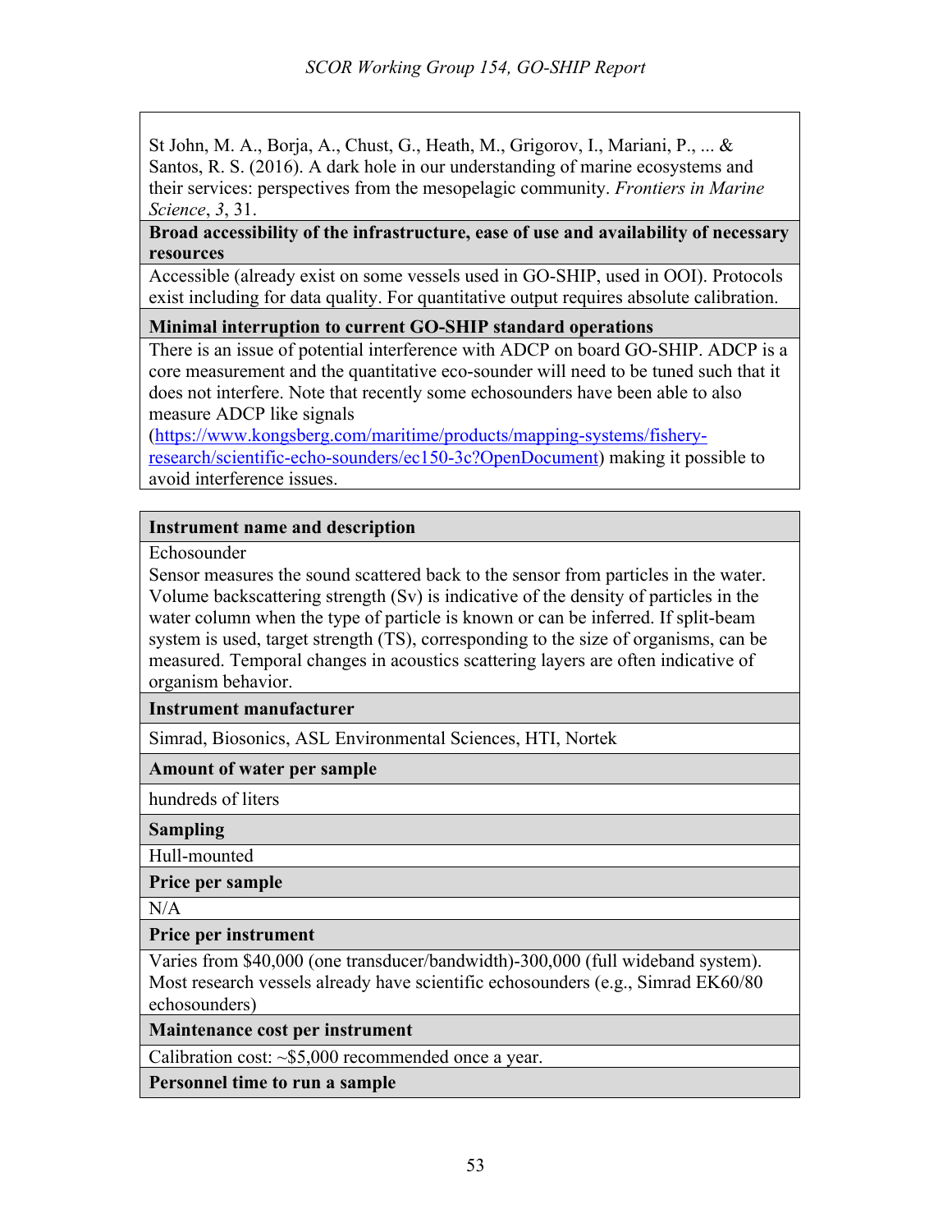St John, M. A., Borja, A., Chust, G., Heath, M., Grigorov, I., Mariani, P., ... & Santos, R. S. (2016). A dark hole in our understanding of marine ecosystems and their services: perspectives from the mesopelagic community. *Frontiers in Marine Science*, *3*, 31.

**Broad accessibility of the infrastructure, ease of use and availability of necessary resources**

Accessible (already exist on some vessels used in GO-SHIP, used in OOI). Protocols exist including for data quality. For quantitative output requires absolute calibration.

**Minimal interruption to current GO-SHIP standard operations**

There is an issue of potential interference with ADCP on board GO-SHIP. ADCP is a core measurement and the quantitative eco-sounder will need to be tuned such that it does not interfere. Note that recently some echosounders have been able to also measure ADCP like signals (https://www.kongsberg.com/maritime/products/mapping-systems/fishery-research/scientific-echo-sounders/ec150-3c?OpenDocument) making it possible to avoid interference issues.

**Instrument name and description**

Echosounder

Sensor measures the sound scattered back to the sensor from particles in the water. Volume backscattering strength (Sv) is indicative of the density of particles in the water column when the type of particle is known or can be inferred. If split-beam system is used, target strength (TS), corresponding to the size of organisms, can be measured. Temporal changes in acoustics scattering layers are often indicative of organism behavior.

**Instrument manufacturer**

Simrad, Biosonics, ASL Environmental Sciences, HTI, Nortek

**Amount of water per sample**

hundreds of liters

**Sampling**

Hull-mounted

**Price per sample**

N/A

**Price per instrument**

Varies from $40,000 (one transducer/bandwidth)-300,000 (full wideband system). Most research vessels already have scientific echosounders (e.g., Simrad EK60/80 echosounders)

**Maintenance cost per instrument**

Calibration cost: ~$5,000 recommended once a year.

**Personnel time to run a sample**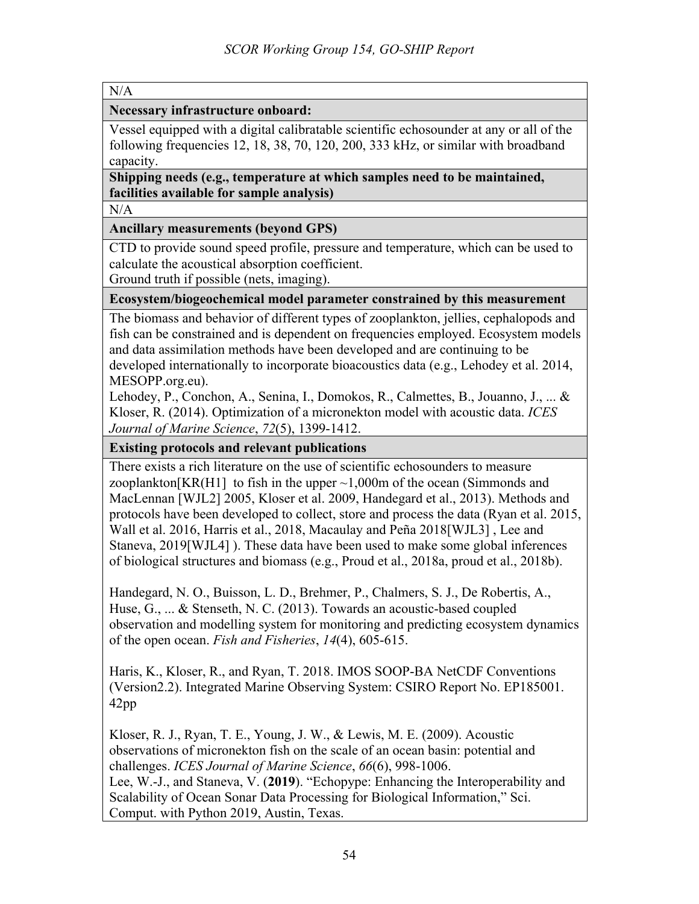| N/A |
| --- |
| **Necessary infrastructure onboard:** |
| Vessel equipped with a digital calibratable scientific echosounder at any or all of the following frequencies 12, 18, 38, 70, 120, 200, 333 kHz, or similar with broadband capacity. |
| **Shipping needs (e.g., temperature at which samples need to be maintained, facilities available for sample analysis)** |
| N/A |
| **Ancillary measurements (beyond GPS)** |
| CTD to provide sound speed profile, pressure and temperature, which can be used to calculate the acoustical absorption coefficient.<br>Ground truth if possible (nets, imaging). |
| **Ecosystem/biogeochemical model parameter constrained by this measurement** |
| The biomass and behavior of different types of zooplankton, jellies, cephalopods and fish can be constrained and is dependent on frequencies employed. Ecosystem models and data assimilation methods have been developed and are continuing to be developed internationally to incorporate bioacoustics data (e.g., Lehodey et al. 2014, MESOPP.org.eu).<br>Lehodey, P., Conchon, A., Senina, I., Domokos, R., Calmettes, B., Jouanno, J., ... & Kloser, R. (2014). Optimization of a micronekton model with acoustic data. *ICES Journal of Marine Science*, *72*(5), 1399-1412. |
| **Existing protocols and relevant publications** |
| There exists a rich literature on the use of scientific echosounders to measure zooplankton[KR(H1] to fish in the upper ~1,000m of the ocean (Simmonds and MacLennan [WJL2] 2005, Kloser et al. 2009, Handegard et al., 2013). Methods and protocols have been developed to collect, store and process the data (Ryan et al. 2015, Wall et al. 2016, Harris et al., 2018, Macaulay and Peña 2018[WJL3] , Lee and Staneva, 2019[WJL4] ). These data have been used to make some global inferences of biological structures and biomass (e.g., Proud et al., 2018a, proud et al., 2018b).<br><br>Handegard, N. O., Buisson, L. D., Brehmer, P., Chalmers, S. J., De Robertis, A., Huse, G., ... & Stenseth, N. C. (2013). Towards an acoustic-based coupled observation and modelling system for monitoring and predicting ecosystem dynamics of the open ocean. *Fish and Fisheries*, *14*(4), 605-615.<br><br>Haris, K., Kloser, R., and Ryan, T. 2018. IMOS SOOP-BA NetCDF Conventions (Version2.2). Integrated Marine Observing System: CSIRO Report No. EP185001. 42pp<br><br>Kloser, R. J., Ryan, T. E., Young, J. W., & Lewis, M. E. (2009). Acoustic observations of micronekton fish on the scale of an ocean basin: potential and challenges. *ICES Journal of Marine Science*, *66*(6), 998-1006.<br>Lee, W.-J., and Staneva, V. (**2019**). "Echopype: Enhancing the Interoperability and Scalability of Ocean Sonar Data Processing for Biological Information," Sci. Comput. with Python 2019, Austin, Texas. |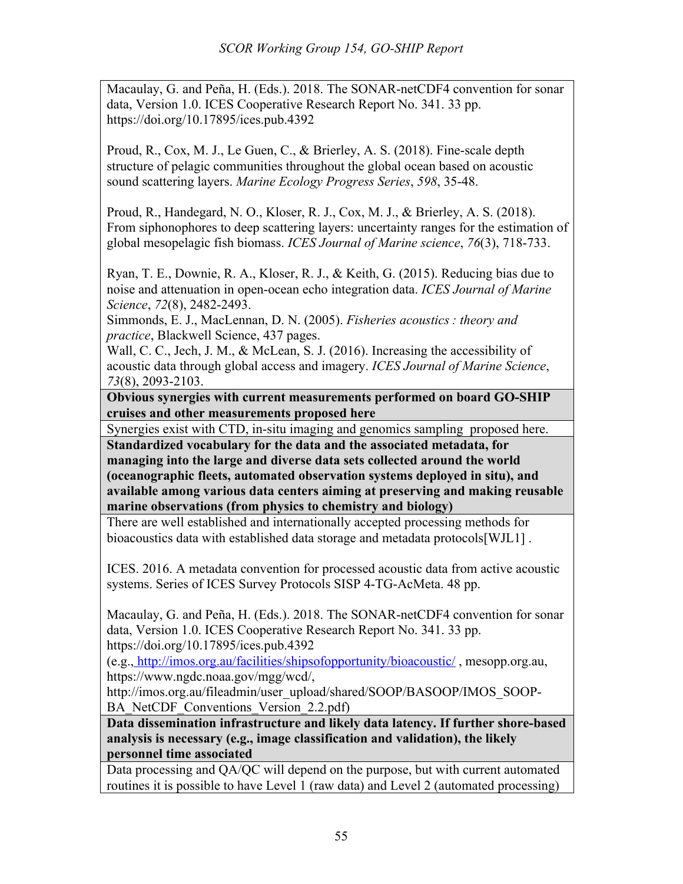Macaulay, G. and Peña, H. (Eds.). 2018. The SONAR-netCDF4 convention for sonar data, Version 1.0. ICES Cooperative Research Report No. 341. 33 pp. https://doi.org/10.17895/ices.pub.4392

Proud, R., Cox, M. J., Le Guen, C., & Brierley, A. S. (2018). Fine-scale depth structure of pelagic communities throughout the global ocean based on acoustic sound scattering layers. *Marine Ecology Progress Series*, *598*, 35-48.

Proud, R., Handegard, N. O., Kloser, R. J., Cox, M. J., & Brierley, A. S. (2018). From siphonophores to deep scattering layers: uncertainty ranges for the estimation of global mesopelagic fish biomass. *ICES Journal of Marine science*, *76*(3), 718-733.

Ryan, T. E., Downie, R. A., Kloser, R. J., & Keith, G. (2015). Reducing bias due to noise and attenuation in open-ocean echo integration data. *ICES Journal of Marine Science*, *72*(8), 2482-2493.
Simmonds, E. J., MacLennan, D. N. (2005). *Fisheries acoustics : theory and practice*, Blackwell Science, 437 pages.
Wall, C. C., Jech, J. M., & McLean, S. J. (2016). Increasing the accessibility of acoustic data through global access and imagery. *ICES Journal of Marine Science*, *73*(8), 2093-2103.

**Obvious synergies with current measurements performed on board GO-SHIP cruises and other measurements proposed here**

Synergies exist with CTD, in-situ imaging and genomics sampling proposed here.

**Standardized vocabulary for the data and the associated metadata, for managing into the large and diverse data sets collected around the world (oceanographic fleets, automated observation systems deployed in situ), and available among various data centers aiming at preserving and making reusable marine observations (from physics to chemistry and biology)**

There are well established and internationally accepted processing methods for bioacoustics data with established data storage and metadata protocols[WJL1] .

ICES. 2016. A metadata convention for processed acoustic data from active acoustic systems. Series of ICES Survey Protocols SISP 4-TG-AcMeta. 48 pp.

Macaulay, G. and Peña, H. (Eds.). 2018. The SONAR-netCDF4 convention for sonar data, Version 1.0. ICES Cooperative Research Report No. 341. 33 pp. https://doi.org/10.17895/ices.pub.4392
(e.g., http://imos.org.au/facilities/shipsofopportunity/bioacoustic/ , mesopp.org.au, https://www.ngdc.noaa.gov/mgg/wcd/, http://imos.org.au/fileadmin/user_upload/shared/SOOP/BASOOP/IMOS_SOOP-BA_NetCDF_Conventions_Version_2.2.pdf)

**Data dissemination infrastructure and likely data latency. If further shore-based analysis is necessary (e.g., image classification and validation), the likely personnel time associated**

Data processing and QA/QC will depend on the purpose, but with current automated routines it is possible to have Level 1 (raw data) and Level 2 (automated processing)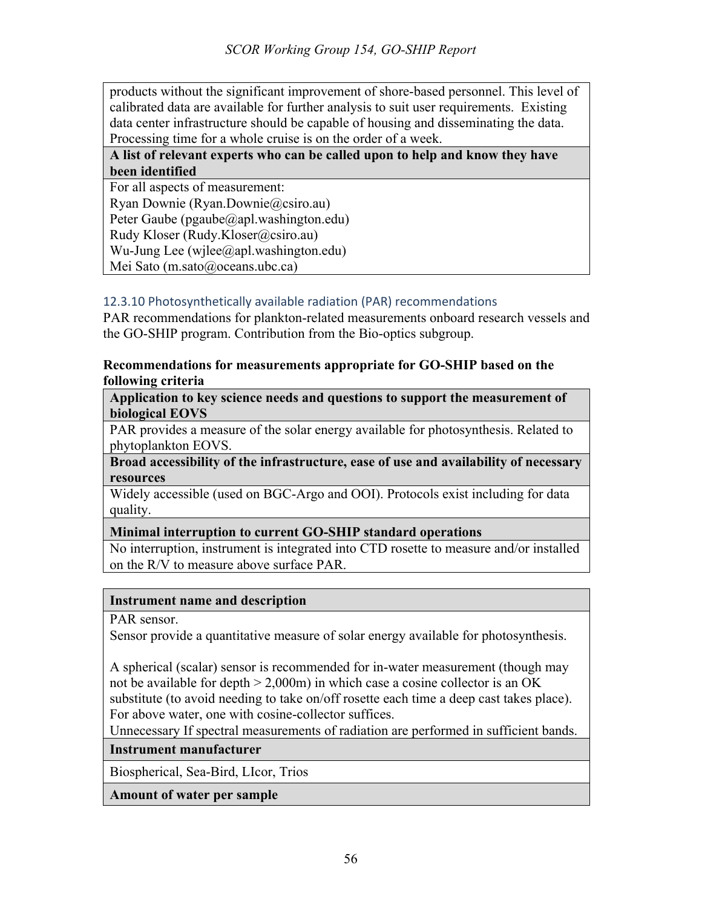| |
|---|
| products without the significant improvement of shore-based personnel. This level of calibrated data are available for further analysis to suit user requirements. Existing data center infrastructure should be capable of housing and disseminating the data. Processing time for a whole cruise is on the order of a week. |
| **A list of relevant experts who can be called upon to help and know they have been identified** |
| For all aspects of measurement:<br>Ryan Downie (Ryan.Downie@csiro.au)<br>Peter Gaube (pgaube@apl.washington.edu)<br>Rudy Kloser (Rudy.Kloser@csiro.au)<br>Wu-Jung Lee (wjlee@apl.washington.edu)<br>Mei Sato (m.sato@oceans.ubc.ca) |

### 12.3.10 Photosynthetically available radiation (PAR) recommendations

PAR recommendations for plankton-related measurements onboard research vessels and the GO-SHIP program. Contribution from the Bio-optics subgroup.

**Recommendations for measurements appropriate for GO-SHIP based on the following criteria**

| **Application to key science needs and questions to support the measurement of biological EOVS** |
|---|
| PAR provides a measure of the solar energy available for photosynthesis. Related to phytoplankton EOVS. |
| **Broad accessibility of the infrastructure, ease of use and availability of necessary resources** |
| Widely accessible (used on BGC-Argo and OOI). Protocols exist including for data quality. |
| **Minimal interruption to current GO-SHIP standard operations** |
| No interruption, instrument is integrated into CTD rosette to measure and/or installed on the R/V to measure above surface PAR. |

| **Instrument name and description** |
|---|
| PAR sensor.<br>Sensor provide a quantitative measure of solar energy available for photosynthesis.<br><br>A spherical (scalar) sensor is recommended for in-water measurement (though may not be available for depth > 2,000m) in which case a cosine collector is an OK substitute (to avoid needing to take on/off rosette each time a deep cast takes place). For above water, one with cosine-collector suffices.<br>Unnecessary If spectral measurements of radiation are performed in sufficient bands. |
| **Instrument manufacturer** |
| Biospherical, Sea-Bird, LIcor, Trios |
| **Amount of water per sample** |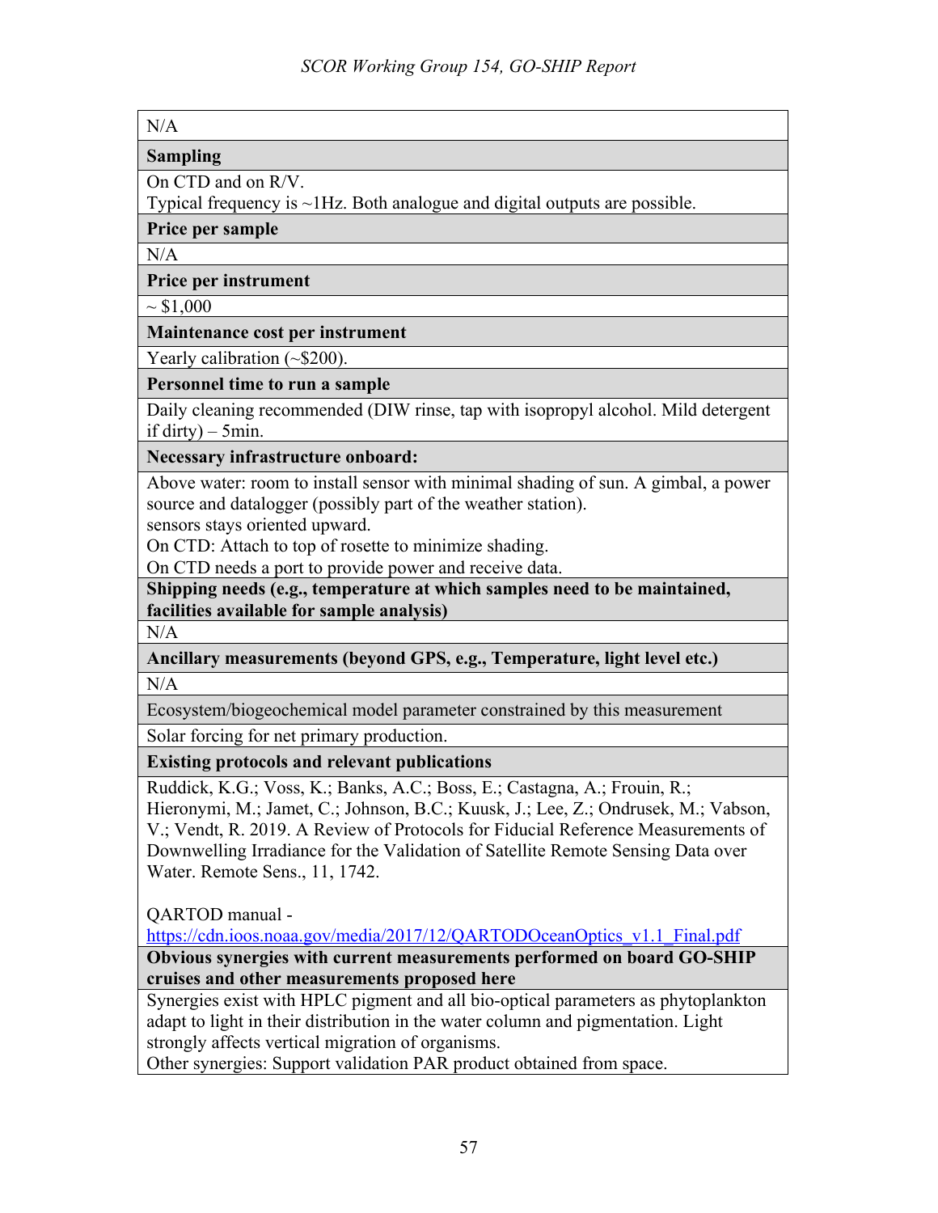| N/A |
|---|
| **Sampling** |
| On CTD and on R/V.<br>Typical frequency is ~1Hz. Both analogue and digital outputs are possible. |
| **Price per sample** |
| N/A |
| **Price per instrument** |
| ~ $1,000 |
| **Maintenance cost per instrument** |
| Yearly calibration (~$200). |
| **Personnel time to run a sample** |
| Daily cleaning recommended (DIW rinse, tap with isopropyl alcohol. Mild detergent if dirty) – 5min. |
| **Necessary infrastructure onboard:** |
| Above water: room to install sensor with minimal shading of sun. A gimbal, a power source and datalogger (possibly part of the weather station).<br>sensors stays oriented upward.<br>On CTD: Attach to top of rosette to minimize shading.<br>On CTD needs a port to provide power and receive data. |
| **Shipping needs (e.g., temperature at which samples need to be maintained, facilities available for sample analysis)** |
| N/A |
| **Ancillary measurements (beyond GPS, e.g., Temperature, light level etc.)** |
| N/A |
| Ecosystem/biogeochemical model parameter constrained by this measurement |
| Solar forcing for net primary production. |
| **Existing protocols and relevant publications** |
| Ruddick, K.G.; Voss, K.; Banks, A.C.; Boss, E.; Castagna, A.; Frouin, R.; Hieronymi, M.; Jamet, C.; Johnson, B.C.; Kuusk, J.; Lee, Z.; Ondrusek, M.; Vabson, V.; Vendt, R. 2019. A Review of Protocols for Fiducial Reference Measurements of Downwelling Irradiance for the Validation of Satellite Remote Sensing Data over Water. Remote Sens., 11, 1742.<br><br>QARTOD manual -<br>https://cdn.ioos.noaa.gov/media/2017/12/QARTODOceanOptics_v1.1_Final.pdf |
| **Obvious synergies with current measurements performed on board GO-SHIP cruises and other measurements proposed here** |
| Synergies exist with HPLC pigment and all bio-optical parameters as phytoplankton adapt to light in their distribution in the water column and pigmentation. Light strongly affects vertical migration of organisms.<br>Other synergies: Support validation PAR product obtained from space. |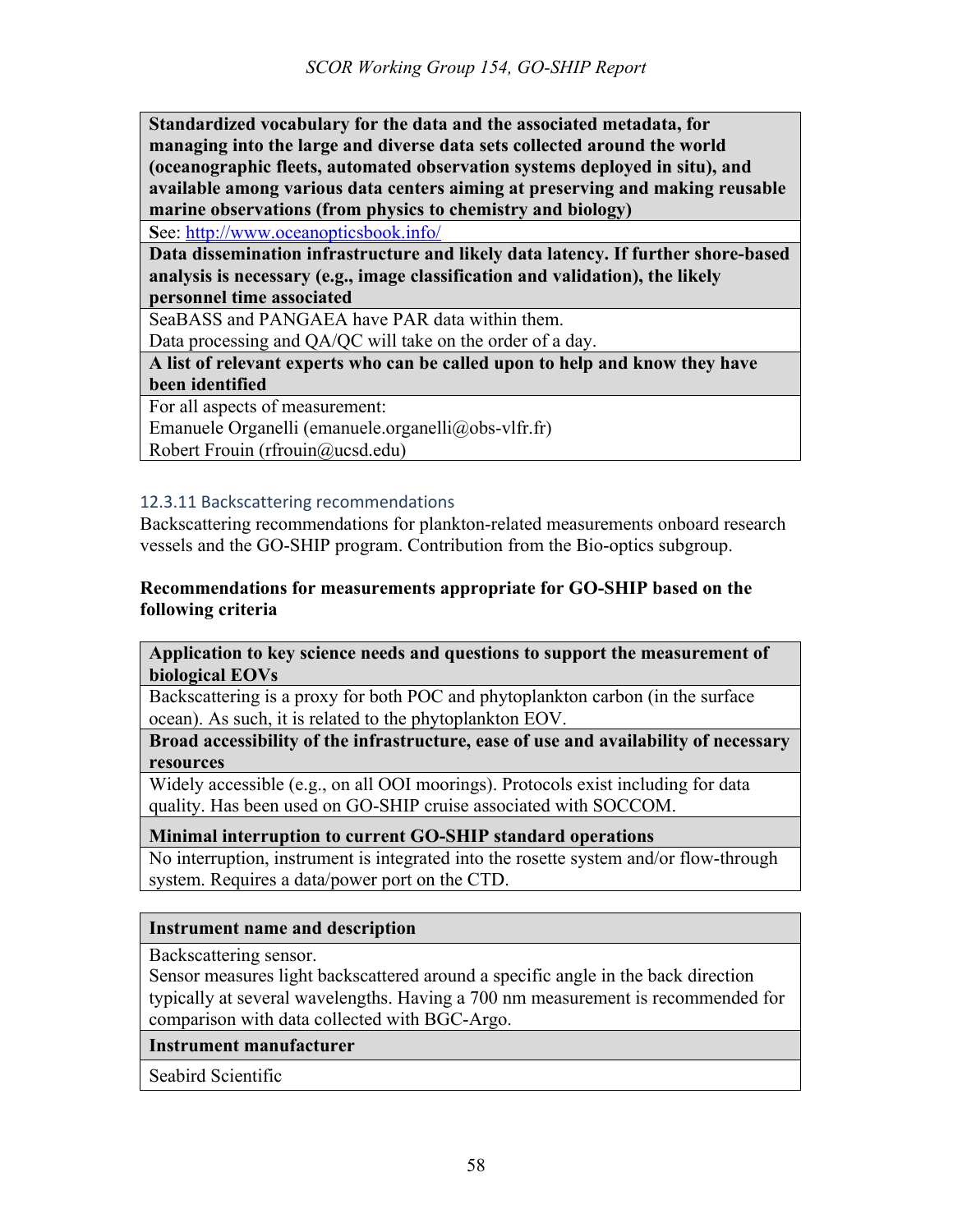| **Standardized vocabulary for the data and the associated metadata, for managing into the large and diverse data sets collected around the world (oceanographic fleets, automated observation systems deployed in situ), and available among various data centers aiming at preserving and making reusable marine observations (from physics to chemistry and biology)** |
|---|
| **S**ee: http://www.oceanopticsbook.info/ |
| **Data dissemination infrastructure and likely data latency. If further shore-based analysis is necessary (e.g., image classification and validation), the likely personnel time associated** |
| SeaBASS and PANGAEA have PAR data within them.<br>Data processing and QA/QC will take on the order of a day. |
| **A list of relevant experts who can be called upon to help and know they have been identified** |
| For all aspects of measurement:<br>Emanuele Organelli (emanuele.organelli@obs-vlfr.fr)<br>Robert Frouin (rfrouin@ucsd.edu) |

### 12.3.11 Backscattering recommendations

Backscattering recommendations for plankton-related measurements onboard research vessels and the GO-SHIP program. Contribution from the Bio-optics subgroup.

**Recommendations for measurements appropriate for GO-SHIP based on the following criteria**

| **Application to key science needs and questions to support the measurement of biological EOVs** |
|---|
| Backscattering is a proxy for both POC and phytoplankton carbon (in the surface ocean). As such, it is related to the phytoplankton EOV. |
| **Broad accessibility of the infrastructure, ease of use and availability of necessary resources** |
| Widely accessible (e.g., on all OOI moorings). Protocols exist including for data quality. Has been used on GO-SHIP cruise associated with SOCCOM. |
| **Minimal interruption to current GO-SHIP standard operations** |
| No interruption, instrument is integrated into the rosette system and/or flow-through system. Requires a data/power port on the CTD. |

| **Instrument name and description** |
|---|
| Backscattering sensor.<br>Sensor measures light backscattered around a specific angle in the back direction typically at several wavelengths. Having a 700 nm measurement is recommended for comparison with data collected with BGC-Argo. |
| **Instrument manufacturer** |
| Seabird Scientific |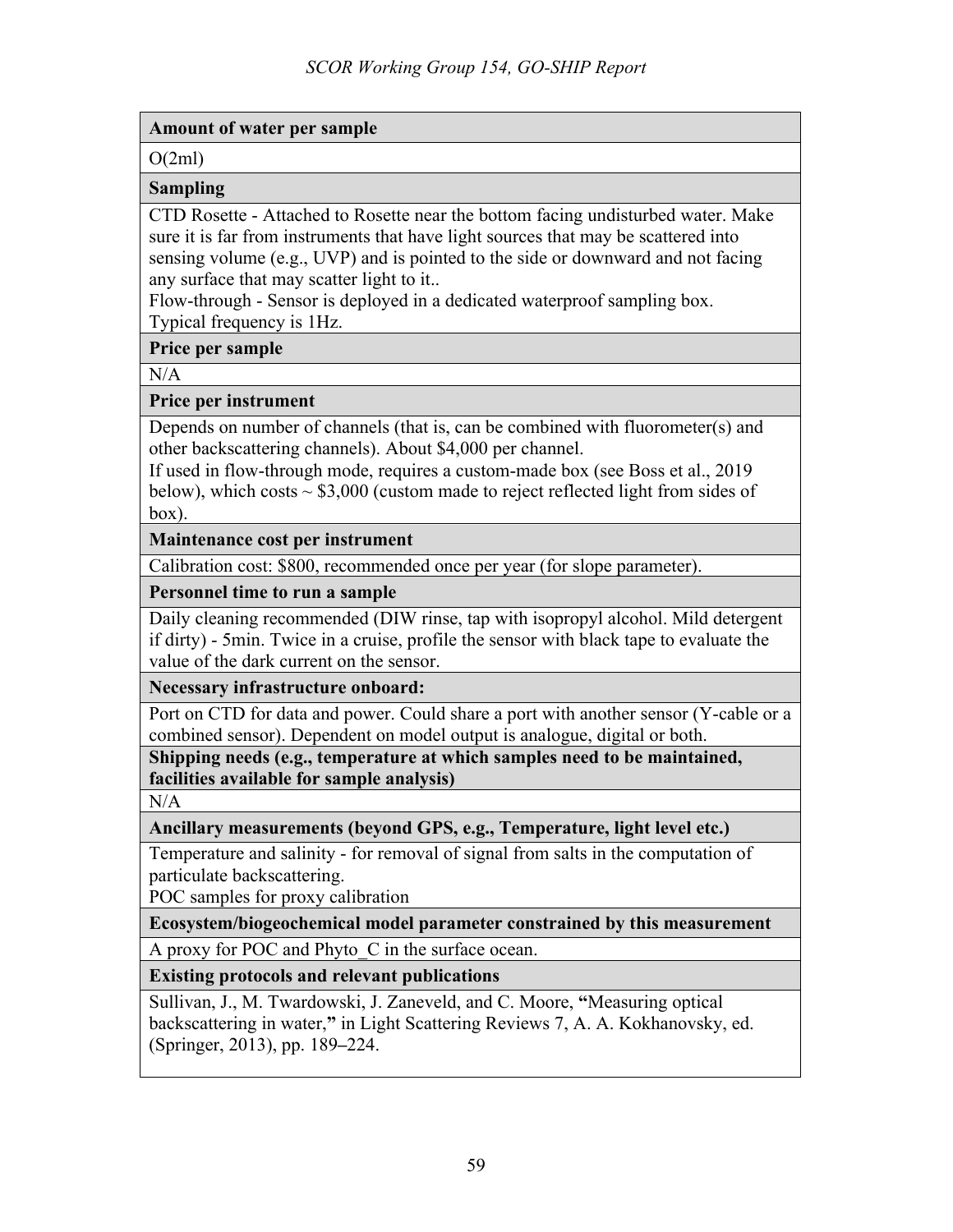| **Amount of water per sample** |
| --- |
| O(2ml) |
| **Sampling** |
| CTD Rosette - Attached to Rosette near the bottom facing undisturbed water. Make sure it is far from instruments that have light sources that may be scattered into sensing volume (e.g., UVP) and is pointed to the side or downward and not facing any surface that may scatter light to it..<br>Flow-through - Sensor is deployed in a dedicated waterproof sampling box.<br>Typical frequency is 1Hz. |
| **Price per sample** |
| N/A |
| **Price per instrument** |
| Depends on number of channels (that is, can be combined with fluorometer(s) and other backscattering channels). About $4,000 per channel.<br>If used in flow-through mode, requires a custom-made box (see Boss et al., 2019 below), which costs ~ $3,000 (custom made to reject reflected light from sides of box). |
| **Maintenance cost per instrument** |
| Calibration cost: $800, recommended once per year (for slope parameter). |
| **Personnel time to run a sample** |
| Daily cleaning recommended (DIW rinse, tap with isopropyl alcohol. Mild detergent if dirty) - 5min. Twice in a cruise, profile the sensor with black tape to evaluate the value of the dark current on the sensor. |
| **Necessary infrastructure onboard:** |
| Port on CTD for data and power. Could share a port with another sensor (Y-cable or a combined sensor). Dependent on model output is analogue, digital or both. |
| **Shipping needs (e.g., temperature at which samples need to be maintained, facilities available for sample analysis)** |
| N/A |
| **Ancillary measurements (beyond GPS, e.g., Temperature, light level etc.)** |
| Temperature and salinity - for removal of signal from salts in the computation of particulate backscattering.<br>POC samples for proxy calibration |
| **Ecosystem/biogeochemical model parameter constrained by this measurement** |
| A proxy for POC and Phyto_C in the surface ocean. |
| **Existing protocols and relevant publications** |
| Sullivan, J., M. Twardowski, J. Zaneveld, and C. Moore, **"**Measuring optical backscattering in water,**"** in Light Scattering Reviews 7, A. A. Kokhanovsky, ed. (Springer, 2013), pp. 189**–**224. |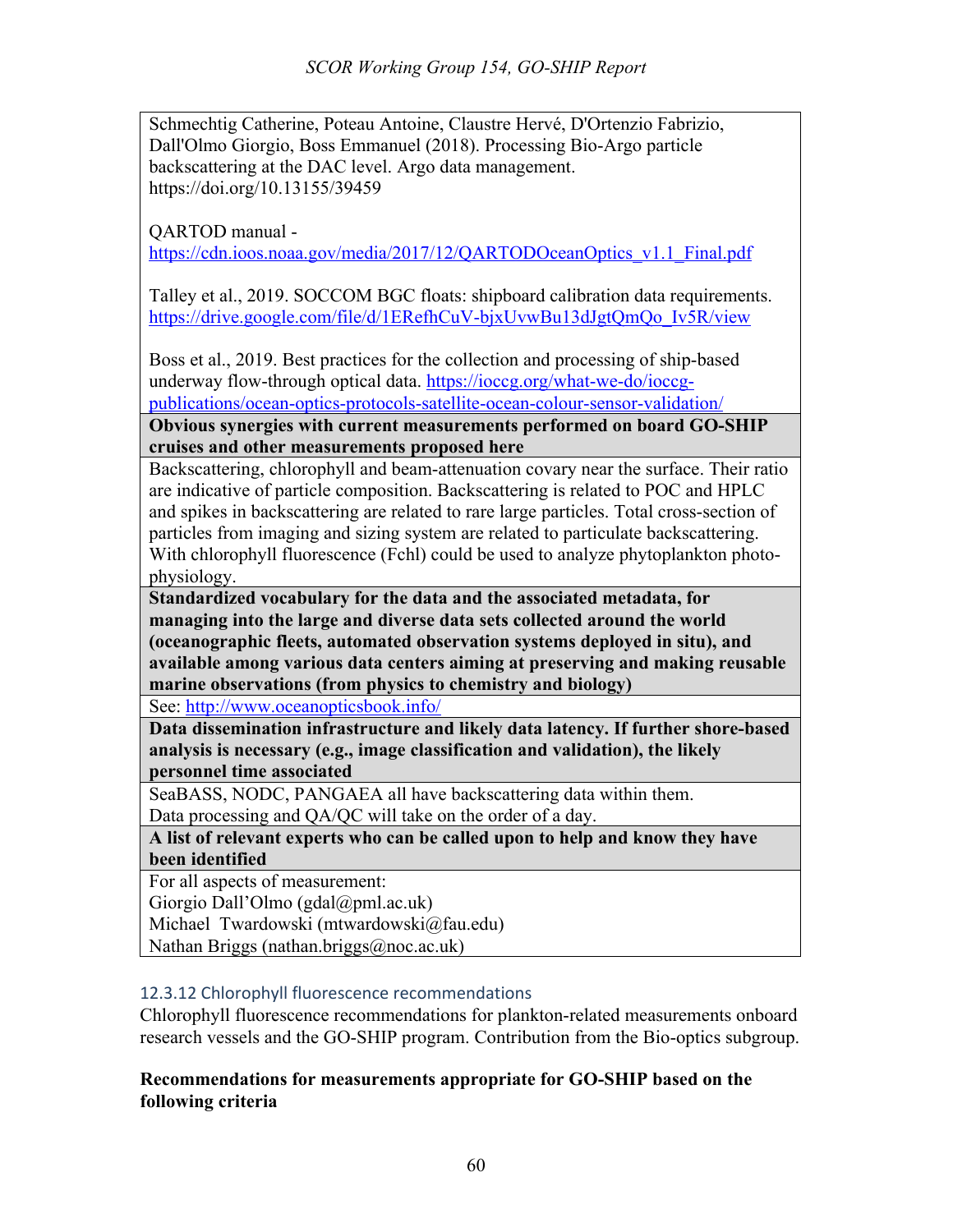| Schmechtig Catherine, Poteau Antoine, Claustre Hervé, D'Ortenzio Fabrizio, Dall'Olmo Giorgio, Boss Emmanuel (2018). Processing Bio-Argo particle backscattering at the DAC level. Argo data management. https://doi.org/10.13155/39459<br><br>QARTOD manual - https://cdn.ioos.noaa.gov/media/2017/12/QARTODOceanOptics_v1.1_Final.pdf<br><br>Talley et al., 2019. SOCCOM BGC floats: shipboard calibration data requirements. https://drive.google.com/file/d/1ERefhCuV-bjxUvwBu13dJgtQmQo_Iv5R/view<br><br>Boss et al., 2019. Best practices for the collection and processing of ship-based underway flow-through optical data. https://ioccg.org/what-we-do/ioccg-publications/ocean-optics-protocols-satellite-ocean-colour-sensor-validation/ |
|---|
| **Obvious synergies with current measurements performed on board GO-SHIP cruises and other measurements proposed here** |
| Backscattering, chlorophyll and beam-attenuation covary near the surface. Their ratio are indicative of particle composition. Backscattering is related to POC and HPLC and spikes in backscattering are related to rare large particles. Total cross-section of particles from imaging and sizing system are related to particulate backscattering. With chlorophyll fluorescence (Fchl) could be used to analyze phytoplankton photo-physiology. |
| **Standardized vocabulary for the data and the associated metadata, for managing into the large and diverse data sets collected around the world (oceanographic fleets, automated observation systems deployed in situ), and available among various data centers aiming at preserving and making reusable marine observations (from physics to chemistry and biology)** |
| See: http://www.oceanopticsbook.info/ |
| **Data dissemination infrastructure and likely data latency. If further shore-based analysis is necessary (e.g., image classification and validation), the likely personnel time associated** |
| SeaBASS, NODC, PANGAEA all have backscattering data within them.<br>Data processing and QA/QC will take on the order of a day. |
| **A list of relevant experts who can be called upon to help and know they have been identified** |
| For all aspects of measurement:<br>Giorgio Dall'Olmo (gdal@pml.ac.uk)<br>Michael Twardowski (mtwardowski@fau.edu)<br>Nathan Briggs (nathan.briggs@noc.ac.uk) |

### 12.3.12 Chlorophyll fluorescence recommendations

Chlorophyll fluorescence recommendations for plankton-related measurements onboard research vessels and the GO-SHIP program. Contribution from the Bio-optics subgroup.

**Recommendations for measurements appropriate for GO-SHIP based on the following criteria**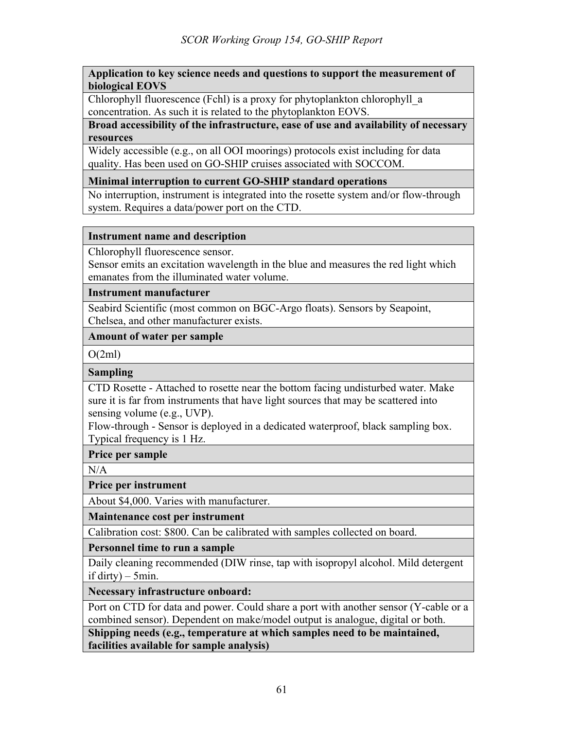| **Application to key science needs and questions to support the measurement of biological EOVS** |
| --- |
| Chlorophyll fluorescence (Fchl) is a proxy for phytoplankton chlorophyll_a concentration. As such it is related to the phytoplankton EOVS. |
| **Broad accessibility of the infrastructure, ease of use and availability of necessary resources** |
| Widely accessible (e.g., on all OOI moorings) protocols exist including for data quality. Has been used on GO-SHIP cruises associated with SOCCOM. |
| **Minimal interruption to current GO-SHIP standard operations** |
| No interruption, instrument is integrated into the rosette system and/or flow-through system. Requires a data/power port on the CTD. |

| **Instrument name and description** |
| --- |
| Chlorophyll fluorescence sensor.<br>Sensor emits an excitation wavelength in the blue and measures the red light which emanates from the illuminated water volume. |
| **Instrument manufacturer** |
| Seabird Scientific (most common on BGC-Argo floats). Sensors by Seapoint, Chelsea, and other manufacturer exists. |
| **Amount of water per sample** |
| O(2ml) |
| **Sampling** |
| CTD Rosette - Attached to rosette near the bottom facing undisturbed water. Make sure it is far from instruments that have light sources that may be scattered into sensing volume (e.g., UVP).<br>Flow-through - Sensor is deployed in a dedicated waterproof, black sampling box. Typical frequency is 1 Hz. |
| **Price per sample** |
| N/A |
| **Price per instrument** |
| About $4,000. Varies with manufacturer. |
| **Maintenance cost per instrument** |
| Calibration cost: $800. Can be calibrated with samples collected on board. |
| **Personnel time to run a sample** |
| Daily cleaning recommended (DIW rinse, tap with isopropyl alcohol. Mild detergent if dirty) – 5min. |
| **Necessary infrastructure onboard:** |
| Port on CTD for data and power. Could share a port with another sensor (Y-cable or a combined sensor). Dependent on make/model output is analogue, digital or both. |
| **Shipping needs (e.g., temperature at which samples need to be maintained, facilities available for sample analysis)** |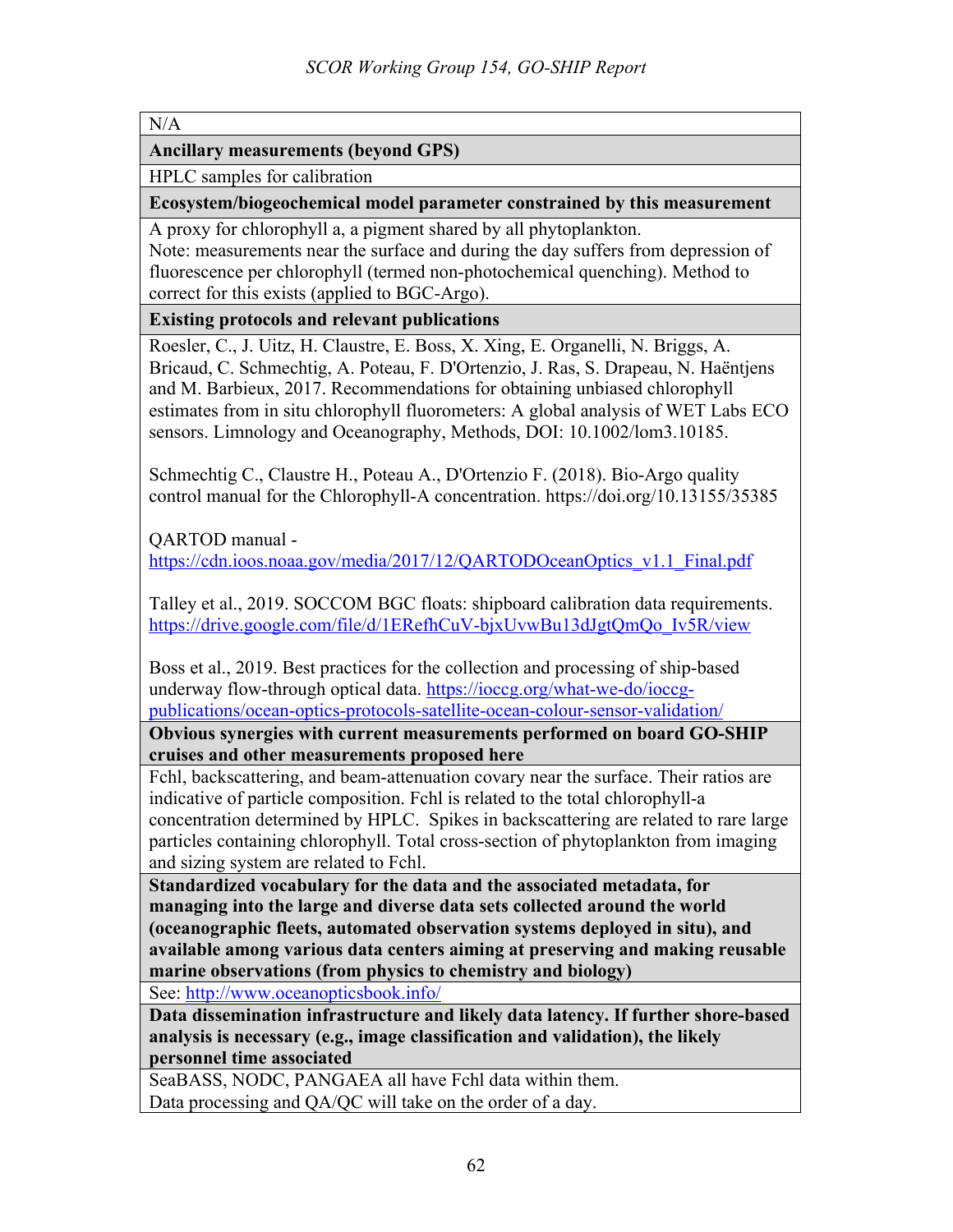| N/A |
|---|
| **Ancillary measurements (beyond GPS)** |
| HPLC samples for calibration |
| **Ecosystem/biogeochemical model parameter constrained by this measurement** |
| A proxy for chlorophyll a, a pigment shared by all phytoplankton.<br>Note: measurements near the surface and during the day suffers from depression of fluorescence per chlorophyll (termed non-photochemical quenching). Method to correct for this exists (applied to BGC-Argo). |
| **Existing protocols and relevant publications** |
| Roesler, C., J. Uitz, H. Claustre, E. Boss, X. Xing, E. Organelli, N. Briggs, A. Bricaud, C. Schmechtig, A. Poteau, F. D'Ortenzio, J. Ras, S. Drapeau, N. Haëntjens and M. Barbieux, 2017. Recommendations for obtaining unbiased chlorophyll estimates from in situ chlorophyll fluorometers: A global analysis of WET Labs ECO sensors. Limnology and Oceanography, Methods, DOI: 10.1002/lom3.10185.<br><br>Schmechtig C., Claustre H., Poteau A., D'Ortenzio F. (2018). Bio-Argo quality control manual for the Chlorophyll-A concentration. https://doi.org/10.13155/35385<br><br>QARTOD manual - https://cdn.ioos.noaa.gov/media/2017/12/QARTODOceanOptics_v1.1_Final.pdf<br><br>Talley et al., 2019. SOCCOM BGC floats: shipboard calibration data requirements. https://drive.google.com/file/d/1ERefhCuV-bjxUvwBu13dJgtQmQo_Iv5R/view<br><br>Boss et al., 2019. Best practices for the collection and processing of ship-based underway flow-through optical data. https://ioccg.org/what-we-do/ioccg-publications/ocean-optics-protocols-satellite-ocean-colour-sensor-validation/ |
| **Obvious synergies with current measurements performed on board GO-SHIP cruises and other measurements proposed here** |
| Fchl, backscattering, and beam-attenuation covary near the surface. Their ratios are indicative of particle composition. Fchl is related to the total chlorophyll-a concentration determined by HPLC. Spikes in backscattering are related to rare large particles containing chlorophyll. Total cross-section of phytoplankton from imaging and sizing system are related to Fchl. |
| **Standardized vocabulary for the data and the associated metadata, for managing into the large and diverse data sets collected around the world (oceanographic fleets, automated observation systems deployed in situ), and available among various data centers aiming at preserving and making reusable marine observations (from physics to chemistry and biology)** |
| See: http://www.oceanopticsbook.info/ |
| **Data dissemination infrastructure and likely data latency. If further shore-based analysis is necessary (e.g., image classification and validation), the likely personnel time associated** |
| SeaBASS, NODC, PANGAEA all have Fchl data within them.<br>Data processing and QA/QC will take on the order of a day. |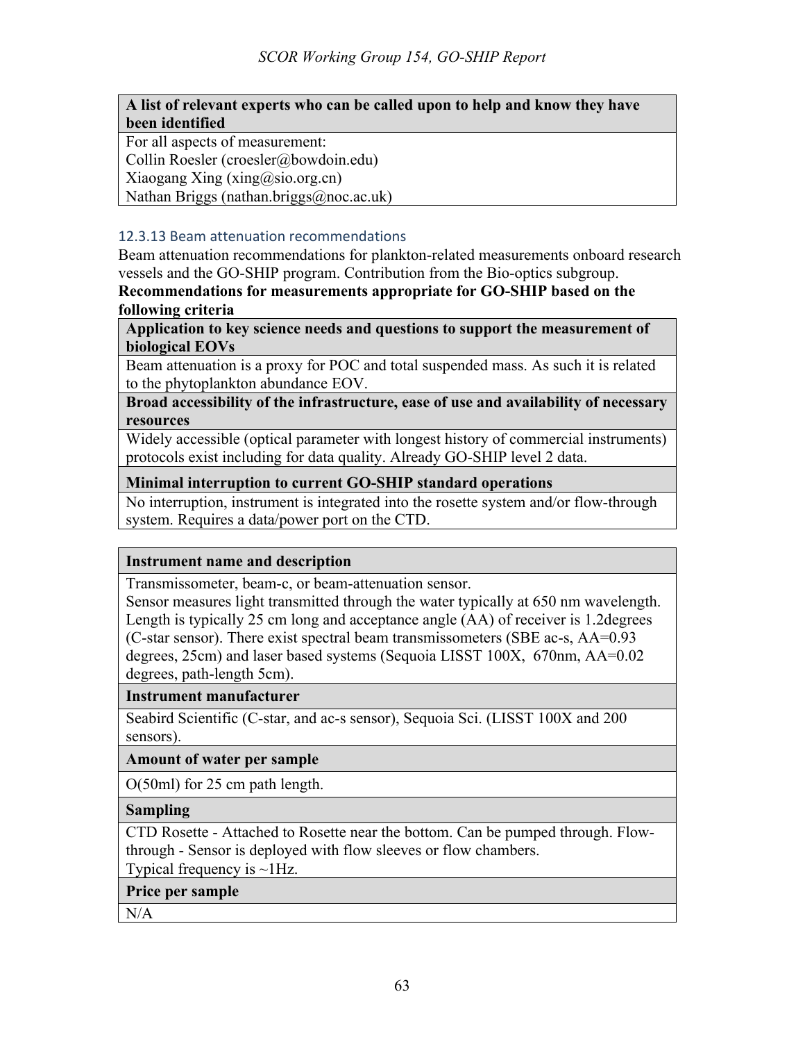| A list of relevant experts who can be called upon to help and know they have been identified |
| --- |
| For all aspects of measurement:<br>Collin Roesler (croesler@bowdoin.edu)<br>Xiaogang Xing (xing@sio.org.cn)<br>Nathan Briggs (nathan.briggs@noc.ac.uk) |

### 12.3.13 Beam attenuation recommendations

Beam attenuation recommendations for plankton-related measurements onboard research vessels and the GO-SHIP program. Contribution from the Bio-optics subgroup.

**Recommendations for measurements appropriate for GO-SHIP based on the following criteria**

| Application to key science needs and questions to support the measurement of biological EOVs |
| --- |
| Beam attenuation is a proxy for POC and total suspended mass. As such it is related to the phytoplankton abundance EOV. |
| **Broad accessibility of the infrastructure, ease of use and availability of necessary resources** |
| Widely accessible (optical parameter with longest history of commercial instruments) protocols exist including for data quality. Already GO-SHIP level 2 data. |
| **Minimal interruption to current GO-SHIP standard operations** |
| No interruption, instrument is integrated into the rosette system and/or flow-through system. Requires a data/power port on the CTD. |

| Instrument name and description |
| --- |
| Transmissometer, beam-c, or beam-attenuation sensor.<br>Sensor measures light transmitted through the water typically at 650 nm wavelength. Length is typically 25 cm long and acceptance angle (AA) of receiver is 1.2degrees (C-star sensor). There exist spectral beam transmissometers (SBE ac-s, AA=0.93 degrees, 25cm) and laser based systems (Sequoia LISST 100X, 670nm, AA=0.02 degrees, path-length 5cm). |
| **Instrument manufacturer** |
| Seabird Scientific (C-star, and ac-s sensor), Sequoia Sci. (LISST 100X and 200 sensors). |
| **Amount of water per sample** |
| O(50ml) for 25 cm path length. |
| **Sampling** |
| CTD Rosette - Attached to Rosette near the bottom. Can be pumped through. Flow-through - Sensor is deployed with flow sleeves or flow chambers.<br>Typical frequency is ~1Hz. |
| **Price per sample** |
| N/A |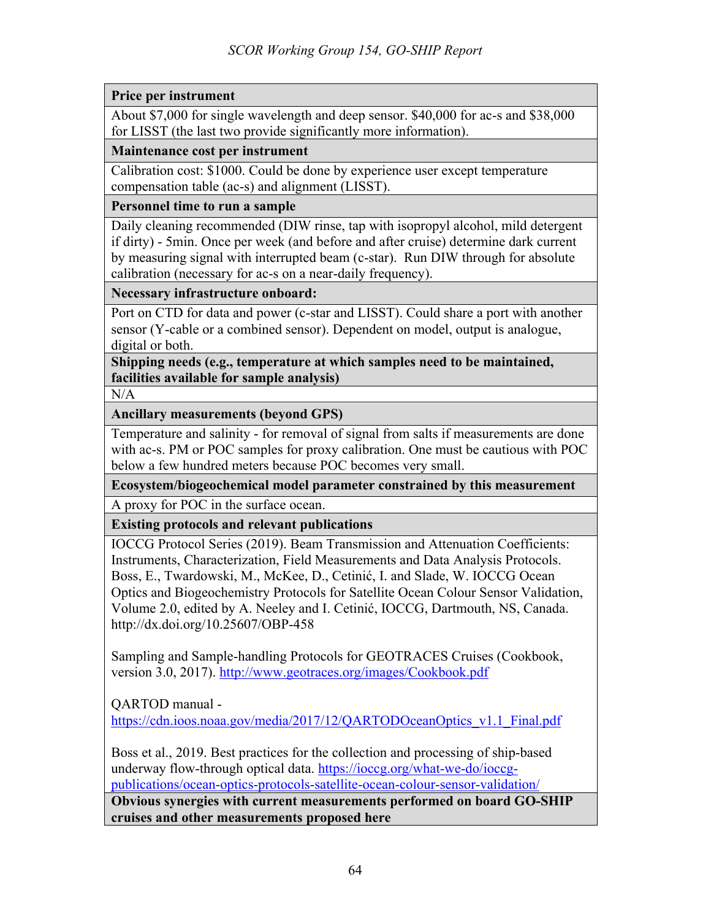| **Price per instrument** |
|---|
| About $7,000 for single wavelength and deep sensor. $40,000 for ac-s and $38,000 for LISST (the last two provide significantly more information). |
| **Maintenance cost per instrument** |
| Calibration cost: $1000. Could be done by experience user except temperature compensation table (ac-s) and alignment (LISST). |
| **Personnel time to run a sample** |
| Daily cleaning recommended (DIW rinse, tap with isopropyl alcohol, mild detergent if dirty) - 5min. Once per week (and before and after cruise) determine dark current by measuring signal with interrupted beam (c-star). Run DIW through for absolute calibration (necessary for ac-s on a near-daily frequency). |
| **Necessary infrastructure onboard:** |
| Port on CTD for data and power (c-star and LISST). Could share a port with another sensor (Y-cable or a combined sensor). Dependent on model, output is analogue, digital or both. |
| **Shipping needs (e.g., temperature at which samples need to be maintained, facilities available for sample analysis)** |
| N/A |
| **Ancillary measurements (beyond GPS)** |
| Temperature and salinity - for removal of signal from salts if measurements are done with ac-s. PM or POC samples for proxy calibration. One must be cautious with POC below a few hundred meters because POC becomes very small. |
| **Ecosystem/biogeochemical model parameter constrained by this measurement** |
| A proxy for POC in the surface ocean. |
| **Existing protocols and relevant publications** |
| IOCCG Protocol Series (2019). Beam Transmission and Attenuation Coefficients: Instruments, Characterization, Field Measurements and Data Analysis Protocols. Boss, E., Twardowski, M., McKee, D., Cetinić, I. and Slade, W. IOCCG Ocean Optics and Biogeochemistry Protocols for Satellite Ocean Colour Sensor Validation, Volume 2.0, edited by A. Neeley and I. Cetinić, IOCCG, Dartmouth, NS, Canada. http://dx.doi.org/10.25607/OBP-458<br><br>Sampling and Sample-handling Protocols for GEOTRACES Cruises (Cookbook, version 3.0, 2017). http://www.geotraces.org/images/Cookbook.pdf<br><br>QARTOD manual - https://cdn.ioos.noaa.gov/media/2017/12/QARTODOceanOptics_v1.1_Final.pdf<br><br>Boss et al., 2019. Best practices for the collection and processing of ship-based underway flow-through optical data. https://ioccg.org/what-we-do/ioccg-publications/ocean-optics-protocols-satellite-ocean-colour-sensor-validation/ |
| **Obvious synergies with current measurements performed on board GO-SHIP cruises and other measurements proposed here** |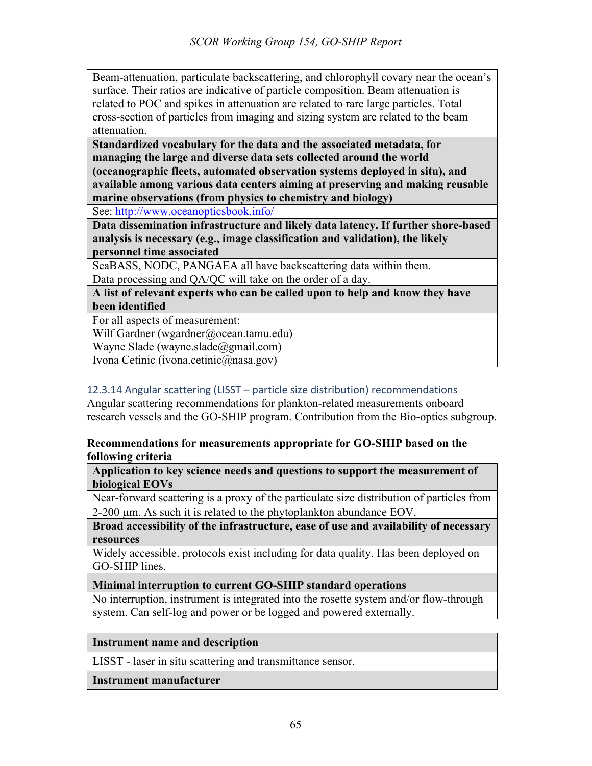Beam-attenuation, particulate backscattering, and chlorophyll covary near the ocean's surface. Their ratios are indicative of particle composition. Beam attenuation is related to POC and spikes in attenuation are related to rare large particles. Total cross-section of particles from imaging and sizing system are related to the beam attenuation.

**Standardized vocabulary for the data and the associated metadata, for managing the large and diverse data sets collected around the world (oceanographic fleets, automated observation systems deployed in situ), and available among various data centers aiming at preserving and making reusable marine observations (from physics to chemistry and biology)**

See: http://www.oceanopticsbook.info/

**Data dissemination infrastructure and likely data latency. If further shore-based analysis is necessary (e.g., image classification and validation), the likely personnel time associated**

SeaBASS, NODC, PANGAEA all have backscattering data within them.
Data processing and QA/QC will take on the order of a day.

**A list of relevant experts who can be called upon to help and know they have been identified**

For all aspects of measurement:
Wilf Gardner (wgardner@ocean.tamu.edu)
Wayne Slade (wayne.slade@gmail.com)
Ivona Cetinic (ivona.cetinic@nasa.gov)

### 12.3.14 Angular scattering (LISST – particle size distribution) recommendations

Angular scattering recommendations for plankton-related measurements onboard research vessels and the GO-SHIP program. Contribution from the Bio-optics subgroup.

**Recommendations for measurements appropriate for GO-SHIP based on the following criteria**

**Application to key science needs and questions to support the measurement of biological EOVs**

Near-forward scattering is a proxy of the particulate size distribution of particles from 2-200 μm. As such it is related to the phytoplankton abundance EOV.

**Broad accessibility of the infrastructure, ease of use and availability of necessary resources**

Widely accessible. protocols exist including for data quality. Has been deployed on GO-SHIP lines.

**Minimal interruption to current GO-SHIP standard operations**

No interruption, instrument is integrated into the rosette system and/or flow-through system. Can self-log and power or be logged and powered externally.

**Instrument name and description**

LISST - laser in situ scattering and transmittance sensor.

**Instrument manufacturer**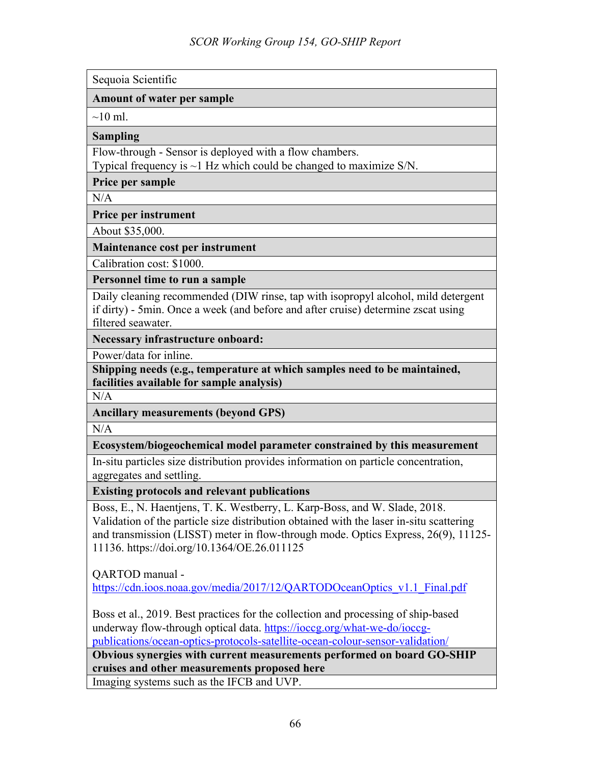| Sequoia Scientific |
|---|
| **Amount of water per sample** |
| ~10 ml. |
| **Sampling** |
| Flow-through - Sensor is deployed with a flow chambers.<br>Typical frequency is ~1 Hz which could be changed to maximize S/N. |
| **Price per sample** |
| N/A |
| **Price per instrument** |
| About $35,000. |
| **Maintenance cost per instrument** |
| Calibration cost: $1000. |
| **Personnel time to run a sample** |
| Daily cleaning recommended (DIW rinse, tap with isopropyl alcohol, mild detergent if dirty) - 5min. Once a week (and before and after cruise) determine zscat using filtered seawater. |
| **Necessary infrastructure onboard:** |
| Power/data for inline. |
| **Shipping needs (e.g., temperature at which samples need to be maintained, facilities available for sample analysis)** |
| N/A |
| **Ancillary measurements (beyond GPS)** |
| N/A |
| **Ecosystem/biogeochemical model parameter constrained by this measurement** |
| In-situ particles size distribution provides information on particle concentration, aggregates and settling. |
| **Existing protocols and relevant publications** |
| Boss, E., N. Haentjens, T. K. Westberry, L. Karp-Boss, and W. Slade, 2018. Validation of the particle size distribution obtained with the laser in-situ scattering and transmission (LISST) meter in flow-through mode. Optics Express, 26(9), 11125-11136. https://doi.org/10.1364/OE.26.011125<br><br>QARTOD manual - https://cdn.ioos.noaa.gov/media/2017/12/QARTODOceanOptics_v1.1_Final.pdf<br><br>Boss et al., 2019. Best practices for the collection and processing of ship-based underway flow-through optical data. https://ioccg.org/what-we-do/ioccg-publications/ocean-optics-protocols-satellite-ocean-colour-sensor-validation/ |
| **Obvious synergies with current measurements performed on board GO-SHIP cruises and other measurements proposed here** |
| Imaging systems such as the IFCB and UVP. |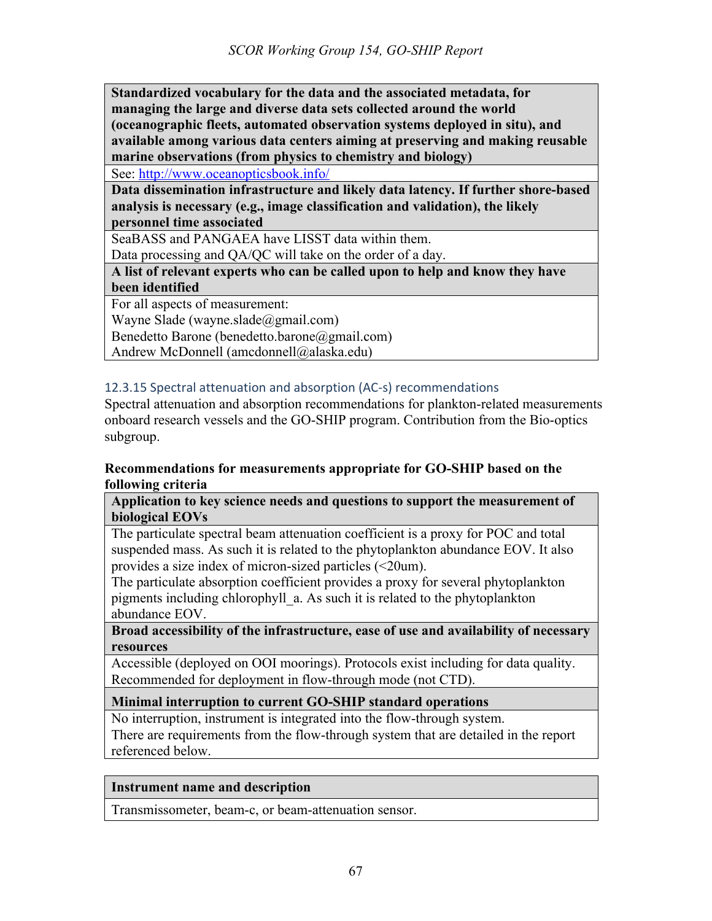| **Standardized vocabulary for the data and the associated metadata, for managing the large and diverse data sets collected around the world (oceanographic fleets, automated observation systems deployed in situ), and available among various data centers aiming at preserving and making reusable marine observations (from physics to chemistry and biology)** |
|---|
| See: [http://www.oceanopticsbook.info/](http://www.oceanopticsbook.info/) |
| **Data dissemination infrastructure and likely data latency. If further shore-based analysis is necessary (e.g., image classification and validation), the likely personnel time associated** |
| SeaBASS and PANGAEA have LISST data within them.<br>Data processing and QA/QC will take on the order of a day. |
| **A list of relevant experts who can be called upon to help and know they have been identified** |
| For all aspects of measurement:<br>Wayne Slade (wayne.slade@gmail.com)<br>Benedetto Barone (benedetto.barone@gmail.com)<br>Andrew McDonnell (amcdonnell@alaska.edu) |

### 12.3.15 Spectral attenuation and absorption (AC-s) recommendations

Spectral attenuation and absorption recommendations for plankton-related measurements onboard research vessels and the GO-SHIP program. Contribution from the Bio-optics subgroup.

**Recommendations for measurements appropriate for GO-SHIP based on the following criteria**

| **Application to key science needs and questions to support the measurement of biological EOVs** |
|---|
| The particulate spectral beam attenuation coefficient is a proxy for POC and total suspended mass. As such it is related to the phytoplankton abundance EOV. It also provides a size index of micron-sized particles (<20um).<br>The particulate absorption coefficient provides a proxy for several phytoplankton pigments including chlorophyll_a. As such it is related to the phytoplankton abundance EOV. |
| **Broad accessibility of the infrastructure, ease of use and availability of necessary resources** |
| Accessible (deployed on OOI moorings). Protocols exist including for data quality. Recommended for deployment in flow-through mode (not CTD). |
| **Minimal interruption to current GO-SHIP standard operations** |
| No interruption, instrument is integrated into the flow-through system.<br>There are requirements from the flow-through system that are detailed in the report referenced below. |

| **Instrument name and description** |
|---|
| Transmissometer, beam-c, or beam-attenuation sensor. |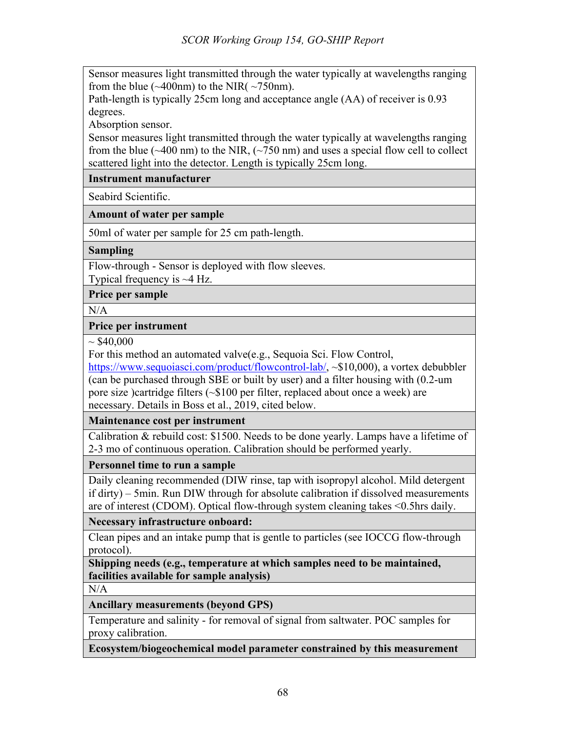Sensor measures light transmitted through the water typically at wavelengths ranging from the blue (~400nm) to the NIR( ~750nm).
Path-length is typically 25cm long and acceptance angle (AA) of receiver is 0.93 degrees.
Absorption sensor.
Sensor measures light transmitted through the water typically at wavelengths ranging from the blue (~400 nm) to the NIR, (~750 nm) and uses a special flow cell to collect scattered light into the detector. Length is typically 25cm long.

**Instrument manufacturer**

Seabird Scientific.

**Amount of water per sample**

50ml of water per sample for 25 cm path-length.

**Sampling**

Flow-through - Sensor is deployed with flow sleeves.
Typical frequency is ~4 Hz.

**Price per sample**

N/A

**Price per instrument**

~ $40,000
For this method an automated valve(e.g., Sequoia Sci. Flow Control, https://www.sequoiasci.com/product/flowcontrol-lab/, ~$10,000), a vortex debubbler (can be purchased through SBE or built by user) and a filter housing with (0.2-um pore size )cartridge filters (~$100 per filter, replaced about once a week) are necessary. Details in Boss et al., 2019, cited below.

**Maintenance cost per instrument**

Calibration & rebuild cost: $1500. Needs to be done yearly. Lamps have a lifetime of 2-3 mo of continuous operation. Calibration should be performed yearly.

**Personnel time to run a sample**

Daily cleaning recommended (DIW rinse, tap with isopropyl alcohol. Mild detergent if dirty) – 5min. Run DIW through for absolute calibration if dissolved measurements are of interest (CDOM). Optical flow-through system cleaning takes <0.5hrs daily.

**Necessary infrastructure onboard:**

Clean pipes and an intake pump that is gentle to particles (see IOCCG flow-through protocol).

**Shipping needs (e.g., temperature at which samples need to be maintained, facilities available for sample analysis)**

N/A

**Ancillary measurements (beyond GPS)**

Temperature and salinity - for removal of signal from saltwater. POC samples for proxy calibration.

**Ecosystem/biogeochemical model parameter constrained by this measurement**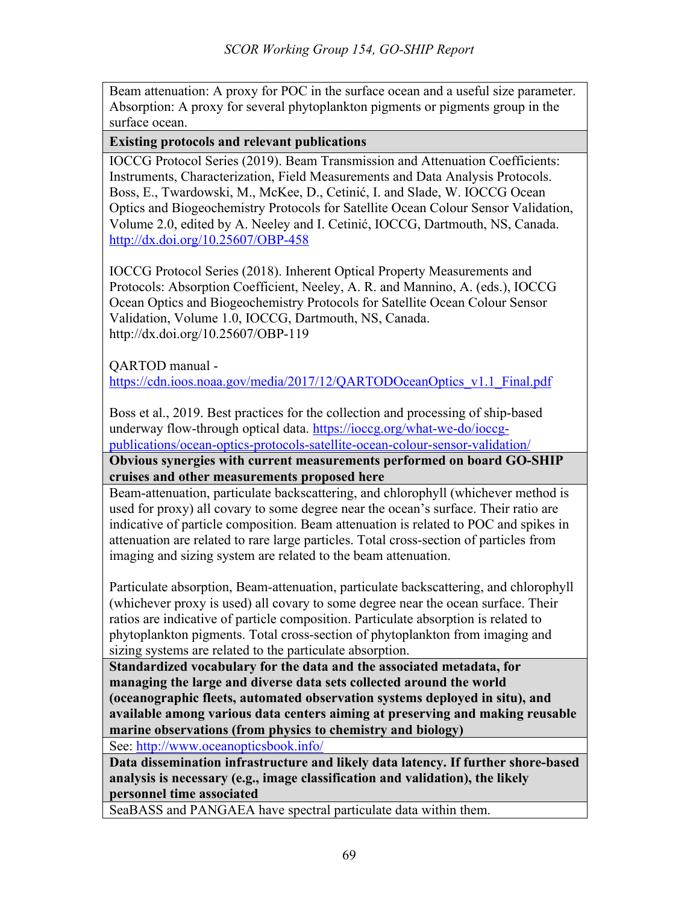| Beam attenuation: A proxy for POC in the surface ocean and a useful size parameter. Absorption: A proxy for several phytoplankton pigments or pigments group in the surface ocean. |
|---|
| **Existing protocols and relevant publications** |
| IOCCG Protocol Series (2019). Beam Transmission and Attenuation Coefficients: Instruments, Characterization, Field Measurements and Data Analysis Protocols. Boss, E., Twardowski, M., McKee, D., Cetinić, I. and Slade, W. IOCCG Ocean Optics and Biogeochemistry Protocols for Satellite Ocean Colour Sensor Validation, Volume 2.0, edited by A. Neeley and I. Cetinić, IOCCG, Dartmouth, NS, Canada. http://dx.doi.org/10.25607/OBP-458<br><br>IOCCG Protocol Series (2018). Inherent Optical Property Measurements and Protocols: Absorption Coefficient, Neeley, A. R. and Mannino, A. (eds.), IOCCG Ocean Optics and Biogeochemistry Protocols for Satellite Ocean Colour Sensor Validation, Volume 1.0, IOCCG, Dartmouth, NS, Canada. http://dx.doi.org/10.25607/OBP-119<br><br>QARTOD manual - https://cdn.ioos.noaa.gov/media/2017/12/QARTODOceanOptics_v1.1_Final.pdf<br><br>Boss et al., 2019. Best practices for the collection and processing of ship-based underway flow-through optical data. https://ioccg.org/what-we-do/ioccg-publications/ocean-optics-protocols-satellite-ocean-colour-sensor-validation/ |
| **Obvious synergies with current measurements performed on board GO-SHIP cruises and other measurements proposed here** |
| Beam-attenuation, particulate backscattering, and chlorophyll (whichever method is used for proxy) all covary to some degree near the ocean's surface. Their ratio are indicative of particle composition. Beam attenuation is related to POC and spikes in attenuation are related to rare large particles. Total cross-section of particles from imaging and sizing system are related to the beam attenuation.<br><br>Particulate absorption, Beam-attenuation, particulate backscattering, and chlorophyll (whichever proxy is used) all covary to some degree near the ocean surface. Their ratios are indicative of particle composition. Particulate absorption is related to phytoplankton pigments. Total cross-section of phytoplankton from imaging and sizing systems are related to the particulate absorption. |
| **Standardized vocabulary for the data and the associated metadata, for managing the large and diverse data sets collected around the world (oceanographic fleets, automated observation systems deployed in situ), and available among various data centers aiming at preserving and making reusable marine observations (from physics to chemistry and biology)** |
| See: http://www.oceanopticsbook.info/ |
| **Data dissemination infrastructure and likely data latency. If further shore-based analysis is necessary (e.g., image classification and validation), the likely personnel time associated** |
| SeaBASS and PANGAEA have spectral particulate data within them. |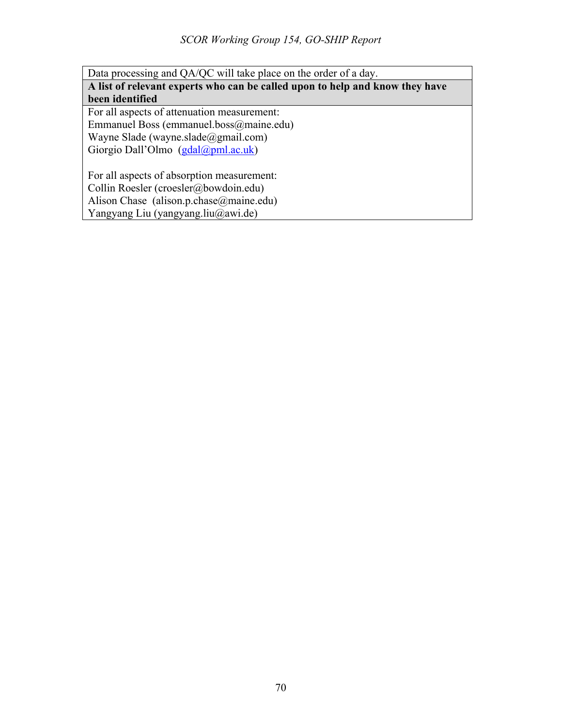| |
|---|
| Data processing and QA/QC will take place on the order of a day. |
| **A list of relevant experts who can be called upon to help and know they have been identified** |
| For all aspects of attenuation measurement:<br>Emmanuel Boss (emmanuel.boss@maine.edu)<br>Wayne Slade (wayne.slade@gmail.com)<br>Giorgio Dall'Olmo (gdal@pml.ac.uk)<br><br>For all aspects of absorption measurement:<br>Collin Roesler (croesler@bowdoin.edu)<br>Alison Chase (alison.p.chase@maine.edu)<br>Yangyang Liu (yangyang.liu@awi.de) |